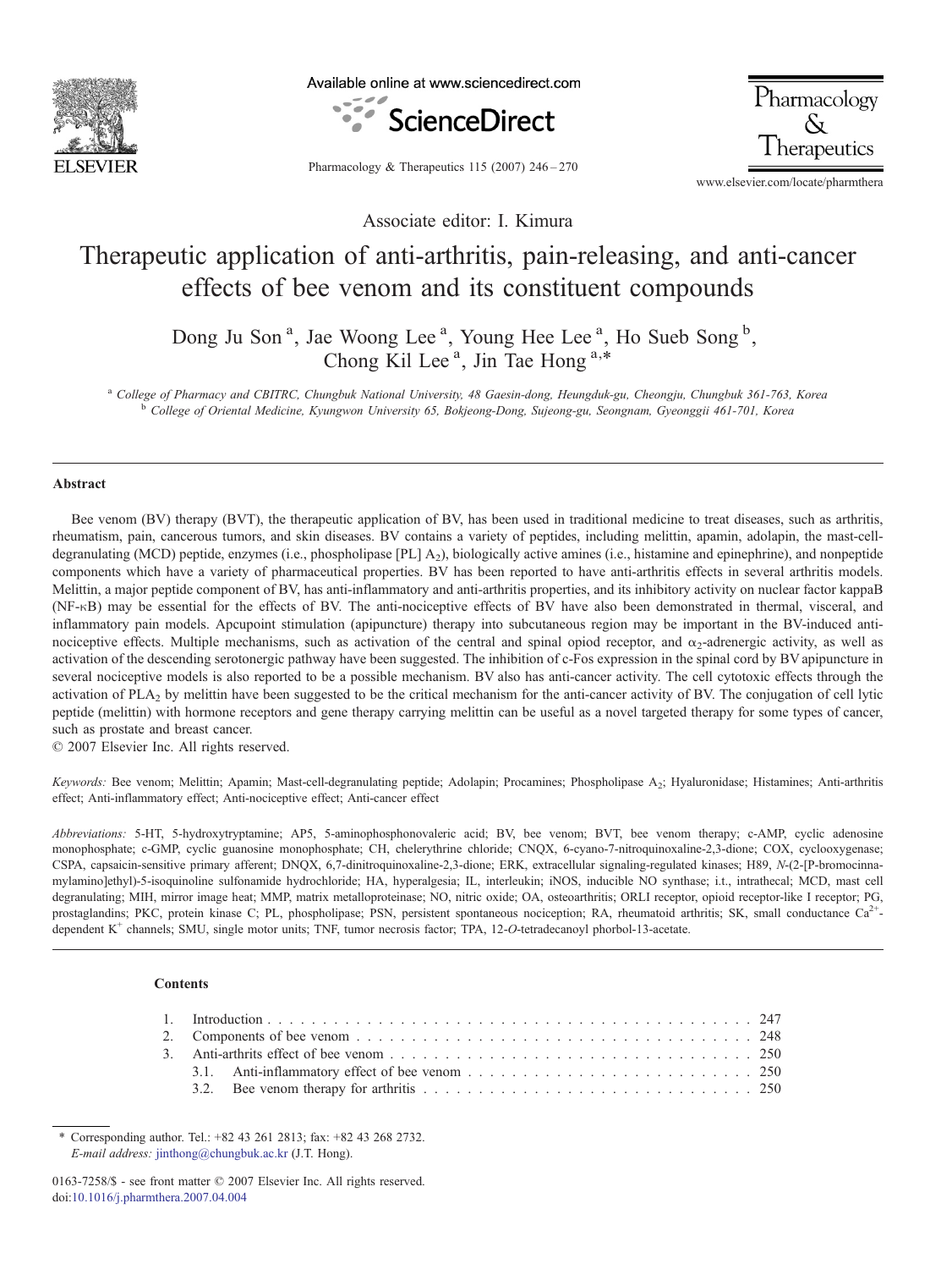Associate editor: I. Kimura

# Therapeutic application of anti-arthritis, pain-releasing, and anti-cancer effects of bee venom and its constituent compounds

Dong Ju Son [a], Jae Woong Lee [a], Young Hee Lee [a], Ho Sueb Song [b], Chong Kil Lee [a], Jin Tae Hong [a,*]

[a] *College of Pharmacy and CBITRC, Chungbuk National University, 48 Gaesin-dong, Heungduk-gu, Cheongju, Chungbuk 361-763, Korea*
[b] *College of Oriental Medicine, Kyungwon University 65, Bokjeong-Dong, Sujeong-gu, Seongnam, Gyeonggii 461-701, Korea*

## Abstract

Bee venom (BV) therapy (BVT), the therapeutic application of BV, has been used in traditional medicine to treat diseases, such as arthritis, rheumatism, pain, cancerous tumors, and skin diseases. BV contains a variety of peptides, including melittin, apamin, adolapin, the mast-cell-degranulating (MCD) peptide, enzymes (i.e., phospholipase [PL] $A_2$), biologically active amines (i.e., histamine and epinephrine), and nonpeptide components which have a variety of pharmaceutical properties. BV has been reported to have anti-arthritis effects in several arthritis models. Melittin, a major peptide component of BV, has anti-inflammatory and anti-arthritis properties, and its inhibitory activity on nuclear factor kappaB (NF-κB) may be essential for the effects of BV. The anti-nociceptive effects of BV have also been demonstrated in thermal, visceral, and inflammatory pain models. Apcupoint stimulation (apipuncture) therapy into subcutaneous region may be important in the BV-induced anti-nociceptive effects. Multiple mechanisms, such as activation of the central and spinal opioid receptor, and $\alpha_2$-adrenergic activity, as well as activation of the descending serotonergic pathway have been suggested. The inhibition of c-Fos expression in the spinal cord by BV apipuncture in several nociceptive models is also reported to be a possible mechanism. BV also has anti-cancer activity. The cell cytotoxic effects through the activation of $PLA_2$ by melittin have been suggested to be the critical mechanism for the anti-cancer activity of BV. The conjugation of cell lytic peptide (melittin) with hormone receptors and gene therapy carrying melittin can be useful as a novel targeted therapy for some types of cancer, such as prostate and breast cancer.

© 2007 Elsevier Inc. All rights reserved.

*Keywords:* Bee venom; Melittin; Apamin; Mast-cell-degranulating peptide; Adolapin; Procamines; Phospholipase $A_2$; Hyaluronidase; Histamines; Anti-arthritis effect; Anti-inflammatory effect; Anti-nociceptive effect; Anti-cancer effect

*Abbreviations:* 5-HT, 5-hydroxytryptamine; AP5, 5-aminophosphonovaleric acid; BV, bee venom; BVT, bee venom therapy; c-AMP, cyclic adenosine monophosphate; c-GMP, cyclic guanosine monophosphate; CH, chelerythrine chloride; CNQX, 6-cyano-7-nitroquinoxaline-2,3-dione; COX, cyclooxygenase; CSPA, capsaicin-sensitive primary afferent; DNQX, 6,7-dinitroquinoxaline-2,3-dione; ERK, extracellular signaling-regulated kinases; H89, *N*-(2-[P-bromocinnamylamino]ethyl)-5-isoquinoline sulfonamide hydrochloride; HA, hyperalgesia; IL, interleukin; iNOS, inducible NO synthase; i.t., intrathecal; MCD, mast cell degranulating; MIH, mirror image heat; MMP, matrix metalloproteinase; NO, nitric oxide; OA, osteoarthritis; ORLI receptor, opioid receptor-like I receptor; PG, prostaglandins; PKC, protein kinase C; PL, phospholipase; PSN, persistent spontaneous nociception; RA, rheumatoid arthritis; SK, small conductance $Ca^{2+}$-dependent $K^+$ channels; SMU, single motor units; TNF, tumor necrosis factor; TPA, 12-*O*-tetradecanoyl phorbol-13-acetate.

## Contents

1. Introduction . . . 247
2. Components of bee venom . . . 248
3. Anti-arthrits effect of bee venom . . . 250
   - 3.1. Anti-inflammatory effect of bee venom . . . 250
   - 3.2. Bee venom therapy for arthritis . . . 250

\* Corresponding author. Tel.: +82 43 261 2813; fax: +82 43 268 2732.
*E-mail address:* jinthong@chungbuk.ac.kr (J.T. Hong).

0163-7258/$ - see front matter © 2007 Elsevier Inc. All rights reserved.
doi:10.1016/j.pharmthera.2007.04.004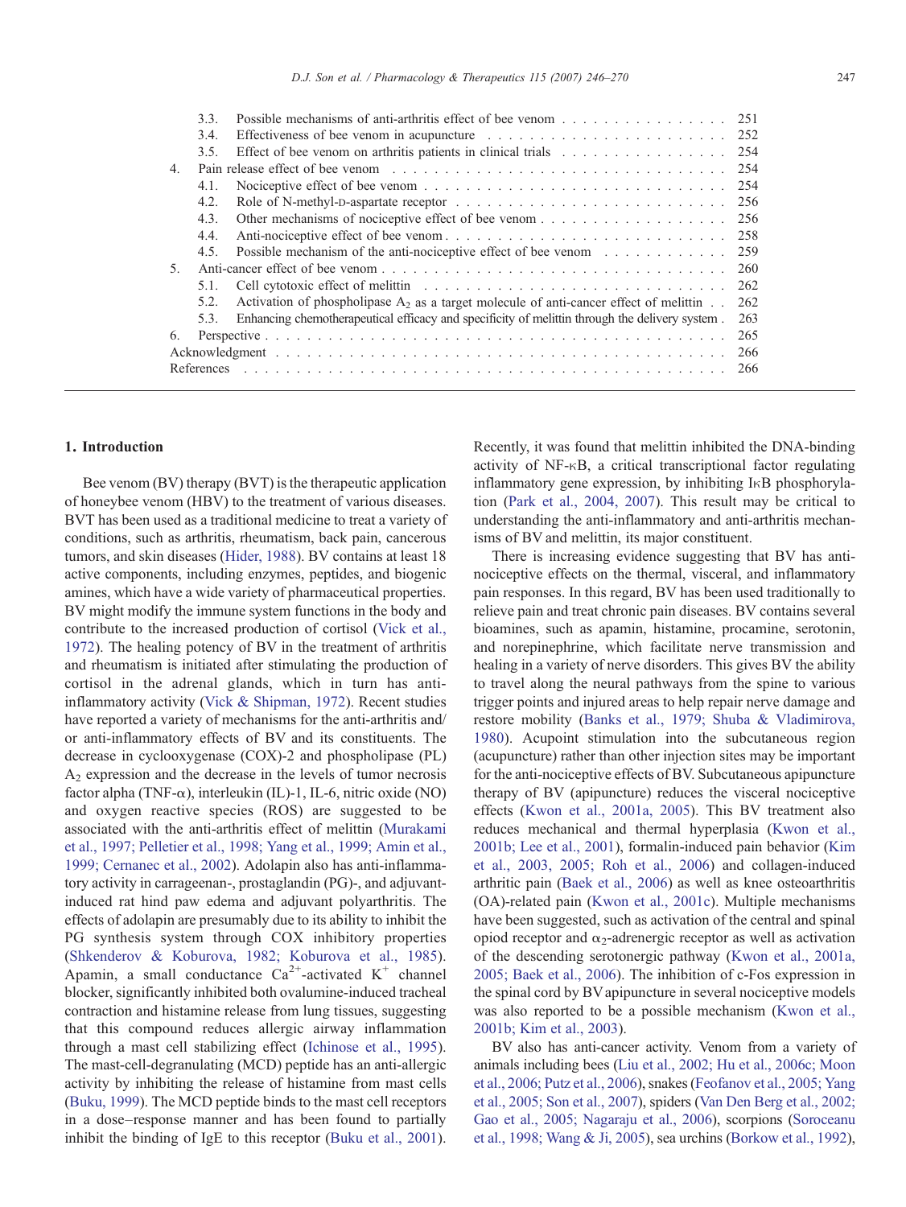3.3. Possible mechanisms of anti-arthritis effect of bee venom . . . . . 251
3.4. Effectiveness of bee venom in acupuncture . . . . . 252
3.5. Effect of bee venom on arthritis patients in clinical trials . . . . . 254
4. Pain release effect of bee venom . . . . . 254
4.1. Nociceptive effect of bee venom . . . . . 254
4.2. Role of N-methyl-D-aspartate receptor . . . . . 256
4.3. Other mechanisms of nociceptive effect of bee venom . . . . . 256
4.4. Anti-nociceptive effect of bee venom . . . . . 258
4.5. Possible mechanism of the anti-nociceptive effect of bee venom . . . . . 259
5. Anti-cancer effect of bee venom . . . . . 260
5.1. Cell cytotoxic effect of melittin . . . . . 262
5.2. Activation of phospholipase $A_2$ as a target molecule of anti-cancer effect of melittin . . 262
5.3. Enhancing chemotherapeutical efficacy and specificity of melittin through the delivery system . 263
6. Perspective . . . . . 265
Acknowledgment . . . . . 266
References . . . . . 266

## 1. Introduction

Bee venom (BV) therapy (BVT) is the therapeutic application of honeybee venom (HBV) to the treatment of various diseases. BVT has been used as a traditional medicine to treat a variety of conditions, such as arthritis, rheumatism, back pain, cancerous tumors, and skin diseases (Hider, 1988). BV contains at least 18 active components, including enzymes, peptides, and biogenic amines, which have a wide variety of pharmaceutical properties. BV might modify the immune system functions in the body and contribute to the increased production of cortisol (Vick et al., 1972). The healing potency of BV in the treatment of arthritis and rheumatism is initiated after stimulating the production of cortisol in the adrenal glands, which in turn has anti-inflammatory activity (Vick & Shipman, 1972). Recent studies have reported a variety of mechanisms for the anti-arthritis and/or anti-inflammatory effects of BV and its constituents. The decrease in cyclooxygenase (COX)-2 and phospholipase (PL) $A_2$ expression and the decrease in the levels of tumor necrosis factor alpha (TNF-$\alpha$), interleukin (IL)-1, IL-6, nitric oxide (NO) and oxygen reactive species (ROS) are suggested to be associated with the anti-arthritis effect of melittin (Murakami et al., 1997; Pelletier et al., 1998; Yang et al., 1999; Amin et al., 1999; Cernanec et al., 2002). Adolapin also has anti-inflammatory activity in carrageenan-, prostaglandin (PG)-, and adjuvant-induced rat hind paw edema and adjuvant polyarthritis. The effects of adolapin are presumably due to its ability to inhibit the PG synthesis system through COX inhibitory properties (Shkenderov & Koburova, 1982; Koburova et al., 1985). Apamin, a small conductance $Ca^{2+}$-activated $K^+$ channel blocker, significantly inhibited both ovalumine-induced tracheal contraction and histamine release from lung tissues, suggesting that this compound reduces allergic airway inflammation through a mast cell stabilizing effect (Ichinose et al., 1995). The mast-cell-degranulating (MCD) peptide has an anti-allergic activity by inhibiting the release of histamine from mast cells (Buku, 1999). The MCD peptide binds to the mast cell receptors in a dose–response manner and has been found to partially inhibit the binding of IgE to this receptor (Buku et al., 2001). Recently, it was found that melittin inhibited the DNA-binding activity of NF-κB, a critical transcriptional factor regulating inflammatory gene expression, by inhibiting IκB phosphorylation (Park et al., 2004, 2007). This result may be critical to understanding the anti-inflammatory and anti-arthritis mechanisms of BV and melittin, its major constituent.

There is increasing evidence suggesting that BV has anti-nociceptive effects on the thermal, visceral, and inflammatory pain responses. In this regard, BV has been used traditionally to relieve pain and treat chronic pain diseases. BV contains several bioamines, such as apamin, histamine, procamine, serotonin, and norepinephrine, which facilitate nerve transmission and healing in a variety of nerve disorders. This gives BV the ability to travel along the neural pathways from the spine to various trigger points and injured areas to help repair nerve damage and restore mobility (Banks et al., 1979; Shuba & Vladimirova, 1980). Acupoint stimulation into the subcutaneous region (acupuncture) rather than other injection sites may be important for the anti-nociceptive effects of BV. Subcutaneous apipuncture therapy of BV (apipuncture) reduces the visceral nociceptive effects (Kwon et al., 2001a, 2005). This BV treatment also reduces mechanical and thermal hyperplasia (Kwon et al., 2001b; Lee et al., 2001), formalin-induced pain behavior (Kim et al., 2003, 2005; Roh et al., 2006) and collagen-induced arthritic pain (Baek et al., 2006) as well as knee osteoarthritis (OA)-related pain (Kwon et al., 2001c). Multiple mechanisms have been suggested, such as activation of the central and spinal opiod receptor and $\alpha_2$-adrenergic receptor as well as activation of the descending serotonergic pathway (Kwon et al., 2001a, 2005; Baek et al., 2006). The inhibition of c-Fos expression in the spinal cord by BV apipuncture in several nociceptive models was also reported to be a possible mechanism (Kwon et al., 2001b; Kim et al., 2003).

BV also has anti-cancer activity. Venom from a variety of animals including bees (Liu et al., 2002; Hu et al., 2006c; Moon et al., 2006; Putz et al., 2006), snakes (Feofanov et al., 2005; Yang et al., 2005; Son et al., 2007), spiders (Van Den Berg et al., 2002; Gao et al., 2005; Nagaraju et al., 2006), scorpions (Soroceanu et al., 1998; Wang & Ji, 2005), sea urchins (Borkow et al., 1992),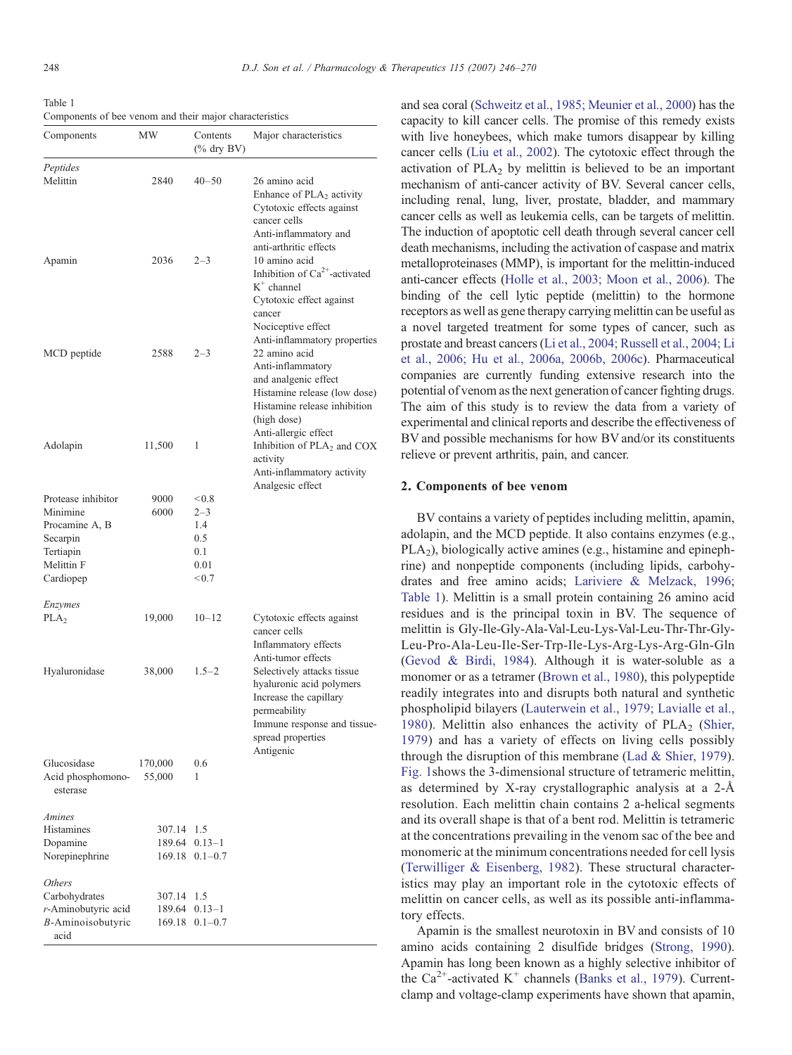Table 1
Components of bee venom and their major characteristics

| Components | MW | Contents (% dry BV) | Major characteristics |
|---|---|---|---|
| *Peptides* | | | |
| Melittin | 2840 | 40–50 | 26 amino acid<br>Enhance of $PLA_2$ activity<br>Cytotoxic effects against cancer cells<br>Anti-inflammatory and anti-arthritic effects |
| Apamin | 2036 | 2–3 | 10 amino acid<br>Inhibition of $Ca^{2+}$-activated $K^+$ channel<br>Cytotoxic effect against cancer<br>Nociceptive effect<br>Anti-inflammatory properties |
| MCD peptide | 2588 | 2–3 | 22 amino acid<br>Anti-inflammatory and analgenic effect<br>Histamine release (low dose)<br>Histamine release inhibition (high dose)<br>Anti-allergic effect |
| Adolapin | 11,500 | 1 | Inhibition of $PLA_2$ and COX activity<br>Anti-inflammatory activity<br>Analgesic effect |
| Protease inhibitor | 9000 | <0.8 | |
| Minimine | 6000 | 2–3 | |
| Procamine A, B | | 1.4 | |
| Secarpin | | 0.5 | |
| Tertiapin | | 0.1 | |
| Melittin F | | 0.01 | |
| Cardiopep | | <0.7 | |
| *Enzymes* | | | |
| $PLA_2$ | 19,000 | 10–12 | Cytotoxic effects against cancer cells<br>Inflammatory effects<br>Anti-tumor effects |
| Hyaluronidase | 38,000 | 1.5–2 | Selectively attacks tissue hyaluronic acid polymers<br>Increase the capillary permeability<br>Immune response and tissue-spread properties<br>Antigenic |
| Glucosidase | 170,000 | 0.6 | |
| Acid phosphomono-esterase | 55,000 | 1 | |
| *Amines* | | | |
| Histamines | 307.14 | 1.5 | |
| Dopamine | 189.64 | 0.13–1 | |
| Norepinephrine | 169.18 | 0.1–0.7 | |
| *Others* | | | |
| Carbohydrates | 307.14 | 1.5 | |
| r-Aminobutyric acid | 189.64 | 0.13–1 | |
| B-Aminoisobutyric acid | 169.18 | 0.1–0.7 | |

and sea coral (Schweitz et al., 1985; Meunier et al., 2000) has the capacity to kill cancer cells. The promise of this remedy exists with live honeybees, which make tumors disappear by killing cancer cells (Liu et al., 2002). The cytotoxic effect through the activation of $PLA_2$ by melittin is believed to be an important mechanism of anti-cancer activity of BV. Several cancer cells, including renal, lung, liver, prostate, bladder, and mammary cancer cells as well as leukemia cells, can be targets of melittin. The induction of apoptotic cell death through several cancer cell death mechanisms, including the activation of caspase and matrix metalloproteinases (MMP), is important for the melittin-induced anti-cancer effects (Holle et al., 2003; Moon et al., 2006). The binding of the cell lytic peptide (melittin) to the hormone receptors as well as gene therapy carrying melittin can be useful as a novel targeted treatment for some types of cancer, such as prostate and breast cancers (Li et al., 2004; Russell et al., 2004; Li et al., 2006; Hu et al., 2006a, 2006b, 2006c). Pharmaceutical companies are currently funding extensive research into the potential of venom as the next generation of cancer fighting drugs. The aim of this study is to review the data from a variety of experimental and clinical reports and describe the effectiveness of BV and possible mechanisms for how BV and/or its constituents relieve or prevent arthritis, pain, and cancer.

## 2. Components of bee venom

BV contains a variety of peptides including melittin, apamin, adolapin, and the MCD peptide. It also contains enzymes (e.g., $PLA_2$), biologically active amines (e.g., histamine and epinephrine) and nonpeptide components (including lipids, carbohydrates and free amino acids; Lariviere & Melzack, 1996; Table 1). Melittin is a small protein containing 26 amino acid residues and is the principal toxin in BV. The sequence of melittin is Gly-Ile-Gly-Ala-Val-Leu-Lys-Val-Leu-Thr-Thr-Gly-Leu-Pro-Ala-Leu-Ile-Ser-Trp-Ile-Lys-Arg-Lys-Arg-Gln-Gln (Gevod & Birdi, 1984). Although it is water-soluble as a monomer or as a tetramer (Brown et al., 1980), this polypeptide readily integrates into and disrupts both natural and synthetic phospholipid bilayers (Lauterwein et al., 1979; Lavialle et al., 1980). Melittin also enhances the activity of $PLA_2$ (Shier, 1979) and has a variety of effects on living cells possibly through the disruption of this membrane (Lad & Shier, 1979). Fig. 1shows the 3-dimensional structure of tetrameric melittin, as determined by X-ray crystallographic analysis at a 2-Å resolution. Each melittin chain contains 2 a-helical segments and its overall shape is that of a bent rod. Melittin is tetrameric at the concentrations prevailing in the venom sac of the bee and monomeric at the minimum concentrations needed for cell lysis (Terwilliger & Eisenberg, 1982). These structural characteristics may play an important role in the cytotoxic effects of melittin on cancer cells, as well as its possible anti-inflammatory effects.

Apamin is the smallest neurotoxin in BV and consists of 10 amino acids containing 2 disulfide bridges (Strong, 1990). Apamin has long been known as a highly selective inhibitor of the $Ca^{2+}$-activated $K^+$ channels (Banks et al., 1979). Current-clamp and voltage-clamp experiments have shown that apamin,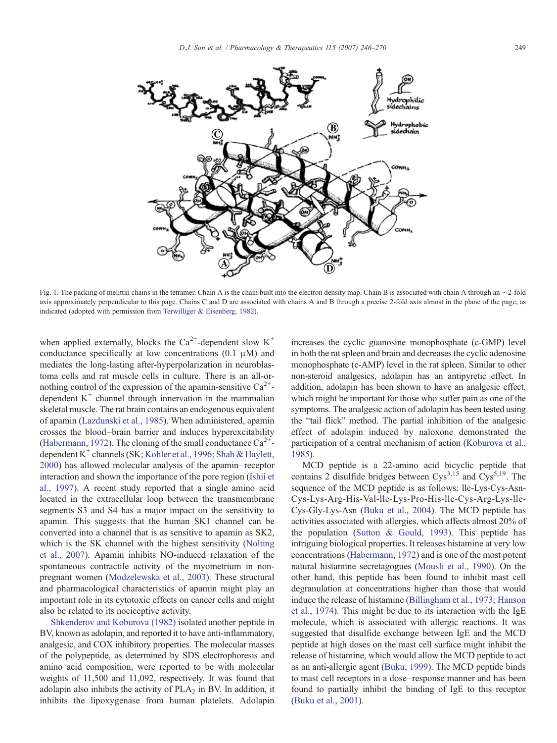Fig. 1. The packing of melittin chains in the tetramer. Chain A is the chain built into the electron density map. Chain B is associated with chain A through an ~2-fold axis approximately perpendicular to this page. Chains C and D are associated with chains A and B through a precise 2-fold axis almost in the plane of the page, as indicated (adopted with permission from Terwilliger & Eisenberg, 1982).

when applied externally, blocks the $Ca^{2+}$-dependent slow $K^{+}$ conductance specifically at low concentrations (0.1 μM) and mediates the long-lasting after-hyperpolarization in neuroblastoma cells and rat muscle cells in culture. There is an all-or-nothing control of the expression of the apamin-sensitive $Ca^{2+}$-dependent $K^{+}$ channel through innervation in the mammalian skeletal muscle. The rat brain contains an endogenous equivalent of apamin (Lazdunski et al., 1985). When administered, apamin crosses the blood–brain barrier and induces hyperexcitability (Habermann, 1972). The cloning of the small conductance $Ca^{2+}$-dependent $K^{+}$ channels (SK; Kohler et al., 1996; Shah & Haylett, 2000) has allowed molecular analysis of the apamin–receptor interaction and shown the importance of the pore region (Ishii et al., 1997). A recent study reported that a single amino acid located in the extracellular loop between the transmembrane segments S3 and S4 has a major impact on the sensitivity to apamin. This suggests that the human SK1 channel can be converted into a channel that is as sensitive to apamin as SK2, which is the SK channel with the highest sensitivity (Nolting et al., 2007). Apamin inhibits NO-induced relaxation of the spontaneous contractile activity of the myometrium in non-pregnant women (Modzelewska et al., 2003). These structural and pharmacological characteristics of apamin might play an important role in its cytotoxic effects on cancer cells and might also be related to its nociceptive activity.

Shkenderov and Koburova (1982) isolated another peptide in BV, known as adolapin, and reported it to have anti-inflammatory, analgesic, and COX inhibitory properties. The molecular masses of the polypeptide, as determined by SDS electrophoresis and amino acid composition, were reported to be with molecular weights of 11,500 and 11,092, respectively. It was found that adolapin also inhibits the activity of $PLA_2$ in BV. In addition, it inhibits the lipoxygenase from human platelets. Adolapin increases the cyclic guanosine monophosphate (c-GMP) level in both the rat spleen and brain and decreases the cyclic adenosine monophosphate (c-AMP) level in the rat spleen. Similar to other non-steroid analgesics, adolapin has an antipyretic effect. In addition, adolapin has been shown to have an analgesic effect, which might be important for those who suffer pain as one of the symptoms. The analgesic action of adolapin has been tested using the "tail flick" method. The partial inhibition of the analgesic effect of adolapin induced by naloxone demonstrated the participation of a central mechanism of action (Koburova et al., 1985).

MCD peptide is a 22-amino acid bicyclic peptide that contains 2 disulfide bridges between $Cys^{3,15}$ and $Cys^{5,19}$. The sequence of the MCD peptide is as follows: Ile-Lys-Cys-Asn-Cys-Lys-Arg-His-Val-Ile-Lys-Pro-His-Ile-Cys-Arg-Lys-Ile-Cys-Gly-Lys-Asn (Buku et al., 2004). The MCD peptide has activities associated with allergies, which affects almost 20% of the population (Sutton & Gould, 1993). This peptide has intriguing biological properties. It releases histamine at very low concentrations (Habermann, 1972) and is one of the most potent natural histamine secretagogues (Mousli et al., 1990). On the other hand, this peptide has been found to inhibit mast cell degranulation at concentrations higher than those that would induce the release of histamine (Billingham et al., 1973; Hanson et al., 1974). This might be due to its interaction with the IgE molecule, which is associated with allergic reactions. It was suggested that disulfide exchange between IgE and the MCD peptide at high doses on the mast cell surface might inhibit the release of histamine, which would allow the MCD peptide to act as an anti-allergic agent (Buku, 1999). The MCD peptide binds to mast cell receptors in a dose–response manner and has been found to partially inhibit the binding of IgE to this receptor (Buku et al., 2001).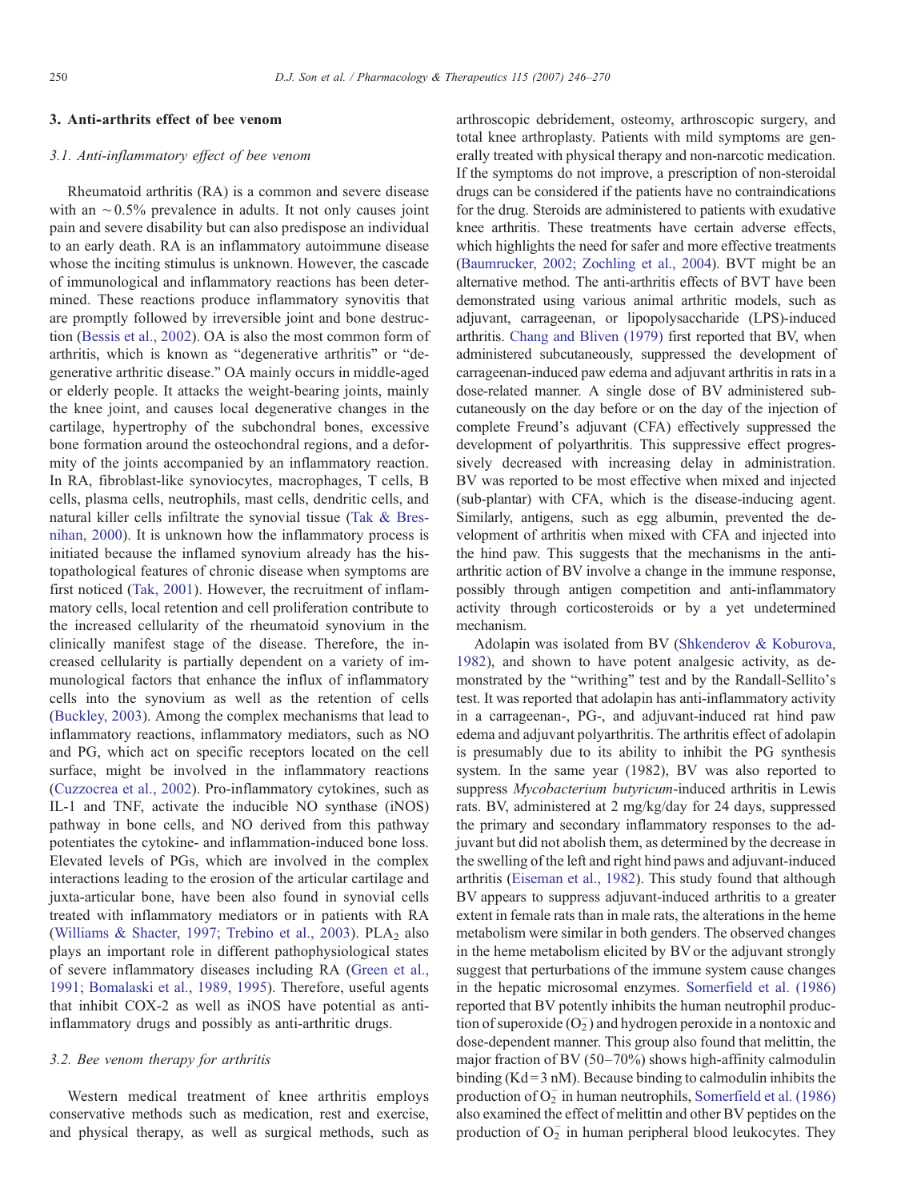## 3. Anti-arthrits effect of bee venom

### 3.1. Anti-inflammatory effect of bee venom

Rheumatoid arthritis (RA) is a common and severe disease with an ~0.5% prevalence in adults. It not only causes joint pain and severe disability but can also predispose an individual to an early death. RA is an inflammatory autoimmune disease whose the inciting stimulus is unknown. However, the cascade of immunological and inflammatory reactions has been determined. These reactions produce inflammatory synovitis that are promptly followed by irreversible joint and bone destruction (Bessis et al., 2002). OA is also the most common form of arthritis, which is known as "degenerative arthritis" or "degenerative arthritic disease." OA mainly occurs in middle-aged or elderly people. It attacks the weight-bearing joints, mainly the knee joint, and causes local degenerative changes in the cartilage, hypertrophy of the subchondral bones, excessive bone formation around the osteochondral regions, and a deformity of the joints accompanied by an inflammatory reaction. In RA, fibroblast-like synoviocytes, macrophages, T cells, B cells, plasma cells, neutrophils, mast cells, dendritic cells, and natural killer cells infiltrate the synovial tissue (Tak & Bresnihan, 2000). It is unknown how the inflammatory process is initiated because the inflamed synovium already has the histopathological features of chronic disease when symptoms are first noticed (Tak, 2001). However, the recruitment of inflammatory cells, local retention and cell proliferation contribute to the increased cellularity of the rheumatoid synovium in the clinically manifest stage of the disease. Therefore, the increased cellularity is partially dependent on a variety of immunological factors that enhance the influx of inflammatory cells into the synovium as well as the retention of cells (Buckley, 2003). Among the complex mechanisms that lead to inflammatory reactions, inflammatory mediators, such as NO and PG, which act on specific receptors located on the cell surface, might be involved in the inflammatory reactions (Cuzzocrea et al., 2002). Pro-inflammatory cytokines, such as IL-1 and TNF, activate the inducible NO synthase (iNOS) pathway in bone cells, and NO derived from this pathway potentiates the cytokine- and inflammation-induced bone loss. Elevated levels of PGs, which are involved in the complex interactions leading to the erosion of the articular cartilage and juxta-articular bone, have been also found in synovial cells treated with inflammatory mediators or in patients with RA (Williams & Shacter, 1997; Trebino et al., 2003). $PLA_2$ also plays an important role in different pathophysiological states of severe inflammatory diseases including RA (Green et al., 1991; Bomalaski et al., 1989, 1995). Therefore, useful agents that inhibit COX-2 as well as iNOS have potential as anti-inflammatory drugs and possibly as anti-arthritic drugs.

### 3.2. Bee venom therapy for arthritis

Western medical treatment of knee arthritis employs conservative methods such as medication, rest and exercise, and physical therapy, as well as surgical methods, such as arthroscopic debridement, osteomy, arthroscopic surgery, and total knee arthroplasty. Patients with mild symptoms are generally treated with physical therapy and non-narcotic medication. If the symptoms do not improve, a prescription of non-steroidal drugs can be considered if the patients have no contraindications for the drug. Steroids are administered to patients with exudative knee arthritis. These treatments have certain adverse effects, which highlights the need for safer and more effective treatments (Baumrucker, 2002; Zochling et al., 2004). BVT might be an alternative method. The anti-arthritis effects of BVT have been demonstrated using various animal arthritic models, such as adjuvant, carrageenan, or lipopolysaccharide (LPS)-induced arthritis. Chang and Bliven (1979) first reported that BV, when administered subcutaneously, suppressed the development of carrageenan-induced paw edema and adjuvant arthritis in rats in a dose-related manner. A single dose of BV administered subcutaneously on the day before or on the day of the injection of complete Freund's adjuvant (CFA) effectively suppressed the development of polyarthritis. This suppressive effect progressively decreased with increasing delay in administration. BV was reported to be most effective when mixed and injected (sub-plantar) with CFA, which is the disease-inducing agent. Similarly, antigens, such as egg albumin, prevented the development of arthritis when mixed with CFA and injected into the hind paw. This suggests that the mechanisms in the anti-arthritic action of BV involve a change in the immune response, possibly through antigen competition and anti-inflammatory activity through corticosteroids or by a yet undetermined mechanism.

Adolapin was isolated from BV (Shkenderov & Koburova, 1982), and shown to have potent analgesic activity, as demonstrated by the "writhing" test and by the Randall-Sellito's test. It was reported that adolapin has anti-inflammatory activity in a carrageenan-, PG-, and adjuvant-induced rat hind paw edema and adjuvant polyarthritis. The arthritis effect of adolapin is presumably due to its ability to inhibit the PG synthesis system. In the same year (1982), BV was also reported to suppress *Mycobacterium butyricum*-induced arthritis in Lewis rats. BV, administered at 2 mg/kg/day for 24 days, suppressed the primary and secondary inflammatory responses to the adjuvant but did not abolish them, as determined by the decrease in the swelling of the left and right hind paws and adjuvant-induced arthritis (Eiseman et al., 1982). This study found that although BV appears to suppress adjuvant-induced arthritis to a greater extent in female rats than in male rats, the alterations in the heme metabolism were similar in both genders. The observed changes in the heme metabolism elicited by BV or the adjuvant strongly suggest that perturbations of the immune system cause changes in the hepatic microsomal enzymes. Somerfield et al. (1986) reported that BV potently inhibits the human neutrophil production of superoxide ($O_2^-$) and hydrogen peroxide in a nontoxic and dose-dependent manner. This group also found that melittin, the major fraction of BV (50–70%) shows high-affinity calmodulin binding (Kd = 3 nM). Because binding to calmodulin inhibits the production of $O_2^-$ in human neutrophils, Somerfield et al. (1986) also examined the effect of melittin and other BV peptides on the production of $O_2^-$ in human peripheral blood leukocytes. They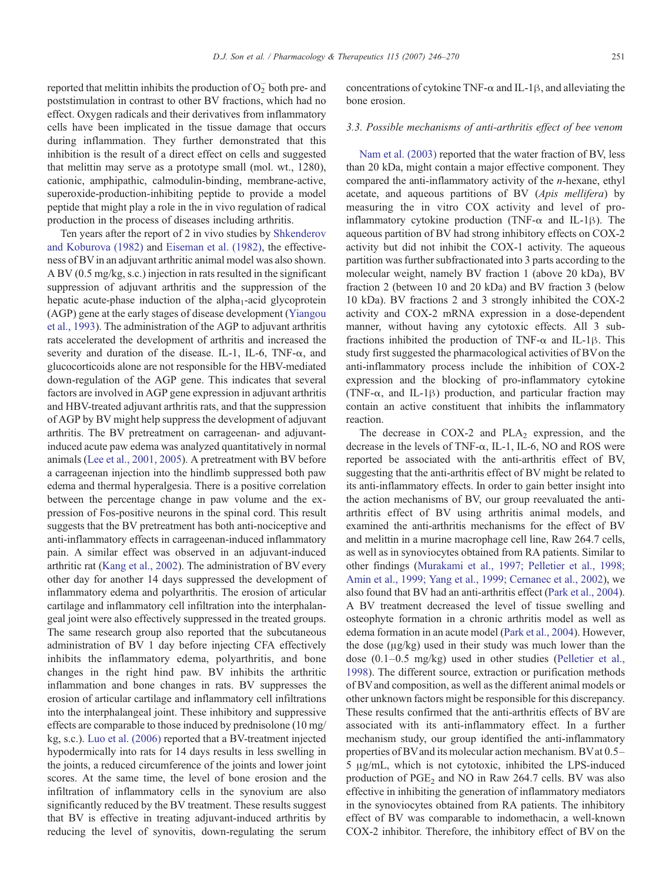reported that melittin inhibits the production of $O_2^-$ both pre- and poststimulation in contrast to other BV fractions, which had no effect. Oxygen radicals and their derivatives from inflammatory cells have been implicated in the tissue damage that occurs during inflammation. They further demonstrated that this inhibition is the result of a direct effect on cells and suggested that melittin may serve as a prototype small (mol. wt., 1280), cationic, amphipathic, calmodulin-binding, membrane-active, superoxide-production-inhibiting peptide to provide a model peptide that might play a role in the in vivo regulation of radical production in the process of diseases including arthritis.

Ten years after the report of 2 in vivo studies by Shkenderov and Koburova (1982) and Eiseman et al. (1982), the effectiveness of BV in an adjuvant arthritic animal model was also shown. A BV (0.5 mg/kg, s.c.) injection in rats resulted in the significant suppression of adjuvant arthritis and the suppression of the hepatic acute-phase induction of the alpha$_1$-acid glycoprotein (AGP) gene at the early stages of disease development (Yiangou et al., 1993). The administration of the AGP to adjuvant arthritis rats accelerated the development of arthritis and increased the severity and duration of the disease. IL-1, IL-6, TNF-α, and glucocorticoids alone are not responsible for the HBV-mediated down-regulation of the AGP gene. This indicates that several factors are involved in AGP gene expression in adjuvant arthritis and HBV-treated adjuvant arthritis rats, and that the suppression of AGP by BV might help suppress the development of adjuvant arthritis. The BV pretreatment on carrageenan- and adjuvant-induced acute paw edema was analyzed quantitatively in normal animals (Lee et al., 2001, 2005). A pretreatment with BV before a carrageenan injection into the hindlimb suppressed both paw edema and thermal hyperalgesia. There is a positive correlation between the percentage change in paw volume and the expression of Fos-positive neurons in the spinal cord. This result suggests that the BV pretreatment has both anti-nociceptive and anti-inflammatory effects in carrageenan-induced inflammatory pain. A similar effect was observed in an adjuvant-induced arthritic rat (Kang et al., 2002). The administration of BV every other day for another 14 days suppressed the development of inflammatory edema and polyarthritis. The erosion of articular cartilage and inflammatory cell infiltration into the interphalangeal joint were also effectively suppressed in the treated groups. The same research group also reported that the subcutaneous administration of BV 1 day before injecting CFA effectively inhibits the inflammatory edema, polyarthritis, and bone changes in the right hind paw. BV inhibits the arthritic inflammation and bone changes in rats. BV suppresses the erosion of articular cartilage and inflammatory cell infiltrations into the interphalangeal joint. These inhibitory and suppressive effects are comparable to those induced by prednisolone (10 mg/kg, s.c.). Luo et al. (2006) reported that a BV-treatment injected hypodermically into rats for 14 days results in less swelling in the joints, a reduced circumference of the joints and lower joint scores. At the same time, the level of bone erosion and the infiltration of inflammatory cells in the synovium are also significantly reduced by the BV treatment. These results suggest that BV is effective in treating adjuvant-induced arthritis by reducing the level of synovitis, down-regulating the serum concentrations of cytokine TNF-α and IL-1β, and alleviating the bone erosion.

### 3.3. Possible mechanisms of anti-arthritis effect of bee venom

Nam et al. (2003) reported that the water fraction of BV, less than 20 kDa, might contain a major effective component. They compared the anti-inflammatory activity of the *n*-hexane, ethyl acetate, and aqueous partitions of BV (*Apis mellifera*) by measuring the in vitro COX activity and level of pro-inflammatory cytokine production (TNF-α and IL-1β). The aqueous partition of BV had strong inhibitory effects on COX-2 activity but did not inhibit the COX-1 activity. The aqueous partition was further subfractionated into 3 parts according to the molecular weight, namely BV fraction 1 (above 20 kDa), BV fraction 2 (between 10 and 20 kDa) and BV fraction 3 (below 10 kDa). BV fractions 2 and 3 strongly inhibited the COX-2 activity and COX-2 mRNA expression in a dose-dependent manner, without having any cytotoxic effects. All 3 sub-fractions inhibited the production of TNF-α and IL-1β. This study first suggested the pharmacological activities of BV on the anti-inflammatory process include the inhibition of COX-2 expression and the blocking of pro-inflammatory cytokine (TNF-α, and IL-1β) production, and particular fraction may contain an active constituent that inhibits the inflammatory reaction.

The decrease in COX-2 and PLA$_2$ expression, and the decrease in the levels of TNF-α, IL-1, IL-6, NO and ROS were reported be associated with the anti-arthritis effect of BV, suggesting that the anti-arthritis effect of BV might be related to its anti-inflammatory effects. In order to gain better insight into the action mechanisms of BV, our group reevaluated the anti-arthritis effect of BV using arthritis animal models, and examined the anti-arthritis mechanisms for the effect of BV and melittin in a murine macrophage cell line, Raw 264.7 cells, as well as in synoviocytes obtained from RA patients. Similar to other findings (Murakami et al., 1997; Pelletier et al., 1998; Amin et al., 1999; Yang et al., 1999; Cernanec et al., 2002), we also found that BV had an anti-arthritis effect (Park et al., 2004). A BV treatment decreased the level of tissue swelling and osteophyte formation in a chronic arthritis model as well as edema formation in an acute model (Park et al., 2004). However, the dose (μg/kg) used in their study was much lower than the dose (0.1–0.5 mg/kg) used in other studies (Pelletier et al., 1998). The different source, extraction or purification methods of BV and composition, as well as the different animal models or other unknown factors might be responsible for this discrepancy. These results confirmed that the anti-arthritis effects of BV are associated with its anti-inflammatory effect. In a further mechanism study, our group identified the anti-inflammatory properties of BV and its molecular action mechanism. BV at 0.5–5 μg/mL, which is not cytotoxic, inhibited the LPS-induced production of PGE$_2$ and NO in Raw 264.7 cells. BV was also effective in inhibiting the generation of inflammatory mediators in the synoviocytes obtained from RA patients. The inhibitory effect of BV was comparable to indomethacin, a well-known COX-2 inhibitor. Therefore, the inhibitory effect of BV on the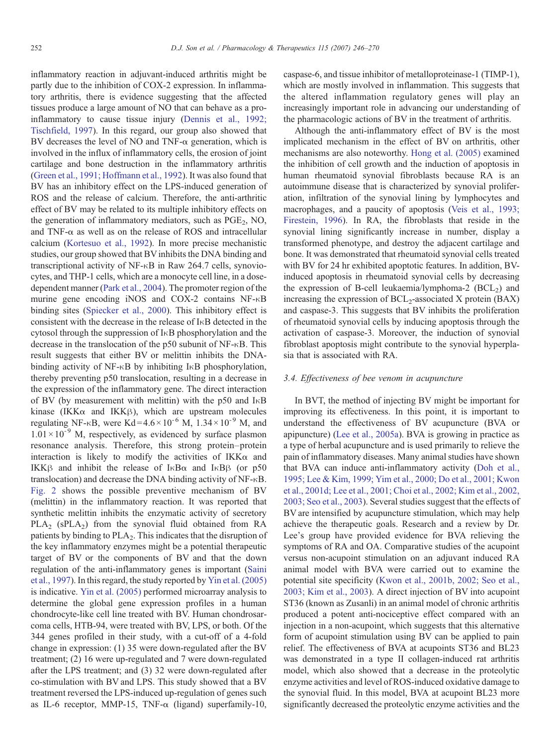inflammatory reaction in adjuvant-induced arthritis might be partly due to the inhibition of COX-2 expression. In inflammatory arthritis, there is evidence suggesting that the affected tissues produce a large amount of NO that can behave as a pro-inflammatory to cause tissue injury (Dennis et al., 1992; Tischfield, 1997). In this regard, our group also showed that BV decreases the level of NO and TNF-α generation, which is involved in the influx of inflammatory cells, the erosion of joint cartilage and bone destruction in the inflammatory arthritis (Green et al., 1991; Hoffmann et al., 1992). It was also found that BV has an inhibitory effect on the LPS-induced generation of ROS and the release of calcium. Therefore, the anti-arthritic effect of BV may be related to its multiple inhibitory effects on the generation of inflammatory mediators, such as $PGE_2$, NO, and TNF-α as well as on the release of ROS and intracellular calcium (Kortesuo et al., 1992). In more precise mechanistic studies, our group showed that BV inhibits the DNA binding and transcriptional activity of NF-κB in Raw 264.7 cells, synoviocytes, and THP-1 cells, which are a monocyte cell line, in a dose-dependent manner (Park et al., 2004). The promoter region of the murine gene encoding iNOS and COX-2 contains NF-κB binding sites (Spiecker et al., 2000). This inhibitory effect is consistent with the decrease in the release of IκB detected in the cytosol through the suppression of IκB phosphorylation and the decrease in the translocation of the p50 subunit of NF-κB. This result suggests that either BV or melittin inhibits the DNA-binding activity of NF-κB by inhibiting IκB phosphorylation, thereby preventing p50 translocation, resulting in a decrease in the expression of the inflammatory gene. The direct interaction of BV (by measurement with melittin) with the p50 and IκB kinase (IKKα and IKKβ), which are upstream molecules regulating NF-κB, were Kd $= 4.6 \times 10^{-6}$ M, $1.34 \times 10^{-9}$ M, and $1.01 \times 10^{-9}$ M, respectively, as evidenced by surface plasmon resonance analysis. Therefore, this strong protein–protein interaction is likely to modify the activities of IKKα and IKKβ and inhibit the release of IκBα and IκBβ (or p50 translocation) and decrease the DNA binding activity of NF-κB. Fig. 2 shows the possible preventive mechanism of BV (melittin) in the inflammatory reaction. It was reported that synthetic melittin inhibits the enzymatic activity of secretory $PLA_2$ ($sPLA_2$) from the synovial fluid obtained from RA patients by binding to $PLA_2$. This indicates that the disruption of the key inflammatory enzymes might be a potential therapeutic target of BV or the components of BV and that the down regulation of the anti-inflammatory genes is important (Saini et al., 1997). In this regard, the study reported by Yin et al. (2005) is indicative. Yin et al. (2005) performed microarray analysis to determine the global gene expression profiles in a human chondrocyte-like cell line treated with BV. Human chondrosarcoma cells, HTB-94, were treated with BV, LPS, or both. Of the 344 genes profiled in their study, with a cut-off of a 4-fold change in expression: (1) 35 were down-regulated after the BV treatment; (2) 16 were up-regulated and 7 were down-regulated after the LPS treatment; and (3) 32 were down-regulated after co-stimulation with BV and LPS. This study showed that a BV treatment reversed the LPS-induced up-regulation of genes such as IL-6 receptor, MMP-15, TNF-α (ligand) superfamily-10, caspase-6, and tissue inhibitor of metalloproteinase-1 (TIMP-1), which are mostly involved in inflammation. This suggests that the altered inflammation regulatory genes will play an increasingly important role in advancing our understanding of the pharmacologic actions of BV in the treatment of arthritis.

Although the anti-inflammatory effect of BV is the most implicated mechanism in the effect of BV on arthritis, other mechanisms are also noteworthy. Hong et al. (2005) examined the inhibition of cell growth and the induction of apoptosis in human rheumatoid synovial fibroblasts because RA is an autoimmune disease that is characterized by synovial proliferation, infiltration of the synovial lining by lymphocytes and macrophages, and a paucity of apoptosis (Veis et al., 1993; Firestein, 1996). In RA, the fibroblasts that reside in the synovial lining significantly increase in number, display a transformed phenotype, and destroy the adjacent cartilage and bone. It was demonstrated that rheumatoid synovial cells treated with BV for 24 hr exhibited apoptotic features. In addition, BV-induced apoptosis in rheumatoid synovial cells by decreasing the expression of B-cell leukaemia/lymphoma-2 ($BCL_2$) and increasing the expression of $BCL_2$-associated X protein (BAX) and caspase-3. This suggests that BV inhibits the proliferation of rheumatoid synovial cells by inducing apoptosis through the activation of caspase-3. Moreover, the induction of synovial fibroblast apoptosis might contribute to the synovial hyperplasia that is associated with RA.

### 3.4. Effectiveness of bee venom in acupuncture

In BVT, the method of injecting BV might be important for improving its effectiveness. In this point, it is important to understand the effectiveness of BV acupuncture (BVA or apipuncture) (Lee et al., 2005a). BVA is growing in practice as a type of herbal acupuncture and is used primarily to relieve the pain of inflammatory diseases. Many animal studies have shown that BVA can induce anti-inflammatory activity (Doh et al., 1995; Lee & Kim, 1999; Yim et al., 2000; Do et al., 2001; Kwon et al., 2001d; Lee et al., 2001; Choi et al., 2002; Kim et al., 2002, 2003; Seo et al., 2003). Several studies suggest that the effects of BV are intensified by acupuncture stimulation, which may help achieve the therapeutic goals. Research and a review by Dr. Lee's group have provided evidence for BVA relieving the symptoms of RA and OA. Comparative studies of the acupoint versus non-acupoint stimulation on an adjuvant induced RA animal model with BVA were carried out to examine the potential site specificity (Kwon et al., 2001b, 2002; Seo et al., 2003; Kim et al., 2003). A direct injection of BV into acupoint ST36 (known as Zusanli) in an animal model of chronic arthritis produced a potent anti-nociceptive effect compared with an injection in a non-acupoint, which suggests that this alternative form of acupoint stimulation using BV can be applied to pain relief. The effectiveness of BVA at acupoints ST36 and BL23 was demonstrated in a type II collagen-induced rat arthritis model, which also showed that a decrease in the proteolytic enzyme activities and level of ROS-induced oxidative damage to the synovial fluid. In this model, BVA at acupoint BL23 more significantly decreased the proteolytic enzyme activities and the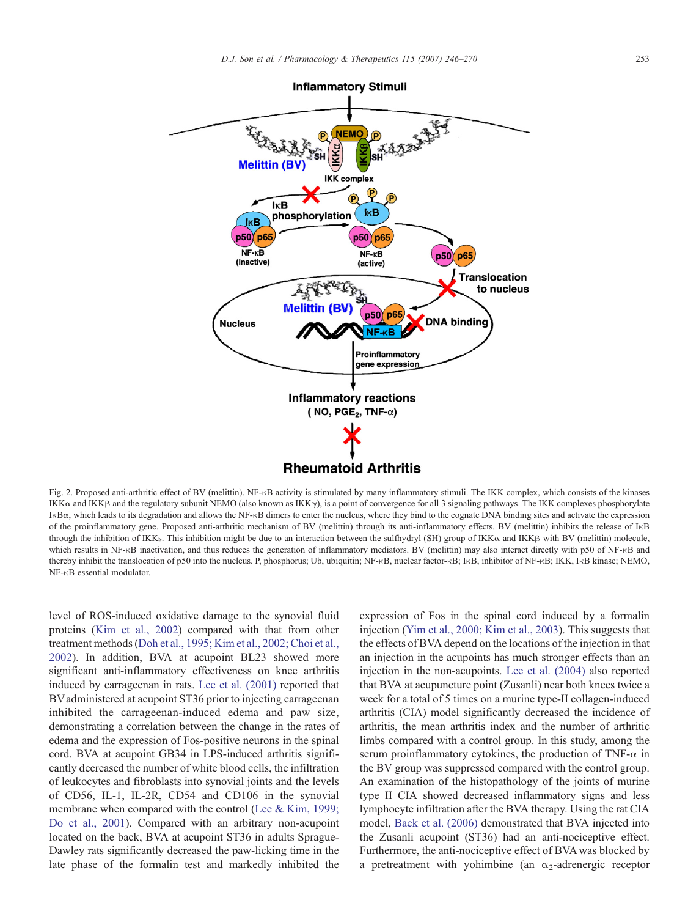Fig. 2. Proposed anti-arthritic effect of BV (melittin). NF-κB activity is stimulated by many inflammatory stimuli. The IKK complex, which consists of the kinases IKKα and IKKβ and the regulatory subunit NEMO (also known as IKKγ), is a point of convergence for all 3 signaling pathways. The IKK complexes phosphorylate IκBα, which leads to its degradation and allows the NF-κB dimers to enter the nucleus, where they bind to the cognate DNA binding sites and activate the expression of the proinflammatory gene. Proposed anti-arthritic mechanism of BV (melittin) through its anti-inflammatory effects. BV (melittin) inhibits the release of IκB through the inhibition of IKKs. This inhibition might be due to an interaction between the sulfhydryl (SH) group of IKKα and IKKβ with BV (melittin) molecule, which results in NF-κB inactivation, and thus reduces the generation of inflammatory mediators. BV (melittin) may also interact directly with p50 of NF-κB and thereby inhibit the translocation of p50 into the nucleus. P, phosphorus; Ub, ubiquitin; NF-κB, nuclear factor-κB; IκB, inhibitor of NF-κB; IKK, IκB kinase; NEMO, NF-κB essential modulator.

level of ROS-induced oxidative damage to the synovial fluid proteins (Kim et al., 2002) compared with that from other treatment methods (Doh et al., 1995; Kim et al., 2002; Choi et al., 2002). In addition, BVA at acupoint BL23 showed more significant anti-inflammatory effectiveness on knee arthritis induced by carrageenan in rats. Lee et al. (2001) reported that BV administered at acupoint ST36 prior to injecting carrageenan inhibited the carrageenan-induced edema and paw size, demonstrating a correlation between the change in the rates of edema and the expression of Fos-positive neurons in the spinal cord. BVA at acupoint GB34 in LPS-induced arthritis significantly decreased the number of white blood cells, the infiltration of leukocytes and fibroblasts into synovial joints and the levels of CD56, IL-1, IL-2R, CD54 and CD106 in the synovial membrane when compared with the control (Lee & Kim, 1999; Do et al., 2001). Compared with an arbitrary non-acupoint located on the back, BVA at acupoint ST36 in adults Sprague-Dawley rats significantly decreased the paw-licking time in the late phase of the formalin test and markedly inhibited the expression of Fos in the spinal cord induced by a formalin injection (Yim et al., 2000; Kim et al., 2003). This suggests that the effects of BVA depend on the locations of the injection in that an injection in the acupoints has much stronger effects than an injection in the non-acupoints. Lee et al. (2004) also reported that BVA at acupuncture point (Zusanli) near both knees twice a week for a total of 5 times on a murine type-II collagen-induced arthritis (CIA) model significantly decreased the incidence of arthritis, the mean arthritis index and the number of arthritic limbs compared with a control group. In this study, among the serum proinflammatory cytokines, the production of TNF-α in the BV group was suppressed compared with the control group. An examination of the histopathology of the joints of murine type II CIA showed decreased inflammatory signs and less lymphocyte infiltration after the BVA therapy. Using the rat CIA model, Baek et al. (2006) demonstrated that BVA injected into the Zusanli acupoint (ST36) had an anti-nociceptive effect. Furthermore, the anti-nociceptive effect of BVA was blocked by a pretreatment with yohimbine (an $\alpha_2$-adrenergic receptor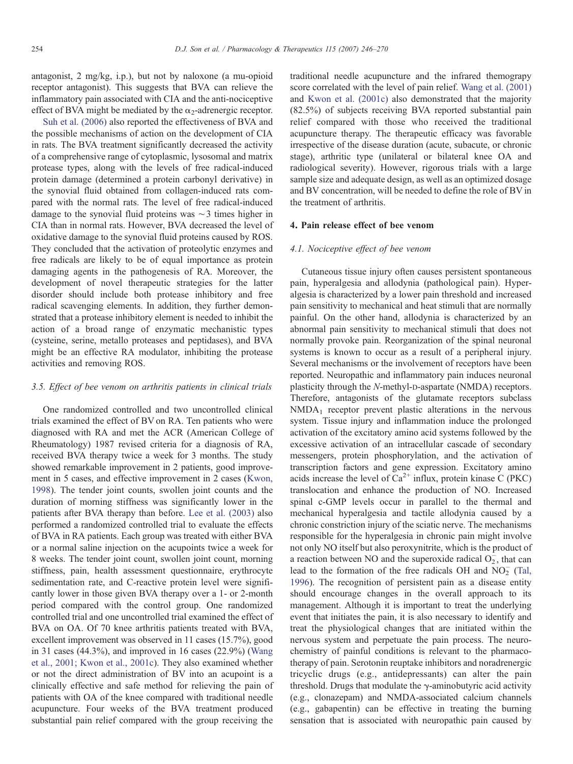antagonist, 2 mg/kg, i.p.), but not by naloxone (a mu-opioid receptor antagonist). This suggests that BVA can relieve the inflammatory pain associated with CIA and the anti-nociceptive effect of BVA might be mediated by the $\alpha_2$-adrenergic receptor.

Suh et al. (2006) also reported the effectiveness of BVA and the possible mechanisms of action on the development of CIA in rats. The BVA treatment significantly decreased the activity of a comprehensive range of cytoplasmic, lysosomal and matrix protease types, along with the levels of free radical-induced protein damage (determined a protein carbonyl derivative) in the synovial fluid obtained from collagen-induced rats compared with the normal rats. The level of free radical-induced damage to the synovial fluid proteins was ~3 times higher in CIA than in normal rats. However, BVA decreased the level of oxidative damage to the synovial fluid proteins caused by ROS. They concluded that the activation of proteolytic enzymes and free radicals are likely to be of equal importance as protein damaging agents in the pathogenesis of RA. Moreover, the development of novel therapeutic strategies for the latter disorder should include both protease inhibitory and free radical scavenging elements. In addition, they further demonstrated that a protease inhibitory element is needed to inhibit the action of a broad range of enzymatic mechanistic types (cysteine, serine, metallo proteases and peptidases), and BVA might be an effective RA modulator, inhibiting the protease activities and removing ROS.

### 3.5. Effect of bee venom on arthritis patients in clinical trials

One randomized controlled and two uncontrolled clinical trials examined the effect of BV on RA. Ten patients who were diagnosed with RA and met the ACR (American College of Rheumatology) 1987 revised criteria for a diagnosis of RA, received BVA therapy twice a week for 3 months. The study showed remarkable improvement in 2 patients, good improvement in 5 cases, and effective improvement in 2 cases (Kwon, 1998). The tender joint counts, swollen joint counts and the duration of morning stiffness was significantly lower in the patients after BVA therapy than before. Lee et al. (2003) also performed a randomized controlled trial to evaluate the effects of BVA in RA patients. Each group was treated with either BVA or a normal saline injection on the acupoints twice a week for 8 weeks. The tender joint count, swollen joint count, morning stiffness, pain, health assessment questionnaire, erythrocyte sedimentation rate, and C-reactive protein level were significantly lower in those given BVA therapy over a 1- or 2-month period compared with the control group. One randomized controlled trial and one uncontrolled trial examined the effect of BVA on OA. Of 70 knee arthritis patients treated with BVA, excellent improvement was observed in 11 cases (15.7%), good in 31 cases (44.3%), and improved in 16 cases (22.9%) (Wang et al., 2001; Kwon et al., 2001c). They also examined whether or not the direct administration of BV into an acupoint is a clinically effective and safe method for relieving the pain of patients with OA of the knee compared with traditional needle acupuncture. Four weeks of the BVA treatment produced substantial pain relief compared with the group receiving the traditional needle acupuncture and the infrared themograpy score correlated with the level of pain relief. Wang et al. (2001) and Kwon et al. (2001c) also demonstrated that the majority (82.5%) of subjects receiving BVA reported substantial pain relief compared with those who received the traditional acupuncture therapy. The therapeutic efficacy was favorable irrespective of the disease duration (acute, subacute, or chronic stage), arthritic type (unilateral or bilateral knee OA and radiological severity). However, rigorous trials with a large sample size and adequate design, as well as an optimized dosage and BV concentration, will be needed to define the role of BV in the treatment of arthritis.

## 4. Pain release effect of bee venom

### 4.1. Nociceptive effect of bee venom

Cutaneous tissue injury often causes persistent spontaneous pain, hyperalgesia and allodynia (pathological pain). Hyperalgesia is characterized by a lower pain threshold and increased pain sensitivity to mechanical and heat stimuli that are normally painful. On the other hand, allodynia is characterized by an abnormal pain sensitivity to mechanical stimuli that does not normally provoke pain. Reorganization of the spinal neuronal systems is known to occur as a result of a peripheral injury. Several mechanisms or the involvement of receptors have been reported. Neuropathic and inflammatory pain induces neuronal plasticity through the *N*-methyl-D-aspartate (NMDA) receptors. Therefore, antagonists of the glutamate receptors subclass $NMDA_1$ receptor prevent plastic alterations in the nervous system. Tissue injury and inflammation induce the prolonged activation of the excitatory amino acid systems followed by the excessive activation of an intracellular cascade of secondary messengers, protein phosphorylation, and the activation of transcription factors and gene expression. Excitatory amino acids increase the level of $Ca^{2+}$ influx, protein kinase C (PKC) translocation and enhance the production of NO. Increased spinal c-GMP levels occur in parallel to the thermal and mechanical hyperalgesia and tactile allodynia caused by a chronic constriction injury of the sciatic nerve. The mechanisms responsible for the hyperalgesia in chronic pain might involve not only NO itself but also peroxynitrite, which is the product of a reaction between NO and the superoxide radical $O_2^-$, that can lead to the formation of the free radicals OH and $NO_2^-$ (Tal, 1996). The recognition of persistent pain as a disease entity should encourage changes in the overall approach to its management. Although it is important to treat the underlying event that initiates the pain, it is also necessary to identify and treat the physiological changes that are initiated within the nervous system and perpetuate the pain process. The neurochemistry of painful conditions is relevant to the pharmacotherapy of pain. Serotonin reuptake inhibitors and noradrenergic tricyclic drugs (e.g., antidepressants) can alter the pain threshold. Drugs that modulate the γ-aminobutyric acid activity (e.g., clonazepam) and NMDA-associated calcium channels (e.g., gabapentin) can be effective in treating the burning sensation that is associated with neuropathic pain caused by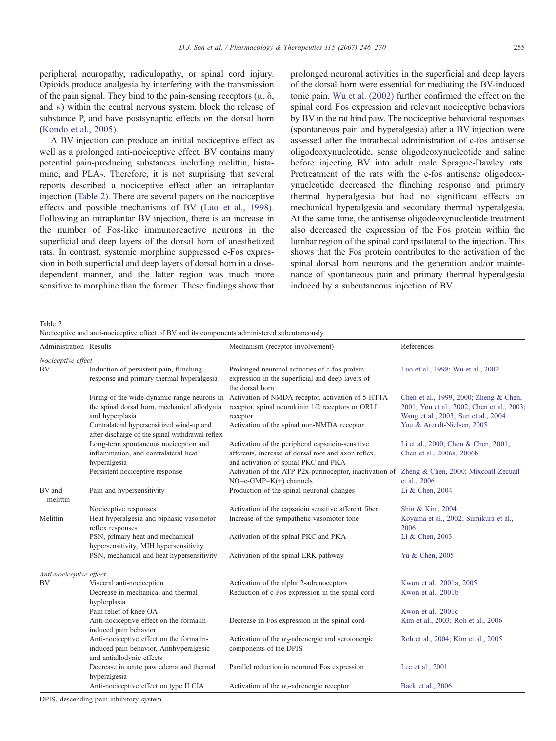peripheral neuropathy, radiculopathy, or spinal cord injury. Opioids produce analgesia by interfering with the transmission of the pain signal. They bind to the pain-sensing receptors (μ, δ, and κ) within the central nervous system, block the release of substance P, and have postsynaptic effects on the dorsal horn (Kondo et al., 2005).

A BV injection can produce an initial nociceptive effect as well as a prolonged anti-nociceptive effect. BV contains many potential pain-producing substances including melittin, histamine, and $PLA_2$. Therefore, it is not surprising that several reports described a nociceptive effect after an intraplantar injection (Table 2). There are several papers on the nociceptive effects and possible mechanisms of BV (Luo et al., 1998). Following an intraplantar BV injection, there is an increase in the number of Fos-like immunoreactive neurons in the superficial and deep layers of the dorsal horn of anesthetized rats. In contrast, systemic morphine suppressed c-Fos expression in both superficial and deep layers of dorsal horn in a dose-dependent manner, and the latter region was much more sensitive to morphine than the former. These findings show that prolonged neuronal activities in the superficial and deep layers of the dorsal horn were essential for mediating the BV-induced tonic pain. Wu et al. (2002) further confirmed the effect on the spinal cord Fos expression and relevant nociceptive behaviors by BV in the rat hind paw. The nociceptive behavioral responses (spontaneous pain and hyperalgesia) after a BV injection were assessed after the intrathecal administration of c-fos antisense oligodeoxynucleotide, sense oligodeoxynucleotide and saline before injecting BV into adult male Sprague-Dawley rats. Pretreatment of the rats with the c-fos antisense oligodeoxynucleotide decreased the flinching response and primary thermal hyperalgesia but had no significant effects on mechanical hyperalgesia and secondary thermal hyperalgesia. At the same time, the antisense oligodeoxynucleotide treatment also decreased the expression of the Fos protein within the lumbar region of the spinal cord ipsilateral to the injection. This shows that the Fos protein contributes to the activation of the spinal dorsal horn neurons and the generation and/or maintenance of spontaneous pain and primary thermal hyperalgesia induced by a subcutaneous injection of BV.

Table 2
Nociceptive and anti-nociceptive effect of BV and its components administered subcutaneously

| Administration | Results | Mechanism (receptor involvement) | References |
|---|---|---|---|
| *Nociceptive effect* | | | |
| BV | Induction of persistent pain, flinching response and primary thermal hyperalgesia | Prolonged neuronal activities of c-fos protein expression in the superficial and deep layers of the dorsal horn | Luo et al., 1998; Wu et al., 2002 |
| | Firing of the wide-dynamic-range neurons in the spinal dorsal horn, mechanical allodynia and hyperplasia | Activation of NMDA receptor, activation of 5-HT1A receptor, spinal neurokinin 1/2 receptors or ORLI receptor | Chen et al., 1999, 2000; Zheng & Chen, 2001; You et al., 2002; Chen et al., 2003; Wang et al., 2003; Sun et al., 2004 |
| | Contralateral hypersensitized wind-up and after-discharge of the spinal withdrawal reflex | Activation of the spinal non-NMDA receptor | You & Arendt-Nielsen, 2005 |
| | Long-term spontaneous nociception and inflammation, and contralateral heat hyperalgesia | Activation of the peripheral capsaicin-sensitive afferents, increase of dorsal root and axon reflex, and activation of spinal PKC and PKA | Li et al., 2000; Chen & Chen, 2001; Chen et al., 2006a, 2006b |
| | Persistent nociceptive response | Activation of the ATP P2x-purinoceptor, inactivation of NO–c-GMP–K(+) channels | Zheng & Chen, 2000; Mixcoatl-Zecuatl et al., 2006 |
| BV and melittin | Pain and hypersensitivity | Production of the spinal neuronal changes | Li & Chen, 2004 |
| | Nociceptive responses | Activation of the capsaicin sensitive afferent fiber | Shin & Kim, 2004 |
| Melittin | Heat hyperalgesia and biphasic vasomotor reflex responses | Increase of the sympathetic vasomotor tone | Koyama et al., 2002; Sumikura et al., 2006 |
| | PSN, primary heat and mechanical hypersensitivity, MIH hypersensitivity | Activation of the spinal PKC and PKA | Li & Chen, 2003 |
| | PSN, mechanical and heat hypersensitivity | Activation of the spinal ERK pathway | Yu & Chen, 2005 |
| *Anti-nociceptive effect* | | | |
| BV | Visceral anti-nociception | Activation of the alpha 2-adrenoceptors | Kwon et al., 2001a, 2005 |
| | Decrease in mechanical and thermal hyplerplasia | Reduction of c-Fos expression in the spinal cord | Kwon et al., 2001b |
| | Pain relief of knee OA | | Kwon et al., 2001c |
| | Anti-nociceptive effect on the formalin-induced pain behavior | Decrease in Fos expression in the spinal cord | Kim et al., 2003; Roh et al., 2006 |
| | Anti-nociceptive effect on the formalin-induced pain behavior, Antihyperalgesic and antiallodynic effects | Activation of the $\alpha_2$-adrenergic and serotonergic components of the DPIS | Roh et al., 2004; Kim et al., 2005 |
| | Decrease in acute paw edema and thermal hyperalgesia | Parallel reduction in neuronal Fos expression | Lee et al., 2001 |
| | Anti-nociceptive effect on type II CIA | Activation of the $\alpha_2$-adrenergic receptor | Baek et al., 2006 |

DPIS, descending pain inhibitory system.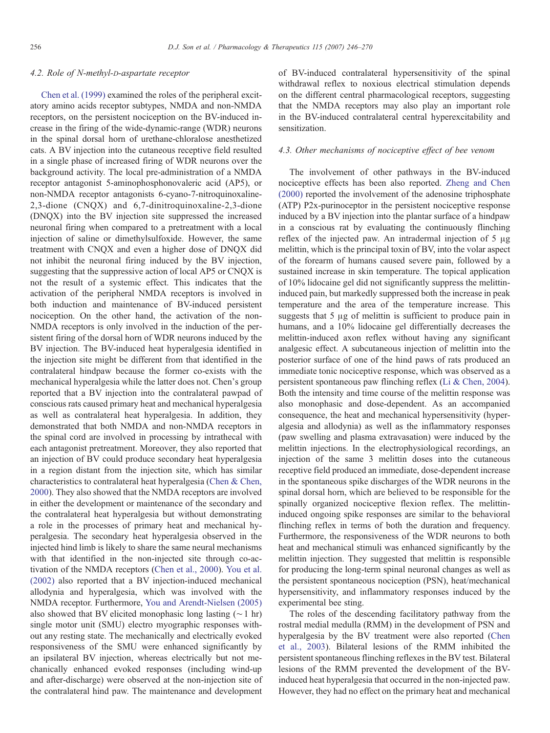### 4.2. Role of N-methyl-D-aspartate receptor

Chen et al. (1999) examined the roles of the peripheral excitatory amino acids receptor subtypes, NMDA and non-NMDA receptors, on the persistent nociception on the BV-induced increase in the firing of the wide-dynamic-range (WDR) neurons in the spinal dorsal horn of urethane-chloralose anesthetized cats. A BV injection into the cutaneous receptive field resulted in a single phase of increased firing of WDR neurons over the background activity. The local pre-administration of a NMDA receptor antagonist 5-aminophosphonovaleric acid (AP5), or non-NMDA receptor antagonists 6-cyano-7-nitroquinoxaline-2,3-dione (CNQX) and 6,7-dinitroquinoxaline-2,3-dione (DNQX) into the BV injection site suppressed the increased neuronal firing when compared to a pretreatment with a local injection of saline or dimethylsulfoxide. However, the same treatment with CNQX and even a higher dose of DNQX did not inhibit the neuronal firing induced by the BV injection, suggesting that the suppressive action of local AP5 or CNQX is not the result of a systemic effect. This indicates that the activation of the peripheral NMDA receptors is involved in both induction and maintenance of BV-induced persistent nociception. On the other hand, the activation of the non-NMDA receptors is only involved in the induction of the persistent firing of the dorsal horn of WDR neurons induced by the BV injection. The BV-induced heat hyperalgesia identified in the injection site might be different from that identified in the contralateral hindpaw because the former co-exists with the mechanical hyperalgesia while the latter does not. Chen's group reported that a BV injection into the contralateral pawpad of conscious rats caused primary heat and mechanical hyperalgesia as well as contralateral heat hyperalgesia. In addition, they demonstrated that both NMDA and non-NMDA receptors in the spinal cord are involved in processing by intrathecal with each antagonist pretreatment. Moreover, they also reported that an injection of BV could produce secondary heat hyperalgesia in a region distant from the injection site, which has similar characteristics to contralateral heat hyperalgesia (Chen & Chen, 2000). They also showed that the NMDA receptors are involved in either the development or maintenance of the secondary and the contralateral heat hyperalgesia but without demonstrating a role in the processes of primary heat and mechanical hyperalgesia. The secondary heat hyperalgesia observed in the injected hind limb is likely to share the same neural mechanisms with that identified in the non-injected site through co-activation of the NMDA receptors (Chen et al., 2000). You et al. (2002) also reported that a BV injection-induced mechanical allodynia and hyperalgesia, which was involved with the NMDA receptor. Furthermore, You and Arendt-Nielsen (2005) also showed that BV elicited monophasic long lasting (~1 hr) single motor unit (SMU) electro myographic responses without any resting state. The mechanically and electrically evoked responsiveness of the SMU were enhanced significantly by an ipsilateral BV injection, whereas electrically but not mechanically enhanced evoked responses (including wind-up and after-discharge) were observed at the non-injection site of the contralateral hind paw. The maintenance and development of BV-induced contralateral hypersensitivity of the spinal withdrawal reflex to noxious electrical stimulation depends on the different central pharmacological receptors, suggesting that the NMDA receptors may also play an important role in the BV-induced contralateral central hyperexcitability and sensitization.

### 4.3. Other mechanisms of nociceptive effect of bee venom

The involvement of other pathways in the BV-induced nociceptive effects has been also reported. Zheng and Chen (2000) reported the involvement of the adenosine triphosphate (ATP) P2x-purinoceptor in the persistent nociceptive response induced by a BV injection into the plantar surface of a hindpaw in a conscious rat by evaluating the continuously flinching reflex of the injected paw. An intradermal injection of 5 μg melittin, which is the principal toxin of BV, into the volar aspect of the forearm of humans caused severe pain, followed by a sustained increase in skin temperature. The topical application of 10% lidocaine gel did not significantly suppress the melittin-induced pain, but markedly suppressed both the increase in peak temperature and the area of the temperature increase. This suggests that 5 μg of melittin is sufficient to produce pain in humans, and a 10% lidocaine gel differentially decreases the melittin-induced axon reflex without having any significant analgesic effect. A subcutaneous injection of melittin into the posterior surface of one of the hind paws of rats produced an immediate tonic nociceptive response, which was observed as a persistent spontaneous paw flinching reflex (Li & Chen, 2004). Both the intensity and time course of the melittin response was also monophasic and dose-dependent. As an accompanied consequence, the heat and mechanical hypersensitivity (hyperalgesia and allodynia) as well as the inflammatory responses (paw swelling and plasma extravasation) were induced by the melittin injections. In the electrophysiological recordings, an injection of the same 3 melittin doses into the cutaneous receptive field produced an immediate, dose-dependent increase in the spontaneous spike discharges of the WDR neurons in the spinal dorsal horn, which are believed to be responsible for the spinally organized nociceptive flexion reflex. The melittin-induced ongoing spike responses are similar to the behavioral flinching reflex in terms of both the duration and frequency. Furthermore, the responsiveness of the WDR neurons to both heat and mechanical stimuli was enhanced significantly by the melittin injection. They suggested that melittin is responsible for producing the long-term spinal neuronal changes as well as the persistent spontaneous nociception (PSN), heat/mechanical hypersensitivity, and inflammatory responses induced by the experimental bee sting.

The roles of the descending facilitatory pathway from the rostral medial medulla (RMM) in the development of PSN and hyperalgesia by the BV treatment were also reported (Chen et al., 2003). Bilateral lesions of the RMM inhibited the persistent spontaneous flinching reflexes in the BV test. Bilateral lesions of the RMM prevented the development of the BV-induced heat hyperalgesia that occurred in the non-injected paw. However, they had no effect on the primary heat and mechanical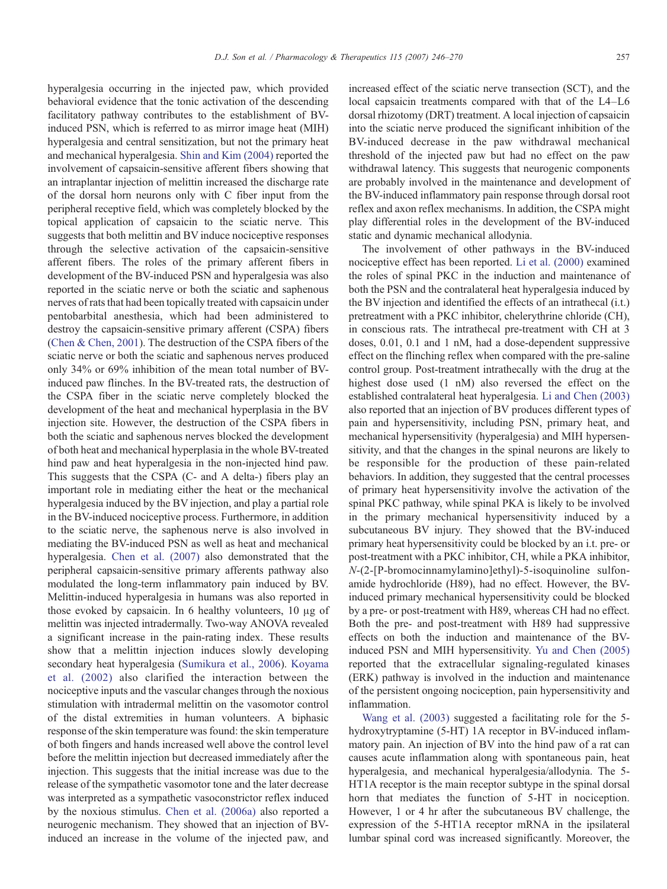hyperalgesia occurring in the injected paw, which provided behavioral evidence that the tonic activation of the descending facilitatory pathway contributes to the establishment of BV-induced PSN, which is referred to as mirror image heat (MIH) hyperalgesia and central sensitization, but not the primary heat and mechanical hyperalgesia. Shin and Kim (2004) reported the involvement of capsaicin-sensitive afferent fibers showing that an intraplantar injection of melittin increased the discharge rate of the dorsal horn neurons only with C fiber input from the peripheral receptive field, which was completely blocked by the topical application of capsaicin to the sciatic nerve. This suggests that both melittin and BV induce nociceptive responses through the selective activation of the capsaicin-sensitive afferent fibers. The roles of the primary afferent fibers in development of the BV-induced PSN and hyperalgesia was also reported in the sciatic nerve or both the sciatic and saphenous nerves of rats that had been topically treated with capsaicin under pentobarbital anesthesia, which had been administered to destroy the capsaicin-sensitive primary afferent (CSPA) fibers (Chen & Chen, 2001). The destruction of the CSPA fibers of the sciatic nerve or both the sciatic and saphenous nerves produced only 34% or 69% inhibition of the mean total number of BV-induced paw flinches. In the BV-treated rats, the destruction of the CSPA fiber in the sciatic nerve completely blocked the development of the heat and mechanical hyperplasia in the BV injection site. However, the destruction of the CSPA fibers in both the sciatic and saphenous nerves blocked the development of both heat and mechanical hyperplasia in the whole BV-treated hind paw and heat hyperalgesia in the non-injected hind paw. This suggests that the CSPA (C- and A delta-) fibers play an important role in mediating either the heat or the mechanical hyperalgesia induced by the BV injection, and play a partial role in the BV-induced nociceptive process. Furthermore, in addition to the sciatic nerve, the saphenous nerve is also involved in mediating the BV-induced PSN as well as heat and mechanical hyperalgesia. Chen et al. (2007) also demonstrated that the peripheral capsaicin-sensitive primary afferents pathway also modulated the long-term inflammatory pain induced by BV. Melittin-induced hyperalgesia in humans was also reported in those evoked by capsaicin. In 6 healthy volunteers, 10 μg of melittin was injected intradermally. Two-way ANOVA revealed a significant increase in the pain-rating index. These results show that a melittin injection induces slowly developing secondary heat hyperalgesia (Sumikura et al., 2006). Koyama et al. (2002) also clarified the interaction between the nociceptive inputs and the vascular changes through the noxious stimulation with intradermal melittin on the vasomotor control of the distal extremities in human volunteers. A biphasic response of the skin temperature was found: the skin temperature of both fingers and hands increased well above the control level before the melittin injection but decreased immediately after the injection. This suggests that the initial increase was due to the release of the sympathetic vasomotor tone and the later decrease was interpreted as a sympathetic vasoconstrictor reflex induced by the noxious stimulus. Chen et al. (2006a) also reported a neurogenic mechanism. They showed that an injection of BV-induced an increase in the volume of the injected paw, and increased effect of the sciatic nerve transection (SCT), and the local capsaicin treatments compared with that of the L4–L6 dorsal rhizotomy (DRT) treatment. A local injection of capsaicin into the sciatic nerve produced the significant inhibition of the BV-induced decrease in the paw withdrawal mechanical threshold of the injected paw but had no effect on the paw withdrawal latency. This suggests that neurogenic components are probably involved in the maintenance and development of the BV-induced inflammatory pain response through dorsal root reflex and axon reflex mechanisms. In addition, the CSPA might play differential roles in the development of the BV-induced static and dynamic mechanical allodynia.

The involvement of other pathways in the BV-induced nociceptive effect has been reported. Li et al. (2000) examined the roles of spinal PKC in the induction and maintenance of both the PSN and the contralateral heat hyperalgesia induced by the BV injection and identified the effects of an intrathecal (i.t.) pretreatment with a PKC inhibitor, chelerythrine chloride (CH), in conscious rats. The intrathecal pre-treatment with CH at 3 doses, 0.01, 0.1 and 1 nM, had a dose-dependent suppressive effect on the flinching reflex when compared with the pre-saline control group. Post-treatment intrathecally with the drug at the highest dose used (1 nM) also reversed the effect on the established contralateral heat hyperalgesia. Li and Chen (2003) also reported that an injection of BV produces different types of pain and hypersensitivity, including PSN, primary heat, and mechanical hypersensitivity (hyperalgesia) and MIH hypersensitivity, and that the changes in the spinal neurons are likely to be responsible for the production of these pain-related behaviors. In addition, they suggested that the central processes of primary heat hypersensitivity involve the activation of the spinal PKC pathway, while spinal PKA is likely to be involved in the primary mechanical hypersensitivity induced by a subcutaneous BV injury. They showed that the BV-induced primary heat hypersensitivity could be blocked by an i.t. pre- or post-treatment with a PKC inhibitor, CH, while a PKA inhibitor, *N*-(2-[P-bromocinnamylamino]ethyl)-5-isoquinoline sulfonamide hydrochloride (H89), had no effect. However, the BV-induced primary mechanical hypersensitivity could be blocked by a pre- or post-treatment with H89, whereas CH had no effect. Both the pre- and post-treatment with H89 had suppressive effects on both the induction and maintenance of the BV-induced PSN and MIH hypersensitivity. Yu and Chen (2005) reported that the extracellular signaling-regulated kinases (ERK) pathway is involved in the induction and maintenance of the persistent ongoing nociception, pain hypersensitivity and inflammation.

Wang et al. (2003) suggested a facilitating role for the 5-hydroxytryptamine (5-HT) 1A receptor in BV-induced inflammatory pain. An injection of BV into the hind paw of a rat can causes acute inflammation along with spontaneous pain, heat hyperalgesia, and mechanical hyperalgesia/allodynia. The 5-HT1A receptor is the main receptor subtype in the spinal dorsal horn that mediates the function of 5-HT in nociception. However, 1 or 4 hr after the subcutaneous BV challenge, the expression of the 5-HT1A receptor mRNA in the ipsilateral lumbar spinal cord was increased significantly. Moreover, the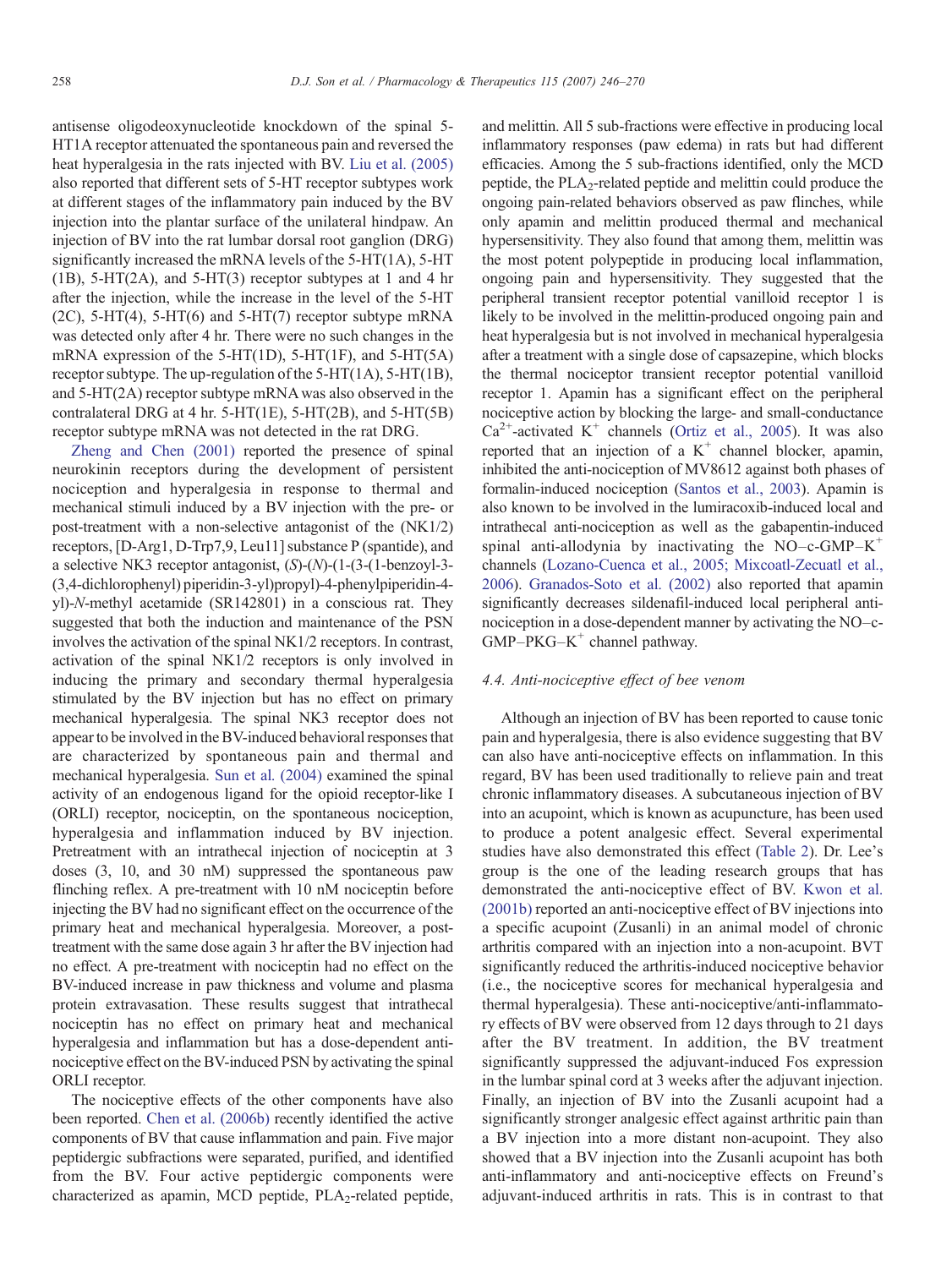antisense oligodeoxynucleotide knockdown of the spinal 5-HT1A receptor attenuated the spontaneous pain and reversed the heat hyperalgesia in the rats injected with BV. Liu et al. (2005) also reported that different sets of 5-HT receptor subtypes work at different stages of the inflammatory pain induced by the BV injection into the plantar surface of the unilateral hindpaw. An injection of BV into the rat lumbar dorsal root ganglion (DRG) significantly increased the mRNA levels of the 5-HT(1A), 5-HT (1B), 5-HT(2A), and 5-HT(3) receptor subtypes at 1 and 4 hr after the injection, while the increase in the level of the 5-HT (2C), 5-HT(4), 5-HT(6) and 5-HT(7) receptor subtype mRNA was detected only after 4 hr. There were no such changes in the mRNA expression of the 5-HT(1D), 5-HT(1F), and 5-HT(5A) receptor subtype. The up-regulation of the 5-HT(1A), 5-HT(1B), and 5-HT(2A) receptor subtype mRNA was also observed in the contralateral DRG at 4 hr. 5-HT(1E), 5-HT(2B), and 5-HT(5B) receptor subtype mRNA was not detected in the rat DRG.

Zheng and Chen (2001) reported the presence of spinal neurokinin receptors during the development of persistent nociception and hyperalgesia in response to thermal and mechanical stimuli induced by a BV injection with the pre- or post-treatment with a non-selective antagonist of the (NK1/2) receptors, [D-Arg1, D-Trp7,9, Leu11] substance P (spantide), and a selective NK3 receptor antagonist, (*S*)-(*N*)-(1-(3-(1-benzoyl-3-(3,4-dichlorophenyl) piperidin-3-yl)propyl)-4-phenylpiperidin-4-yl)-*N*-methyl acetamide (SR142801) in a conscious rat. They suggested that both the induction and maintenance of the PSN involves the activation of the spinal NK1/2 receptors. In contrast, activation of the spinal NK1/2 receptors is only involved in inducing the primary and secondary thermal hyperalgesia stimulated by the BV injection but has no effect on primary mechanical hyperalgesia. The spinal NK3 receptor does not appear to be involved in the BV-induced behavioral responses that are characterized by spontaneous pain and thermal and mechanical hyperalgesia. Sun et al. (2004) examined the spinal activity of an endogenous ligand for the opioid receptor-like I (ORLI) receptor, nociceptin, on the spontaneous nociception, hyperalgesia and inflammation induced by BV injection. Pretreatment with an intrathecal injection of nociceptin at 3 doses (3, 10, and 30 nM) suppressed the spontaneous paw flinching reflex. A pre-treatment with 10 nM nociceptin before injecting the BV had no significant effect on the occurrence of the primary heat and mechanical hyperalgesia. Moreover, a post-treatment with the same dose again 3 hr after the BV injection had no effect. A pre-treatment with nociceptin had no effect on the BV-induced increase in paw thickness and volume and plasma protein extravasation. These results suggest that intrathecal nociceptin has no effect on primary heat and mechanical hyperalgesia and inflammation but has a dose-dependent anti-nociceptive effect on the BV-induced PSN by activating the spinal ORLI receptor.

The nociceptive effects of the other components have also been reported. Chen et al. (2006b) recently identified the active components of BV that cause inflammation and pain. Five major peptidergic subfractions were separated, purified, and identified from the BV. Four active peptidergic components were characterized as apamin, MCD peptide, $PLA_2$-related peptide, and melittin. All 5 sub-fractions were effective in producing local inflammatory responses (paw edema) in rats but had different efficacies. Among the 5 sub-fractions identified, only the MCD peptide, the $PLA_2$-related peptide and melittin could produce the ongoing pain-related behaviors observed as paw flinches, while only apamin and melittin produced thermal and mechanical hypersensitivity. They also found that among them, melittin was the most potent polypeptide in producing local inflammation, ongoing pain and hypersensitivity. They suggested that the peripheral transient receptor potential vanilloid receptor 1 is likely to be involved in the melittin-produced ongoing pain and heat hyperalgesia but is not involved in mechanical hyperalgesia after a treatment with a single dose of capsazepine, which blocks the thermal nociceptor transient receptor potential vanilloid receptor 1. Apamin has a significant effect on the peripheral nociceptive action by blocking the large- and small-conductance $Ca^{2+}$-activated $K^+$ channels (Ortiz et al., 2005). It was also reported that an injection of a $K^+$ channel blocker, apamin, inhibited the anti-nociception of MV8612 against both phases of formalin-induced nociception (Santos et al., 2003). Apamin is also known to be involved in the lumiracoxib-induced local and intrathecal anti-nociception as well as the gabapentin-induced spinal anti-allodynia by inactivating the NO–c-GMP–$K^+$ channels (Lozano-Cuenca et al., 2005; Mixcoatl-Zecuatl et al., 2006). Granados-Soto et al. (2002) also reported that apamin significantly decreases sildenafil-induced local peripheral anti-nociception in a dose-dependent manner by activating the NO–c-GMP–PKG–$K^+$ channel pathway.

### 4.4. Anti-nociceptive effect of bee venom

Although an injection of BV has been reported to cause tonic pain and hyperalgesia, there is also evidence suggesting that BV can also have anti-nociceptive effects on inflammation. In this regard, BV has been used traditionally to relieve pain and treat chronic inflammatory diseases. A subcutaneous injection of BV into an acupoint, which is known as acupuncture, has been used to produce a potent analgesic effect. Several experimental studies have also demonstrated this effect (Table 2). Dr. Lee's group is the one of the leading research groups that has demonstrated the anti-nociceptive effect of BV. Kwon et al. (2001b) reported an anti-nociceptive effect of BV injections into a specific acupoint (Zusanli) in an animal model of chronic arthritis compared with an injection into a non-acupoint. BVT significantly reduced the arthritis-induced nociceptive behavior (i.e., the nociceptive scores for mechanical hyperalgesia and thermal hyperalgesia). These anti-nociceptive/anti-inflammatory effects of BV were observed from 12 days through to 21 days after the BV treatment. In addition, the BV treatment significantly suppressed the adjuvant-induced Fos expression in the lumbar spinal cord at 3 weeks after the adjuvant injection. Finally, an injection of BV into the Zusanli acupoint had a significantly stronger analgesic effect against arthritic pain than a BV injection into a more distant non-acupoint. They also showed that a BV injection into the Zusanli acupoint has both anti-inflammatory and anti-nociceptive effects on Freund's adjuvant-induced arthritis in rats. This is in contrast to that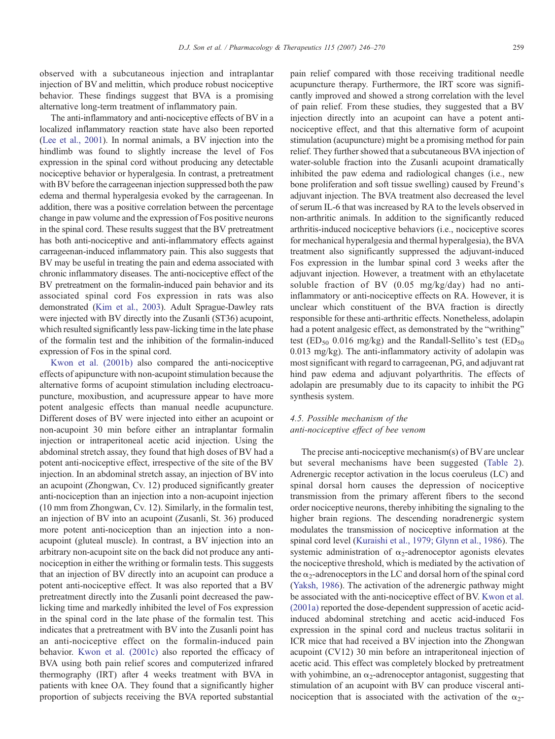observed with a subcutaneous injection and intraplantar injection of BV and melittin, which produce robust nociceptive behavior. These findings suggest that BVA is a promising alternative long-term treatment of inflammatory pain.

The anti-inflammatory and anti-nociceptive effects of BV in a localized inflammatory reaction state have also been reported (Lee et al., 2001). In normal animals, a BV injection into the hindlimb was found to slightly increase the level of Fos expression in the spinal cord without producing any detectable nociceptive behavior or hyperalgesia. In contrast, a pretreatment with BV before the carrageenan injection suppressed both the paw edema and thermal hyperalgesia evoked by the carrageenan. In addition, there was a positive correlation between the percentage change in paw volume and the expression of Fos positive neurons in the spinal cord. These results suggest that the BV pretreatment has both anti-nociceptive and anti-inflammatory effects against carrageenan-induced inflammatory pain. This also suggests that BV may be useful in treating the pain and edema associated with chronic inflammatory diseases. The anti-nociceptive effect of the BV pretreatment on the formalin-induced pain behavior and its associated spinal cord Fos expression in rats was also demonstrated (Kim et al., 2003). Adult Sprague-Dawley rats were injected with BV directly into the Zusanli (ST36) acupoint, which resulted significantly less paw-licking time in the late phase of the formalin test and the inhibition of the formalin-induced expression of Fos in the spinal cord.

Kwon et al. (2001b) also compared the anti-nociceptive effects of apipuncture with non-acupoint stimulation because the alternative forms of acupoint stimulation including electroacupuncture, moxibustion, and acupressure appear to have more potent analgesic effects than manual needle acupuncture. Different doses of BV were injected into either an acupoint or non-acupoint 30 min before either an intraplantar formalin injection or intraperitoneal acetic acid injection. Using the abdominal stretch assay, they found that high doses of BV had a potent anti-nociceptive effect, irrespective of the site of the BV injection. In an abdominal stretch assay, an injection of BV into an acupoint (Zhongwan, Cv. 12) produced significantly greater anti-nociception than an injection into a non-acupoint injection (10 mm from Zhongwan, Cv. 12). Similarly, in the formalin test, an injection of BV into an acupoint (Zusanli, St. 36) produced more potent anti-nociception than an injection into a non-acupoint (gluteal muscle). In contrast, a BV injection into an arbitrary non-acupoint site on the back did not produce any anti-nociception in either the writhing or formalin tests. This suggests that an injection of BV directly into an acupoint can produce a potent anti-nociceptive effect. It was also reported that a BV pretreatment directly into the Zusanli point decreased the paw-licking time and markedly inhibited the level of Fos expression in the spinal cord in the late phase of the formalin test. This indicates that a pretreatment with BV into the Zusanli point has an anti-nociceptive effect on the formalin-induced pain behavior. Kwon et al. (2001c) also reported the efficacy of BVA using both pain relief scores and computerized infrared thermography (IRT) after 4 weeks treatment with BVA in patients with knee OA. They found that a significantly higher proportion of subjects receiving the BVA reported substantial pain relief compared with those receiving traditional needle acupuncture therapy. Furthermore, the IRT score was significantly improved and showed a strong correlation with the level of pain relief. From these studies, they suggested that a BV injection directly into an acupoint can have a potent anti-nociceptive effect, and that this alternative form of acupoint stimulation (acupuncture) might be a promising method for pain relief. They further showed that a subcutaneous BVA injection of water-soluble fraction into the Zusanli acupoint dramatically inhibited the paw edema and radiological changes (i.e., new bone proliferation and soft tissue swelling) caused by Freund's adjuvant injection. The BVA treatment also decreased the level of serum IL-6 that was increased by RA to the levels observed in non-arthritic animals. In addition to the significantly reduced arthritis-induced nociceptive behaviors (i.e., nociceptive scores for mechanical hyperalgesia and thermal hyperalgesia), the BVA treatment also significantly suppressed the adjuvant-induced Fos expression in the lumbar spinal cord 3 weeks after the adjuvant injection. However, a treatment with an ethylacetate soluble fraction of BV (0.05 mg/kg/day) had no anti-inflammatory or anti-nociceptive effects on RA. However, it is unclear which constituent of the BVA fraction is directly responsible for these anti-arthritic effects. Nonetheless, adolapin had a potent analgesic effect, as demonstrated by the "writhing" test ($ED_{50}$ 0.016 mg/kg) and the Randall-Sellito's test ($ED_{50}$ 0.013 mg/kg). The anti-inflammatory activity of adolapin was most significant with regard to carrageenan, PG, and adjuvant rat hind paw edema and adjuvant polyarthritis. The effects of adolapin are presumably due to its capacity to inhibit the PG synthesis system.

### 4.5. Possible mechanism of the anti-nociceptive effect of bee venom

The precise anti-nociceptive mechanism(s) of BV are unclear but several mechanisms have been suggested (Table 2). Adrenergic receptor activation in the locus coeruleus (LC) and spinal dorsal horn causes the depression of nociceptive transmission from the primary afferent fibers to the second order nociceptive neurons, thereby inhibiting the signaling to the higher brain regions. The descending noradrenergic system modulates the transmission of nociceptive information at the spinal cord level (Kuraishi et al., 1979; Glynn et al., 1986). The systemic administration of $\alpha_2$-adrenoceptor agonists elevates the nociceptive threshold, which is mediated by the activation of the $\alpha_2$-adrenoceptors in the LC and dorsal horn of the spinal cord (Yaksh, 1986). The activation of the adrenergic pathway might be associated with the anti-nociceptive effect of BV. Kwon et al. (2001a) reported the dose-dependent suppression of acetic acid-induced abdominal stretching and acetic acid-induced Fos expression in the spinal cord and nucleus tractus solitarii in ICR mice that had received a BV injection into the Zhongwan acupoint (CV12) 30 min before an intraperitoneal injection of acetic acid. This effect was completely blocked by pretreatment with yohimbine, an $\alpha_2$-adrenoceptor antagonist, suggesting that stimulation of an acupoint with BV can produce visceral anti-nociception that is associated with the activation of the $\alpha_2$-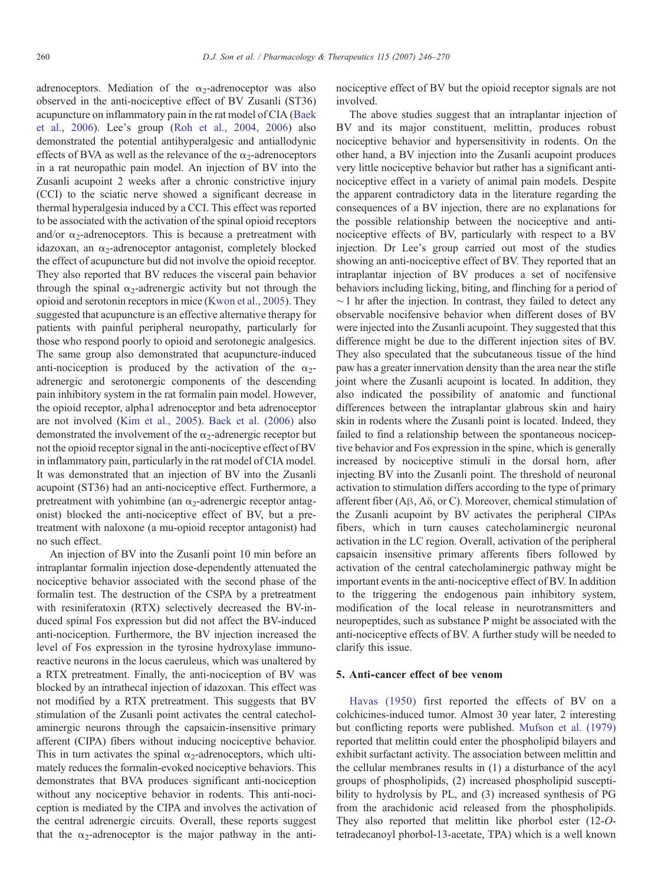adrenoceptors. Mediation of the $\alpha_2$-adrenoceptor was also observed in the anti-nociceptive effect of BV Zusanli (ST36) acupuncture on inflammatory pain in the rat model of CIA (Baek et al., 2006). Lee's group (Roh et al., 2004, 2006) also demonstrated the potential antihyperalgesic and antiallodynic effects of BVA as well as the relevance of the $\alpha_2$-adrenoceptors in a rat neuropathic pain model. An injection of BV into the Zusanli acupoint 2 weeks after a chronic constrictive injury (CCI) to the sciatic nerve showed a significant decrease in thermal hyperalgesia induced by a CCI. This effect was reported to be associated with the activation of the spinal opioid receptors and/or $\alpha_2$-adrenoceptors. This is because a pretreatment with idazoxan, an $\alpha_2$-adrenoceptor antagonist, completely blocked the effect of acupuncture but did not involve the opioid receptor. They also reported that BV reduces the visceral pain behavior through the spinal $\alpha_2$-adrenergic activity but not through the opioid and serotonin receptors in mice (Kwon et al., 2005). They suggested that acupuncture is an effective alternative therapy for patients with painful peripheral neuropathy, particularly for those who respond poorly to opioid and serotonegic analgesics. The same group also demonstrated that acupuncture-induced anti-nociception is produced by the activation of the $\alpha_2$-adrenergic and serotonergic components of the descending pain inhibitory system in the rat formalin pain model. However, the opioid receptor, alpha1 adrenoceptor and beta adrenoceptor are not involved (Kim et al., 2005). Baek et al. (2006) also demonstrated the involvement of the $\alpha_2$-adrenergic receptor but not the opioid receptor signal in the anti-nociceptive effect of BV in inflammatory pain, particularly in the rat model of CIA model. It was demonstrated that an injection of BV into the Zusanli acupoint (ST36) had an anti-nociceptive effect. Furthermore, a pretreatment with yohimbine (an $\alpha_2$-adrenergic receptor antagonist) blocked the anti-nociceptive effect of BV, but a pretreatment with naloxone (a mu-opioid receptor antagonist) had no such effect.

An injection of BV into the Zusanli point 10 min before an intraplantar formalin injection dose-dependently attenuated the nociceptive behavior associated with the second phase of the formalin test. The destruction of the CSPA by a pretreatment with resiniferatoxin (RTX) selectively decreased the BV-induced spinal Fos expression but did not affect the BV-induced anti-nociception. Furthermore, the BV injection increased the level of Fos expression in the tyrosine hydroxylase immunoreactive neurons in the locus caeruleus, which was unaltered by a RTX pretreatment. Finally, the anti-nociception of BV was blocked by an intrathecal injection of idazoxan. This effect was not modified by a RTX pretreatment. This suggests that BV stimulation of the Zusanli point activates the central catecholaminergic neurons through the capsaicin-insensitive primary afferent (CIPA) fibers without inducing nociceptive behavior. This in turn activates the spinal $\alpha_2$-adrenoceptors, which ultimately reduces the formalin-evoked nociceptive behaviors. This demonstrates that BVA produces significant anti-nociception without any nociceptive behavior in rodents. This anti-nociception is mediated by the CIPA and involves the activation of the central adrenergic circuits. Overall, these reports suggest that the $\alpha_2$-adrenoceptor is the major pathway in the anti-nociceptive effect of BV but the opioid receptor signals are not involved.

The above studies suggest that an intraplantar injection of BV and its major constituent, melittin, produces robust nociceptive behavior and hypersensitivity in rodents. On the other hand, a BV injection into the Zusanli acupoint produces very little nociceptive behavior but rather has a significant anti-nociceptive effect in a variety of animal pain models. Despite the apparent contradictory data in the literature regarding the consequences of a BV injection, there are no explanations for the possible relationship between the nociceptive and anti-nociceptive effects of BV, particularly with respect to a BV injection. Dr Lee's group carried out most of the studies showing an anti-nociceptive effect of BV. They reported that an intraplantar injection of BV produces a set of nocifensive behaviors including licking, biting, and flinching for a period of ~1 hr after the injection. In contrast, they failed to detect any observable nocifensive behavior when different doses of BV were injected into the Zusanli acupoint. They suggested that this difference might be due to the different injection sites of BV. They also speculated that the subcutaneous tissue of the hind paw has a greater innervation density than the area near the stifle joint where the Zusanli acupoint is located. In addition, they also indicated the possibility of anatomic and functional differences between the intraplantar glabrous skin and hairy skin in rodents where the Zusanli point is located. Indeed, they failed to find a relationship between the spontaneous nociceptive behavior and Fos expression in the spine, which is generally increased by nociceptive stimuli in the dorsal horn, after injecting BV into the Zusanli point. The threshold of neuronal activation to stimulation differs according to the type of primary afferent fiber (Aβ, Aδ, or C). Moreover, chemical stimulation of the Zusanli acupoint by BV activates the peripheral CIPAs fibers, which in turn causes catecholaminergic neuronal activation in the LC region. Overall, activation of the peripheral capsaicin insensitive primary afferents fibers followed by activation of the central catecholaminergic pathway might be important events in the anti-nociceptive effect of BV. In addition to the triggering the endogenous pain inhibitory system, modification of the local release in neurotransmitters and neuropeptides, such as substance P might be associated with the anti-nociceptive effects of BV. A further study will be needed to clarify this issue.

## 5. Anti-cancer effect of bee venom

Havas (1950) first reported the effects of BV on a colchicines-induced tumor. Almost 30 year later, 2 interesting but conflicting reports were published. Mufson et al. (1979) reported that melittin could enter the phospholipid bilayers and exhibit surfactant activity. The association between melittin and the cellular membranes results in (1) a disturbance of the acyl groups of phospholipids, (2) increased phospholipid susceptibility to hydrolysis by PL, and (3) increased synthesis of PG from the arachidonic acid released from the phospholipids. They also reported that melittin like phorbol ester (12-*O*-tetradecanoyl phorbol-13-acetate, TPA) which is a well known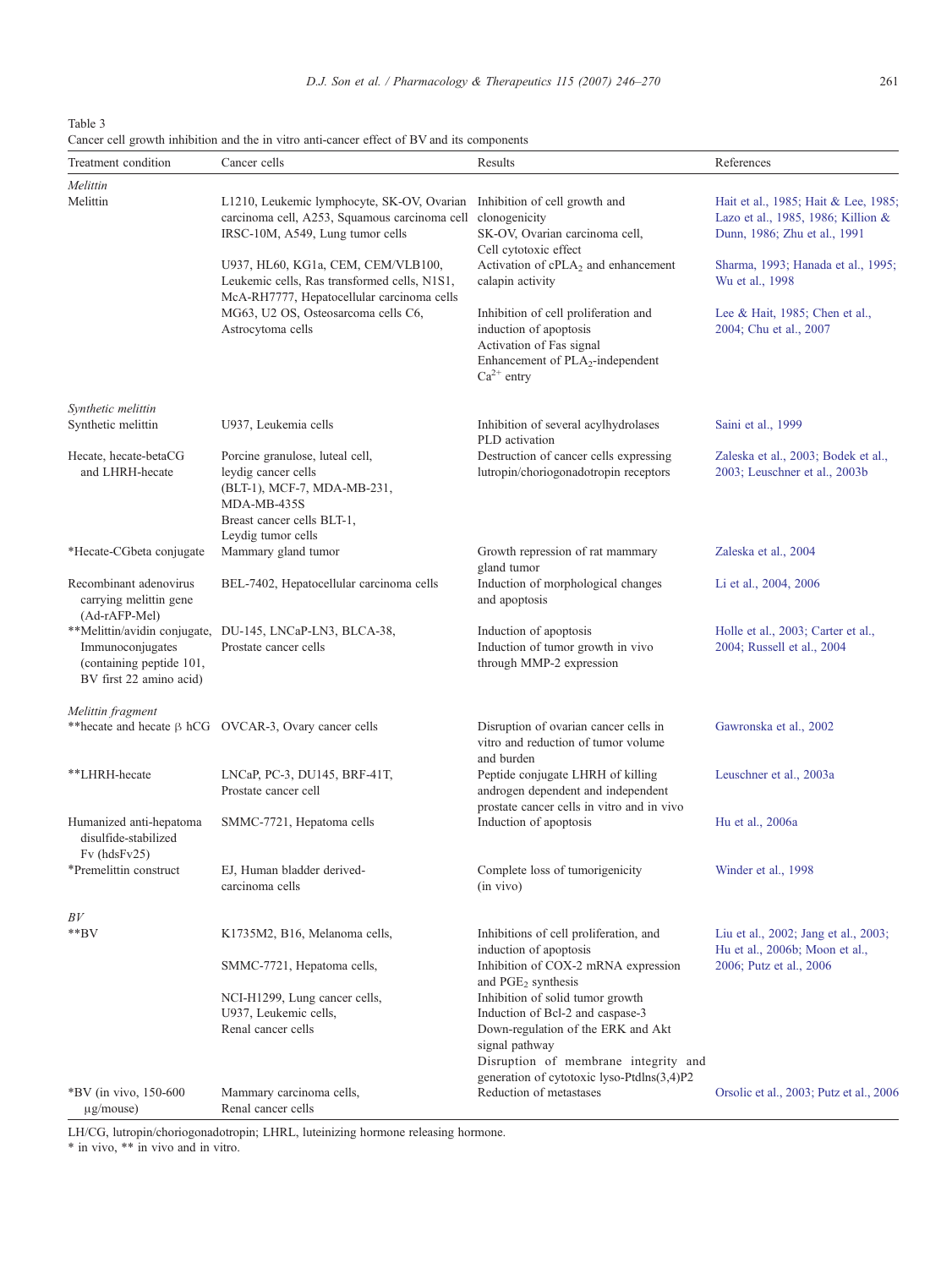Table 3
Cancer cell growth inhibition and the in vitro anti-cancer effect of BV and its components

| Treatment condition | Cancer cells | Results | References |
|---|---|---|---|
| *Melittin* | | | |
| Melittin | L1210, Leukemic lymphocyte, SK-OV, Ovarian carcinoma cell, A253, Squamous carcinoma cell IRSC-10M, A549, Lung tumor cells | Inhibition of cell growth and clonogenicity SK-OV, Ovarian carcinoma cell, Cell cytotoxic effect | Hait et al., 1985; Hait & Lee, 1985; Lazo et al., 1985, 1986; Killion & Dunn, 1986; Zhu et al., 1991 |
| | U937, HL60, KG1a, CEM, CEM/VLB100, Leukemic cells, Ras transformed cells, N1S1, McA-RH7777, Hepatocellular carcinoma cells | Activation of $cPLA_2$ and enhancement calapin activity | Sharma, 1993; Hanada et al., 1995; Wu et al., 1998 |
| | MG63, U2 OS, Osteosarcoma cells C6, Astrocytoma cells | Inhibition of cell proliferation and induction of apoptosis Activation of Fas signal Enhancement of $PLA_2$-independent $Ca^{2+}$ entry | Lee & Hait, 1985; Chen et al., 2004; Chu et al., 2007 |
| *Synthetic melittin* | | | |
| Synthetic melittin | U937, Leukemia cells | Inhibition of several acylhydrolases PLD activation | Saini et al., 1999 |
| Hecate, hecate-betaCG and LHRH-hecate | Porcine granulose, luteal cell, leydig cancer cells (BLT-1), MCF-7, MDA-MB-231, MDA-MB-435S Breast cancer cells BLT-1, Leydig tumor cells | Destruction of cancer cells expressing lutropin/choriogonadotropin receptors | Zaleska et al., 2003; Bodek et al., 2003; Leuschner et al., 2003b |
| *Hecate-CGbeta conjugate | Mammary gland tumor | Growth repression of rat mammary gland tumor | Zaleska et al., 2004 |
| Recombinant adenovirus carrying melittin gene (Ad-rAFP-Mel) | BEL-7402, Hepatocellular carcinoma cells | Induction of morphological changes and apoptosis | Li et al., 2004, 2006 |
| **Melittin/avidin conjugate, Immunoconjugates (containing peptide 101, BV first 22 amino acid) | DU-145, LNCaP-LN3, BLCA-38, Prostate cancer cells | Induction of apoptosis Induction of tumor growth in vivo through MMP-2 expression | Holle et al., 2003; Carter et al., 2004; Russell et al., 2004 |
| *Melittin fragment* | | | |
| **hecate and hecate β hCG | OVCAR-3, Ovary cancer cells | Disruption of ovarian cancer cells in vitro and reduction of tumor volume and burden | Gawronska et al., 2002 |
| **LHRH-hecate | LNCaP, PC-3, DU145, BRF-41T, Prostate cancer cell | Peptide conjugate LHRH of killing androgen dependent and independent prostate cancer cells in vitro and in vivo | Leuschner et al., 2003a |
| Humanized anti-hepatoma disulfide-stabilized Fv (hdsFv25) | SMMC-7721, Hepatoma cells | Induction of apoptosis | Hu et al., 2006a |
| *Premelittin construct | EJ, Human bladder derived-carcinoma cells | Complete loss of tumorigenicity (in vivo) | Winder et al., 1998 |
| *BV* | | | |
| **BV | K1735M2, B16, Melanoma cells, | Inhibitions of cell proliferation, and induction of apoptosis | Liu et al., 2002; Jang et al., 2003; Hu et al., 2006b; Moon et al., 2006; Putz et al., 2006 |
| | SMMC-7721, Hepatoma cells, | Inhibition of COX-2 mRNA expression and $PGE_2$ synthesis | |
| | NCI-H1299, Lung cancer cells, U937, Leukemic cells, Renal cancer cells | Inhibition of solid tumor growth Induction of Bcl-2 and caspase-3 Down-regulation of the ERK and Akt signal pathway Disruption of membrane integrity and generation of cytotoxic lyso-Ptdlns(3,4)P2 | |
| *BV (in vivo, 150-600 μg/mouse) | Mammary carcinoma cells, Renal cancer cells | Reduction of metastases | Orsolic et al., 2003; Putz et al., 2006 |

LH/CG, lutropin/choriogonadotropin; LHRL, luteinizing hormone releasing hormone.
\* in vivo, ** in vivo and in vitro.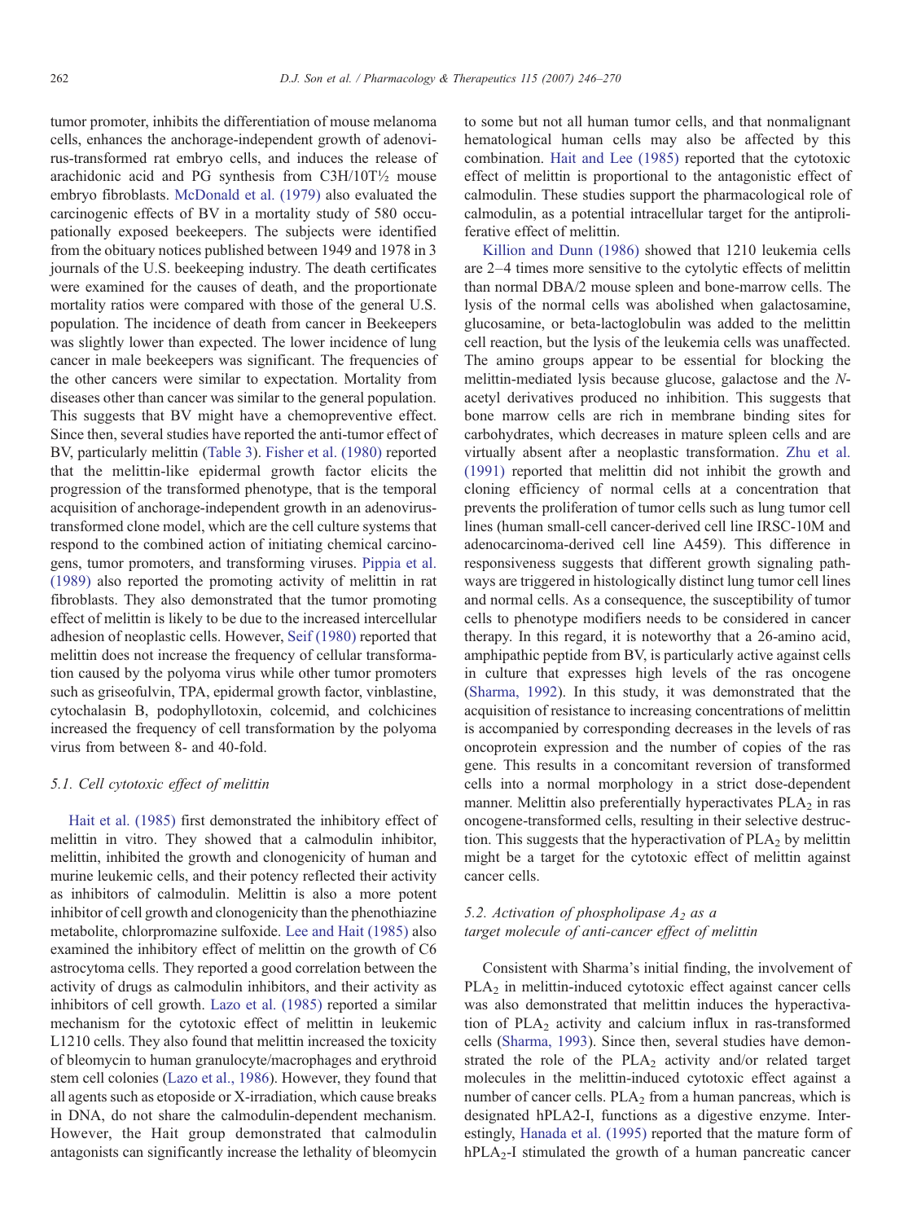tumor promoter, inhibits the differentiation of mouse melanoma cells, enhances the anchorage-independent growth of adenovirus-transformed rat embryo cells, and induces the release of arachidonic acid and PG synthesis from C3H/10T½ mouse embryo fibroblasts. McDonald et al. (1979) also evaluated the carcinogenic effects of BV in a mortality study of 580 occupationally exposed beekeepers. The subjects were identified from the obituary notices published between 1949 and 1978 in 3 journals of the U.S. beekeeping industry. The death certificates were examined for the causes of death, and the proportionate mortality ratios were compared with those of the general U.S. population. The incidence of death from cancer in Beekeepers was slightly lower than expected. The lower incidence of lung cancer in male beekeepers was significant. The frequencies of the other cancers were similar to expectation. Mortality from diseases other than cancer was similar to the general population. This suggests that BV might have a chemopreventive effect. Since then, several studies have reported the anti-tumor effect of BV, particularly melittin (Table 3). Fisher et al. (1980) reported that the melittin-like epidermal growth factor elicits the progression of the transformed phenotype, that is the temporal acquisition of anchorage-independent growth in an adenovirus-transformed clone model, which are the cell culture systems that respond to the combined action of initiating chemical carcinogens, tumor promoters, and transforming viruses. Pippia et al. (1989) also reported the promoting activity of melittin in rat fibroblasts. They also demonstrated that the tumor promoting effect of melittin is likely to be due to the increased intercellular adhesion of neoplastic cells. However, Seif (1980) reported that melittin does not increase the frequency of cellular transformation caused by the polyoma virus while other tumor promoters such as griseofulvin, TPA, epidermal growth factor, vinblastine, cytochalasin B, podophyllotoxin, colcemid, and colchicines increased the frequency of cell transformation by the polyoma virus from between 8- and 40-fold.

### 5.1. Cell cytotoxic effect of melittin

Hait et al. (1985) first demonstrated the inhibitory effect of melittin in vitro. They showed that a calmodulin inhibitor, melittin, inhibited the growth and clonogenicity of human and murine leukemic cells, and their potency reflected their activity as inhibitors of calmodulin. Melittin is also a more potent inhibitor of cell growth and clonogenicity than the phenothiazine metabolite, chlorpromazine sulfoxide. Lee and Hait (1985) also examined the inhibitory effect of melittin on the growth of C6 astrocytoma cells. They reported a good correlation between the activity of drugs as calmodulin inhibitors, and their activity as inhibitors of cell growth. Lazo et al. (1985) reported a similar mechanism for the cytotoxic effect of melittin in leukemic L1210 cells. They also found that melittin increased the toxicity of bleomycin to human granulocyte/macrophages and erythroid stem cell colonies (Lazo et al., 1986). However, they found that all agents such as etoposide or X-irradiation, which cause breaks in DNA, do not share the calmodulin-dependent mechanism. However, the Hait group demonstrated that calmodulin antagonists can significantly increase the lethality of bleomycin to some but not all human tumor cells, and that nonmalignant hematological human cells may also be affected by this combination. Hait and Lee (1985) reported that the cytotoxic effect of melittin is proportional to the antagonistic effect of calmodulin. These studies support the pharmacological role of calmodulin, as a potential intracellular target for the antiproliferative effect of melittin.

Killion and Dunn (1986) showed that 1210 leukemia cells are 2–4 times more sensitive to the cytolytic effects of melittin than normal DBA/2 mouse spleen and bone-marrow cells. The lysis of the normal cells was abolished when galactosamine, glucosamine, or beta-lactoglobulin was added to the melittin cell reaction, but the lysis of the leukemia cells was unaffected. The amino groups appear to be essential for blocking the melittin-mediated lysis because glucose, galactose and the *N*-acetyl derivatives produced no inhibition. This suggests that bone marrow cells are rich in membrane binding sites for carbohydrates, which decreases in mature spleen cells and are virtually absent after a neoplastic transformation. Zhu et al. (1991) reported that melittin did not inhibit the growth and cloning efficiency of normal cells at a concentration that prevents the proliferation of tumor cells such as lung tumor cell lines (human small-cell cancer-derived cell line IRSC-10M and adenocarcinoma-derived cell line A459). This difference in responsiveness suggests that different growth signaling pathways are triggered in histologically distinct lung tumor cell lines and normal cells. As a consequence, the susceptibility of tumor cells to phenotype modifiers needs to be considered in cancer therapy. In this regard, it is noteworthy that a 26-amino acid, amphipathic peptide from BV, is particularly active against cells in culture that expresses high levels of the ras oncogene (Sharma, 1992). In this study, it was demonstrated that the acquisition of resistance to increasing concentrations of melittin is accompanied by corresponding decreases in the levels of ras oncoprotein expression and the number of copies of the ras gene. This results in a concomitant reversion of transformed cells into a normal morphology in a strict dose-dependent manner. Melittin also preferentially hyperactivates $PLA_2$ in ras oncogene-transformed cells, resulting in their selective destruction. This suggests that the hyperactivation of $PLA_2$ by melittin might be a target for the cytotoxic effect of melittin against cancer cells.

### 5.2. Activation of phospholipase $A_2$ as a target molecule of anti-cancer effect of melittin

Consistent with Sharma's initial finding, the involvement of $PLA_2$ in melittin-induced cytotoxic effect against cancer cells was also demonstrated that melittin induces the hyperactivation of $PLA_2$ activity and calcium influx in ras-transformed cells (Sharma, 1993). Since then, several studies have demonstrated the role of the $PLA_2$ activity and/or related target molecules in the melittin-induced cytotoxic effect against a number of cancer cells. $PLA_2$ from a human pancreas, which is designated hPLA2-I, functions as a digestive enzyme. Interestingly, Hanada et al. (1995) reported that the mature form of $hPLA_2$-I stimulated the growth of a human pancreatic cancer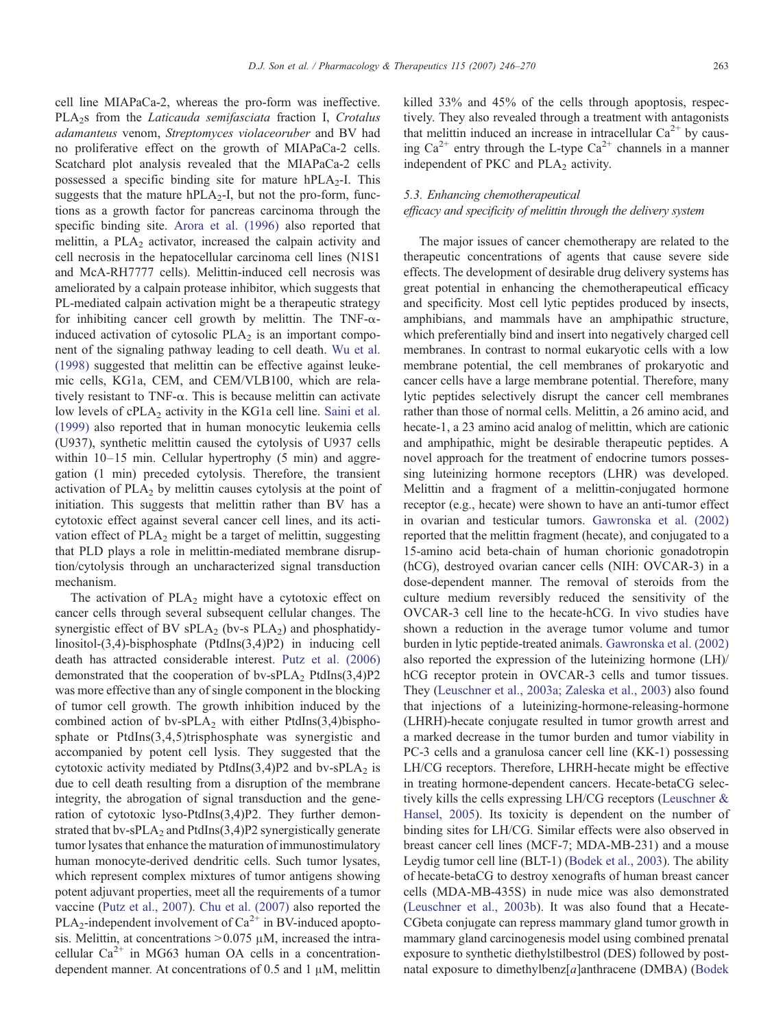cell line MIAPaCa-2, whereas the pro-form was ineffective. $PLA_2$s from the *Laticauda semifasciata* fraction I, *Crotalus adamanteus* venom, *Streptomyces violaceoruber* and BV had no proliferative effect on the growth of MIAPaCa-2 cells. Scatchard plot analysis revealed that the MIAPaCa-2 cells possessed a specific binding site for mature $hPLA_2$-I. This suggests that the mature $hPLA_2$-I, but not the pro-form, functions as a growth factor for pancreas carcinoma through the specific binding site. Arora et al. (1996) also reported that melittin, a $PLA_2$ activator, increased the calpain activity and cell necrosis in the hepatocellular carcinoma cell lines (N1S1 and McA-RH7777 cells). Melittin-induced cell necrosis was ameliorated by a calpain protease inhibitor, which suggests that PL-mediated calpain activation might be a therapeutic strategy for inhibiting cancer cell growth by melittin. The TNF-α-induced activation of cytosolic $PLA_2$ is an important component of the signaling pathway leading to cell death. Wu et al. (1998) suggested that melittin can be effective against leukemic cells, KG1a, CEM, and CEM/VLB100, which are relatively resistant to TNF-α. This is because melittin can activate low levels of $cPLA_2$ activity in the KG1a cell line. Saini et al. (1999) also reported that in human monocytic leukemia cells (U937), synthetic melittin caused the cytolysis of U937 cells within 10–15 min. Cellular hypertrophy (5 min) and aggregation (1 min) preceded cytolysis. Therefore, the transient activation of $PLA_2$ by melittin causes cytolysis at the point of initiation. This suggests that melittin rather than BV has a cytotoxic effect against several cancer cell lines, and its activation effect of $PLA_2$ might be a target of melittin, suggesting that PLD plays a role in melittin-mediated membrane disruption/cytolysis through an uncharacterized signal transduction mechanism.

The activation of $PLA_2$ might have a cytotoxic effect on cancer cells through several subsequent cellular changes. The synergistic effect of BV $sPLA_2$ (bv-s $PLA_2$) and phosphatidylinositol-(3,4)-bisphosphate (PtdIns(3,4)P2) in inducing cell death has attracted considerable interest. Putz et al. (2006) demonstrated that the cooperation of bv-$sPLA_2$ PtdIns(3,4)P2 was more effective than any of single component in the blocking of tumor cell growth. The growth inhibition induced by the combined action of bv-$sPLA_2$ with either PtdIns(3,4)bisphosphate or PtdIns(3,4,5)trisphosphate was synergistic and accompanied by potent cell lysis. They suggested that the cytotoxic activity mediated by PtdIns(3,4)P2 and bv-$sPLA_2$ is due to cell death resulting from a disruption of the membrane integrity, the abrogation of signal transduction and the generation of cytotoxic lyso-PtdIns(3,4)P2. They further demonstrated that bv-$sPLA_2$ and PtdIns(3,4)P2 synergistically generate tumor lysates that enhance the maturation of immunostimulatory human monocyte-derived dendritic cells. Such tumor lysates, which represent complex mixtures of tumor antigens showing potent adjuvant properties, meet all the requirements of a tumor vaccine (Putz et al., 2007). Chu et al. (2007) also reported the $PLA_2$-independent involvement of $Ca^{2+}$ in BV-induced apoptosis. Melittin, at concentrations $>0.075$ μM, increased the intracellular $Ca^{2+}$ in MG63 human OA cells in a concentration-dependent manner. At concentrations of 0.5 and 1 μM, melittin killed 33% and 45% of the cells through apoptosis, respectively. They also revealed through a treatment with antagonists that melittin induced an increase in intracellular $Ca^{2+}$ by causing $Ca^{2+}$ entry through the L-type $Ca^{2+}$ channels in a manner independent of PKC and $PLA_2$ activity.

### *5.3. Enhancing chemotherapeutical efficacy and specificity of melittin through the delivery system*

The major issues of cancer chemotherapy are related to the therapeutic concentrations of agents that cause severe side effects. The development of desirable drug delivery systems has great potential in enhancing the chemotherapeutical efficacy and specificity. Most cell lytic peptides produced by insects, amphibians, and mammals have an amphipathic structure, which preferentially bind and insert into negatively charged cell membranes. In contrast to normal eukaryotic cells with a low membrane potential, the cell membranes of prokaryotic and cancer cells have a large membrane potential. Therefore, many lytic peptides selectively disrupt the cancer cell membranes rather than those of normal cells. Melittin, a 26 amino acid, and hecate-1, a 23 amino acid analog of melittin, which are cationic and amphipathic, might be desirable therapeutic peptides. A novel approach for the treatment of endocrine tumors possessing luteinizing hormone receptors (LHR) was developed. Melittin and a fragment of a melittin-conjugated hormone receptor (e.g., hecate) were shown to have an anti-tumor effect in ovarian and testicular tumors. Gawronska et al. (2002) reported that the melittin fragment (hecate), and conjugated to a 15-amino acid beta-chain of human chorionic gonadotropin (hCG), destroyed ovarian cancer cells (NIH: OVCAR-3) in a dose-dependent manner. The removal of steroids from the culture medium reversibly reduced the sensitivity of the OVCAR-3 cell line to the hecate-hCG. In vivo studies have shown a reduction in the average tumor volume and tumor burden in lytic peptide-treated animals. Gawronska et al. (2002) also reported the expression of the luteinizing hormone (LH)/hCG receptor protein in OVCAR-3 cells and tumor tissues. They (Leuschner et al., 2003a; Zaleska et al., 2003) also found that injections of a luteinizing-hormone-releasing-hormone (LHRH)-hecate conjugate resulted in tumor growth arrest and a marked decrease in the tumor burden and tumor viability in PC-3 cells and a granulosa cancer cell line (KK-1) possessing LH/CG receptors. Therefore, LHRH-hecate might be effective in treating hormone-dependent cancers. Hecate-betaCG selectively kills the cells expressing LH/CG receptors (Leuschner & Hansel, 2005). Its toxicity is dependent on the number of binding sites for LH/CG. Similar effects were also observed in breast cancer cell lines (MCF-7; MDA-MB-231) and a mouse Leydig tumor cell line (BLT-1) (Bodek et al., 2003). The ability of hecate-betaCG to destroy xenografts of human breast cancer cells (MDA-MB-435S) in nude mice was also demonstrated (Leuschner et al., 2003b). It was also found that a Hecate-CGbeta conjugate can repress mammary gland tumor growth in mammary gland carcinogenesis model using combined prenatal exposure to synthetic diethylstilbestrol (DES) followed by postnatal exposure to dimethylbenz[*a*]anthracene (DMBA) (Bodek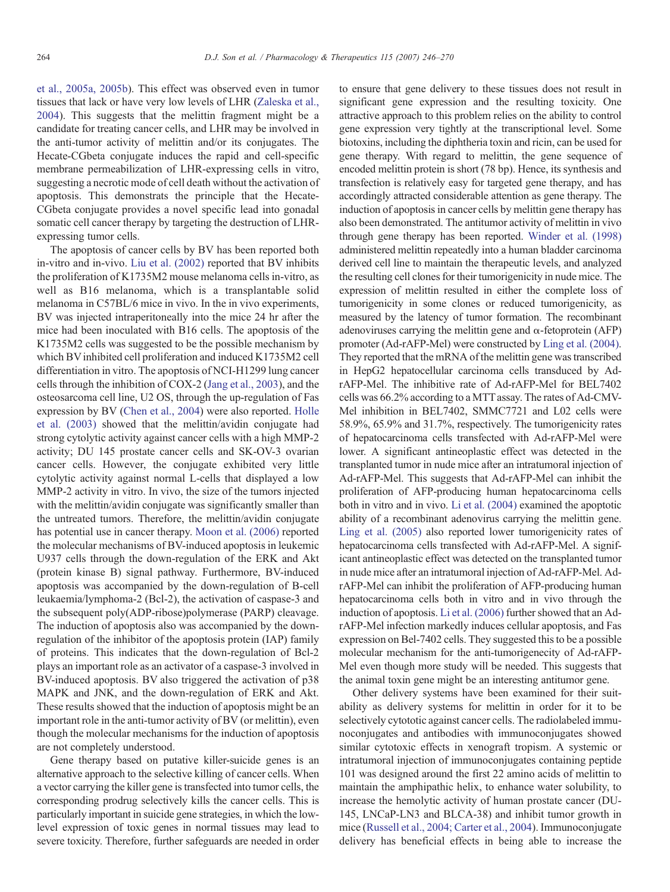et al., 2005a, 2005b). This effect was observed even in tumor tissues that lack or have very low levels of LHR (Zaleska et al., 2004). This suggests that the melittin fragment might be a candidate for treating cancer cells, and LHR may be involved in the anti-tumor activity of melittin and/or its conjugates. The Hecate-CGbeta conjugate induces the rapid and cell-specific membrane permeabilization of LHR-expressing cells in vitro, suggesting a necrotic mode of cell death without the activation of apoptosis. This demonstrats the principle that the Hecate-CGbeta conjugate provides a novel specific lead into gonadal somatic cell cancer therapy by targeting the destruction of LHR-expressing tumor cells.

The apoptosis of cancer cells by BV has been reported both in-vitro and in-vivo. Liu et al. (2002) reported that BV inhibits the proliferation of K1735M2 mouse melanoma cells in-vitro, as well as B16 melanoma, which is a transplantable solid melanoma in C57BL/6 mice in vivo. In the in vivo experiments, BV was injected intraperitoneally into the mice 24 hr after the mice had been inoculated with B16 cells. The apoptosis of the K1735M2 cells was suggested to be the possible mechanism by which BV inhibited cell proliferation and induced K1735M2 cell differentiation in vitro. The apoptosis of NCI-H1299 lung cancer cells through the inhibition of COX-2 (Jang et al., 2003), and the osteosarcoma cell line, U2 OS, through the up-regulation of Fas expression by BV (Chen et al., 2004) were also reported. Holle et al. (2003) showed that the melittin/avidin conjugate had strong cytolytic activity against cancer cells with a high MMP-2 activity; DU 145 prostate cancer cells and SK-OV-3 ovarian cancer cells. However, the conjugate exhibited very little cytolytic activity against normal L-cells that displayed a low MMP-2 activity in vitro. In vivo, the size of the tumors injected with the melittin/avidin conjugate was significantly smaller than the untreated tumors. Therefore, the melittin/avidin conjugate has potential use in cancer therapy. Moon et al. (2006) reported the molecular mechanisms of BV-induced apoptosis in leukemic U937 cells through the down-regulation of the ERK and Akt (protein kinase B) signal pathway. Furthermore, BV-induced apoptosis was accompanied by the down-regulation of B-cell leukaemia/lymphoma-2 (Bcl-2), the activation of caspase-3 and the subsequent poly(ADP-ribose)polymerase (PARP) cleavage. The induction of apoptosis also was accompanied by the down-regulation of the inhibitor of the apoptosis protein (IAP) family of proteins. This indicates that the down-regulation of Bcl-2 plays an important role as an activator of a caspase-3 involved in BV-induced apoptosis. BV also triggered the activation of p38 MAPK and JNK, and the down-regulation of ERK and Akt. These results showed that the induction of apoptosis might be an important role in the anti-tumor activity of BV (or melittin), even though the molecular mechanisms for the induction of apoptosis are not completely understood.

Gene therapy based on putative killer-suicide genes is an alternative approach to the selective killing of cancer cells. When a vector carrying the killer gene is transfected into tumor cells, the corresponding prodrug selectively kills the cancer cells. This is particularly important in suicide gene strategies, in which the low-level expression of toxic genes in normal tissues may lead to severe toxicity. Therefore, further safeguards are needed in order to ensure that gene delivery to these tissues does not result in significant gene expression and the resulting toxicity. One attractive approach to this problem relies on the ability to control gene expression very tightly at the transcriptional level. Some biotoxins, including the diphtheria toxin and ricin, can be used for gene therapy. With regard to melittin, the gene sequence of encoded melittin protein is short (78 bp). Hence, its synthesis and transfection is relatively easy for targeted gene therapy, and has accordingly attracted considerable attention as gene therapy. The induction of apoptosis in cancer cells by melittin gene therapy has also been demonstrated. The antitumor activity of melittin in vivo through gene therapy has been reported. Winder et al. (1998) administered melittin repeatedly into a human bladder carcinoma derived cell line to maintain the therapeutic levels, and analyzed the resulting cell clones for their tumorigenicity in nude mice. The expression of melittin resulted in either the complete loss of tumorigenicity in some clones or reduced tumorigenicity, as measured by the latency of tumor formation. The recombinant adenoviruses carrying the melittin gene and α-fetoprotein (AFP) promoter (Ad-rAFP-Mel) were constructed by Ling et al. (2004). They reported that the mRNA of the melittin gene was transcribed in HepG2 hepatocellular carcinoma cells transduced by Ad-rAFP-Mel. The inhibitive rate of Ad-rAFP-Mel for BEL7402 cells was 66.2% according to a MTT assay. The rates of Ad-CMV-Mel inhibition in BEL7402, SMMC7721 and L02 cells were 58.9%, 65.9% and 31.7%, respectively. The tumorigenicity rates of hepatocarcinoma cells transfected with Ad-rAFP-Mel were lower. A significant antineoplastic effect was detected in the transplanted tumor in nude mice after an intratumoral injection of Ad-rAFP-Mel. This suggests that Ad-rAFP-Mel can inhibit the proliferation of AFP-producing human hepatocarcinoma cells both in vitro and in vivo. Li et al. (2004) examined the apoptotic ability of a recombinant adenovirus carrying the melittin gene. Ling et al. (2005) also reported lower tumorigenicity rates of hepatocarcinoma cells transfected with Ad-rAFP-Mel. A significant antineoplastic effect was detected on the transplanted tumor in nude mice after an intratumoral injection of Ad-rAFP-Mel. Ad-rAFP-Mel can inhibit the proliferation of AFP-producing human hepatocarcinoma cells both in vitro and in vivo through the induction of apoptosis. Li et al. (2006) further showed that an Ad-rAFP-Mel infection markedly induces cellular apoptosis, and Fas expression on Bel-7402 cells. They suggested this to be a possible molecular mechanism for the anti-tumorigenecity of Ad-rAFP-Mel even though more study will be needed. This suggests that the animal toxin gene might be an interesting antitumor gene.

Other delivery systems have been examined for their suitability as delivery systems for melittin in order for it to be selectively cytotoxic against cancer cells. The radiolabeled immunoconjugates and antibodies with immunoconjugates showed similar cytotoxic effects in xenograft tropism. A systemic or intratumoral injection of immunoconjugates containing peptide 101 was designed around the first 22 amino acids of melittin to maintain the amphipathic helix, to enhance water solubility, to increase the hemolytic activity of human prostate cancer (DU-145, LNCaP-LN3 and BLCA-38) and inhibit tumor growth in mice (Russell et al., 2004; Carter et al., 2004). Immunoconjugate delivery has beneficial effects in being able to increase the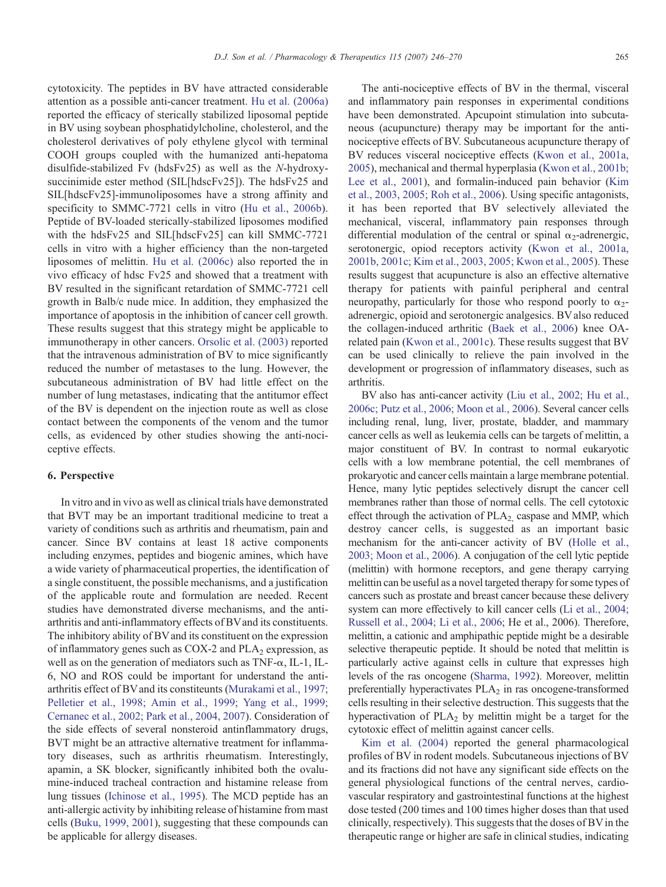cytotoxicity. The peptides in BV have attracted considerable attention as a possible anti-cancer treatment. Hu et al. (2006a) reported the efficacy of sterically stabilized liposomal peptide in BV using soybean phosphatidylcholine, cholesterol, and the cholesterol derivatives of poly ethylene glycol with terminal COOH groups coupled with the humanized anti-hepatoma disulfide-stabilized Fv (hdsFv25) as well as the *N*-hydroxysuccinimide ester method (SIL[hdscFv25]). The hdsFv25 and SIL[hdscFv25]-immunoliposomes have a strong affinity and specificity to SMMC-7721 cells in vitro (Hu et al., 2006b). Peptide of BV-loaded sterically-stabilized liposomes modified with the hdsFv25 and SIL[hdscFv25] can kill SMMC-7721 cells in vitro with a higher efficiency than the non-targeted liposomes of melittin. Hu et al. (2006c) also reported the in vivo efficacy of hdsc Fv25 and showed that a treatment with BV resulted in the significant retardation of SMMC-7721 cell growth in Balb/c nude mice. In addition, they emphasized the importance of apoptosis in the inhibition of cancer cell growth. These results suggest that this strategy might be applicable to immunotherapy in other cancers. Orsolic et al. (2003) reported that the intravenous administration of BV to mice significantly reduced the number of metastases to the lung. However, the subcutaneous administration of BV had little effect on the number of lung metastases, indicating that the antitumor effect of the BV is dependent on the injection route as well as close contact between the components of the venom and the tumor cells, as evidenced by other studies showing the anti-nociceptive effects.

## 6. Perspective

In vitro and in vivo as well as clinical trials have demonstrated that BVT may be an important traditional medicine to treat a variety of conditions such as arthritis and rheumatism, pain and cancer. Since BV contains at least 18 active components including enzymes, peptides and biogenic amines, which have a wide variety of pharmaceutical properties, the identification of a single constituent, the possible mechanisms, and a justification of the applicable route and formulation are needed. Recent studies have demonstrated diverse mechanisms, and the anti-arthritis and anti-inflammatory effects of BV and its constituents. The inhibitory ability of BV and its constituent on the expression of inflammatory genes such as COX-2 and $PLA_2$ expression, as well as on the generation of mediators such as TNF-α, IL-1, IL-6, NO and ROS could be important for understand the anti-arthritis effect of BV and its constituents (Murakami et al., 1997; Pelletier et al., 1998; Amin et al., 1999; Yang et al., 1999; Cernanec et al., 2002; Park et al., 2004, 2007). Consideration of the side effects of several nonsteroid antinflammatory drugs, BVT might be an attractive alternative treatment for inflammatory diseases, such as arthritis rheumatism. Interestingly, apamin, a SK blocker, significantly inhibited both the ovalumine-induced tracheal contraction and histamine release from lung tissues (Ichinose et al., 1995). The MCD peptide has an anti-allergic activity by inhibiting release of histamine from mast cells (Buku, 1999, 2001), suggesting that these compounds can be applicable for allergy diseases.

The anti-nociceptive effects of BV in the thermal, visceral and inflammatory pain responses in experimental conditions have been demonstrated. Apcupoint stimulation into subcutaneous (acupuncture) therapy may be important for the anti-nociceptive effects of BV. Subcutaneous acupuncture therapy of BV reduces visceral nociceptive effects (Kwon et al., 2001a, 2005), mechanical and thermal hyperplasia (Kwon et al., 2001b; Lee et al., 2001), and formalin-induced pain behavior (Kim et al., 2003, 2005; Roh et al., 2006). Using specific antagonists, it has been reported that BV selectively alleviated the mechanical, visceral, inflammatory pain responses through differential modulation of the central or spinal $\alpha_2$-adrenergic, serotonergic, opiod receptors activity (Kwon et al., 2001a, 2001b, 2001c; Kim et al., 2003, 2005; Kwon et al., 2005). These results suggest that acupuncture is also an effective alternative therapy for patients with painful peripheral and central neuropathy, particularly for those who respond poorly to $\alpha_2$-adrenergic, opioid and serotonergic analgesics. BV also reduced the collagen-induced arthritic (Baek et al., 2006) knee OA-related pain (Kwon et al., 2001c). These results suggest that BV can be used clinically to relieve the pain involved in the development or progression of inflammatory diseases, such as arthritis.

BV also has anti-cancer activity (Liu et al., 2002; Hu et al., 2006c; Putz et al., 2006; Moon et al., 2006). Several cancer cells including renal, lung, liver, prostate, bladder, and mammary cancer cells as well as leukemia cells can be targets of melittin, a major constituent of BV. In contrast to normal eukaryotic cells with a low membrane potential, the cell membranes of prokaryotic and cancer cells maintain a large membrane potential. Hence, many lytic peptides selectively disrupt the cancer cell membranes rather than those of normal cells. The cell cytotoxic effect through the activation of $PLA_2$, caspase and MMP, which destroy cancer cells, is suggested as an important basic mechanism for the anti-cancer activity of BV (Holle et al., 2003; Moon et al., 2006). A conjugation of the cell lytic peptide (melittin) with hormone receptors, and gene therapy carrying melittin can be useful as a novel targeted therapy for some types of cancers such as prostate and breast cancer because these delivery system can more effectively to kill cancer cells (Li et al., 2004; Russell et al., 2004; Li et al., 2006; He et al., 2006). Therefore, melittin, a cationic and amphipathic peptide might be a desirable selective therapeutic peptide. It should be noted that melittin is particularly active against cells in culture that expresses high levels of the ras oncogene (Sharma, 1992). Moreover, melittin preferentially hyperactivates $PLA_2$ in ras oncogene-transformed cells resulting in their selective destruction. This suggests that the hyperactivation of $PLA_2$ by melittin might be a target for the cytotoxic effect of melittin against cancer cells.

Kim et al. (2004) reported the general pharmacological profiles of BV in rodent models. Subcutaneous injections of BV and its fractions did not have any significant side effects on the general physiological functions of the central nerves, cardiovascular respiratory and gastrointestinal functions at the highest dose tested (200 times and 100 times higher doses than that used clinically, respectively). This suggests that the doses of BV in the therapeutic range or higher are safe in clinical studies, indicating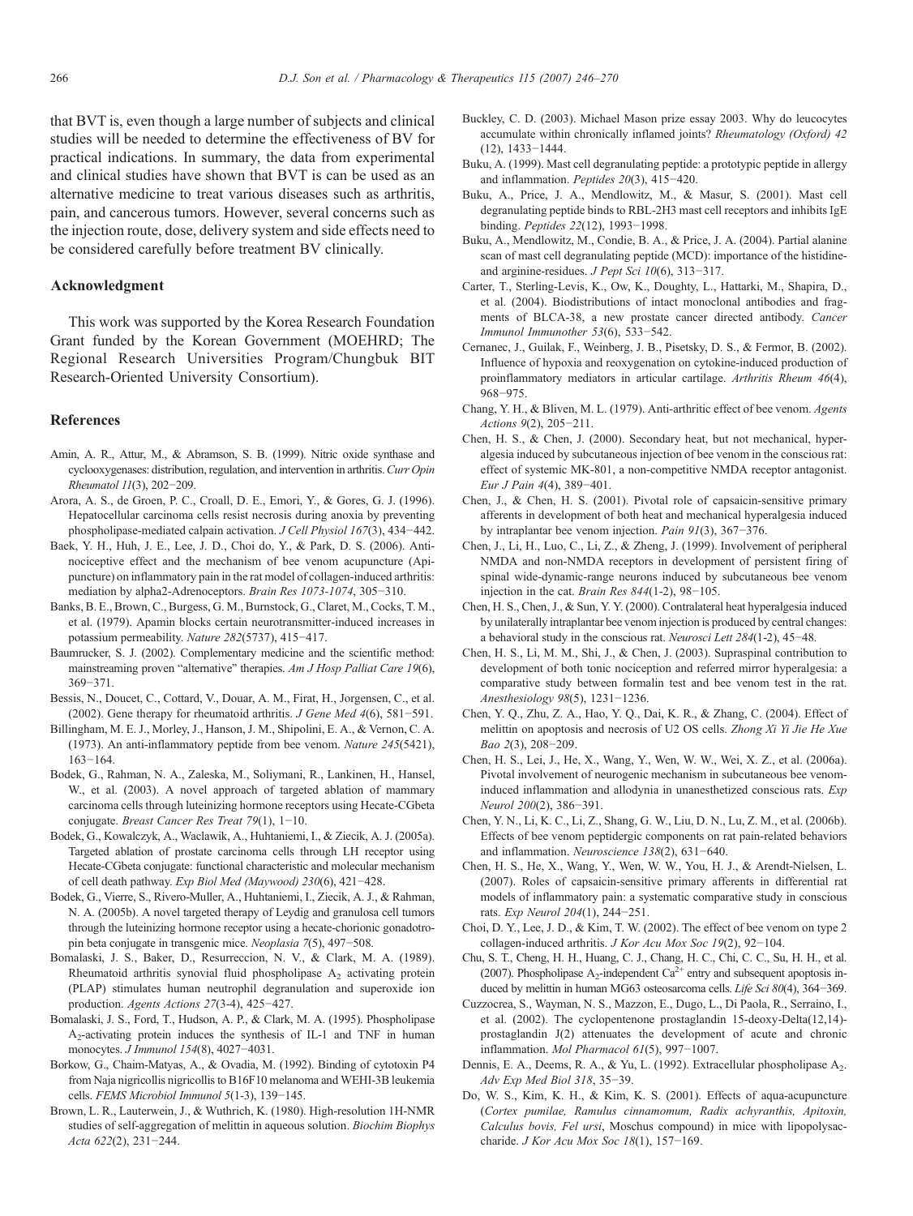that BVT is, even though a large number of subjects and clinical studies will be needed to determine the effectiveness of BV for practical indications. In summary, the data from experimental and clinical studies have shown that BVT is can be used as an alternative medicine to treat various diseases such as arthritis, pain, and cancerous tumors. However, several concerns such as the injection route, dose, delivery system and side effects need to be considered carefully before treatment BV clinically.

## Acknowledgment

This work was supported by the Korea Research Foundation Grant funded by the Korean Government (MOEHRD; The Regional Research Universities Program/Chungbuk BIT Research-Oriented University Consortium).

## References

Amin, A. R., Attur, M., & Abramson, S. B. (1999). Nitric oxide synthase and cyclooxygenases: distribution, regulation, and intervention in arthritis. *Curr Opin Rheumatol 11*(3), 202−209.

Arora, A. S., de Groen, P. C., Croall, D. E., Emori, Y., & Gores, G. J. (1996). Hepatocellular carcinoma cells resist necrosis during anoxia by preventing phospholipase-mediated calpain activation. *J Cell Physiol 167*(3), 434−442.

Baek, Y. H., Huh, J. E., Lee, J. D., Choi do, Y., & Park, D. S. (2006). Antinociceptive effect and the mechanism of bee venom acupuncture (Apipuncture) on inflammatory pain in the rat model of collagen-induced arthritis: mediation by alpha2-Adrenoceptors. *Brain Res 1073-1074*, 305−310.

Banks, B. E., Brown, C., Burgess, G. M., Burnstock, G., Claret, M., Cocks, T. M., et al. (1979). Apamin blocks certain neurotransmitter-induced increases in potassium permeability. *Nature 282*(5737), 415−417.

Baumrucker, S. J. (2002). Complementary medicine and the scientific method: mainstreaming proven "alternative" therapies. *Am J Hosp Palliat Care 19*(6), 369−371.

Bessis, N., Doucet, C., Cottard, V., Douar, A. M., Firat, H., Jorgensen, C., et al. (2002). Gene therapy for rheumatoid arthritis. *J Gene Med 4*(6), 581−591.

Billingham, M. E. J., Morley, J., Hanson, J. M., Shipolini, E. A., & Vernon, C. A. (1973). An anti-inflammatory peptide from bee venom. *Nature 245*(5421), 163−164.

Bodek, G., Rahman, N. A., Zaleska, M., Soliymani, R., Lankinen, H., Hansel, W., et al. (2003). A novel approach of targeted ablation of mammary carcinoma cells through luteinizing hormone receptors using Hecate-CGbeta conjugate. *Breast Cancer Res Treat 79*(1), 1−10.

Bodek, G., Kowalczyk, A., Waclawik, A., Huhtaniemi, I., & Ziecik, A. J. (2005a). Targeted ablation of prostate carcinoma cells through LH receptor using Hecate-CGbeta conjugate: functional characteristic and molecular mechanism of cell death pathway. *Exp Biol Med (Maywood) 230*(6), 421−428.

Bodek, G., Vierre, S., Rivero-Muller, A., Huhtaniemi, I., Ziecik, A. J., & Rahman, N. A. (2005b). A novel targeted therapy of Leydig and granulosa cell tumors through the luteinizing hormone receptor using a hecate-chorionic gonadotropin beta conjugate in transgenic mice. *Neoplasia 7*(5), 497−508.

Bomalaski, J. S., Baker, D., Resurreccion, N. V., & Clark, M. A. (1989). Rheumatoid arthritis synovial fluid phospholipase $A_2$ activating protein (PLAP) stimulates human neutrophil degranulation and superoxide ion production. *Agents Actions 27*(3-4), 425−427.

Bomalaski, J. S., Ford, T., Hudson, A. P., & Clark, M. A. (1995). Phospholipase $A_2$-activating protein induces the synthesis of IL-1 and TNF in human monocytes. *J Immunol 154*(8), 4027−4031.

Borkow, G., Chaim-Matyas, A., & Ovadia, M. (1992). Binding of cytotoxin P4 from Naja nigricollis nigricollis to B16F10 melanoma and WEHI-3B leukemia cells. *FEMS Microbiol Immunol 5*(1-3), 139−145.

Brown, L. R., Lauterwein, J., & Wuthrich, K. (1980). High-resolution 1H-NMR studies of self-aggregation of melittin in aqueous solution. *Biochim Biophys Acta 622*(2), 231−244.

Buckley, C. D. (2003). Michael Mason prize essay 2003. Why do leucocytes accumulate within chronically inflamed joints? *Rheumatology (Oxford) 42* (12), 1433−1444.

Buku, A. (1999). Mast cell degranulating peptide: a prototypic peptide in allergy and inflammation. *Peptides 20*(3), 415−420.

Buku, A., Price, J. A., Mendlowitz, M., & Masur, S. (2001). Mast cell degranulating peptide binds to RBL-2H3 mast cell receptors and inhibits IgE binding. *Peptides 22*(12), 1993−1998.

Buku, A., Mendlowitz, M., Condie, B. A., & Price, J. A. (2004). Partial alanine scan of mast cell degranulating peptide (MCD): importance of the histidine- and arginine-residues. *J Pept Sci 10*(6), 313−317.

Carter, T., Sterling-Levis, K., Ow, K., Doughty, L., Hattarki, M., Shapira, D., et al. (2004). Biodistributions of intact monoclonal antibodies and fragments of BLCA-38, a new prostate cancer directed antibody. *Cancer Immunol Immunother 53*(6), 533−542.

Cernanec, J., Guilak, F., Weinberg, J. B., Pisetsky, D. S., & Fermor, B. (2002). Influence of hypoxia and reoxygenation on cytokine-induced production of proinflammatory mediators in articular cartilage. *Arthritis Rheum 46*(4), 968−975.

Chang, Y. H., & Bliven, M. L. (1979). Anti-arthritic effect of bee venom. *Agents Actions 9*(2), 205−211.

Chen, H. S., & Chen, J. (2000). Secondary heat, but not mechanical, hyperalgesia induced by subcutaneous injection of bee venom in the conscious rat: effect of systemic MK-801, a non-competitive NMDA receptor antagonist. *Eur J Pain 4*(4), 389−401.

Chen, J., & Chen, H. S. (2001). Pivotal role of capsaicin-sensitive primary afferents in development of both heat and mechanical hyperalgesia induced by intraplantar bee venom injection. *Pain 91*(3), 367−376.

Chen, J., Li, H., Luo, C., Li, Z., & Zheng, J. (1999). Involvement of peripheral NMDA and non-NMDA receptors in development of persistent firing of spinal wide-dynamic-range neurons induced by subcutaneous bee venom injection in the cat. *Brain Res 844*(1-2), 98−105.

Chen, H. S., Chen, J., & Sun, Y. Y. (2000). Contralateral heat hyperalgesia induced by unilaterally intraplantar bee venom injection is produced by central changes: a behavioral study in the conscious rat. *Neurosci Lett 284*(1-2), 45−48.

Chen, H. S., Li, M. M., Shi, J., & Chen, J. (2003). Supraspinal contribution to development of both tonic nociception and referred mirror hyperalgesia: a comparative study between formalin test and bee venom test in the rat. *Anesthesiology 98*(5), 1231−1236.

Chen, Y. Q., Zhu, Z. A., Hao, Y. Q., Dai, K. R., & Zhang, C. (2004). Effect of melittin on apoptosis and necrosis of U2 OS cells. *Zhong Xi Yi Jie He Xue Bao 2*(3), 208−209.

Chen, H. S., Lei, J., He, X., Wang, Y., Wen, W. W., Wei, X. Z., et al. (2006a). Pivotal involvement of neurogenic mechanism in subcutaneous bee venom-induced inflammation and allodynia in unanesthetized conscious rats. *Exp Neurol 200*(2), 386−391.

Chen, Y. N., Li, K. C., Li, Z., Shang, G. W., Liu, D. N., Lu, Z. M., et al. (2006b). Effects of bee venom peptidergic components on rat pain-related behaviors and inflammation. *Neuroscience 138*(2), 631−640.

Chen, H. S., He, X., Wang, Y., Wen, W. W., You, H. J., & Arendt-Nielsen, L. (2007). Roles of capsaicin-sensitive primary afferents in differential rat models of inflammatory pain: a systematic comparative study in conscious rats. *Exp Neurol 204*(1), 244−251.

Choi, D. Y., Lee, J. D., & Kim, T. W. (2002). The effect of bee venom on type 2 collagen-induced arthritis. *J Kor Acu Mox Soc 19*(2), 92−104.

Chu, S. T., Cheng, H. H., Huang, C. J., Chang, H. C., Chi, C. C., Su, H. H., et al. (2007). Phospholipase $A_2$-independent $Ca^{2+}$ entry and subsequent apoptosis induced by melittin in human MG63 osteosarcoma cells. *Life Sci 80*(4), 364−369.

Cuzzocrea, S., Wayman, N. S., Mazzon, E., Dugo, L., Di Paola, R., Serraino, I., et al. (2002). The cyclopentenone prostaglandin 15-deoxy-Delta(12,14)-prostaglandin J(2) attenuates the development of acute and chronic inflammation. *Mol Pharmacol 61*(5), 997−1007.

Dennis, E. A., Deems, R. A., & Yu, L. (1992). Extracellular phospholipase $A_2$. *Adv Exp Med Biol 318*, 35−39.

Do, W. S., Kim, K. H., & Kim, K. S. (2001). Effects of aqua-acupuncture (*Cortex pumilae, Ramulus cinnamomum, Radix achyranthis, Apitoxin, Calculus bovis, Fel ursi*, Moschus compound) in mice with lipopolysaccharide. *J Kor Acu Mox Soc 18*(1), 157−169.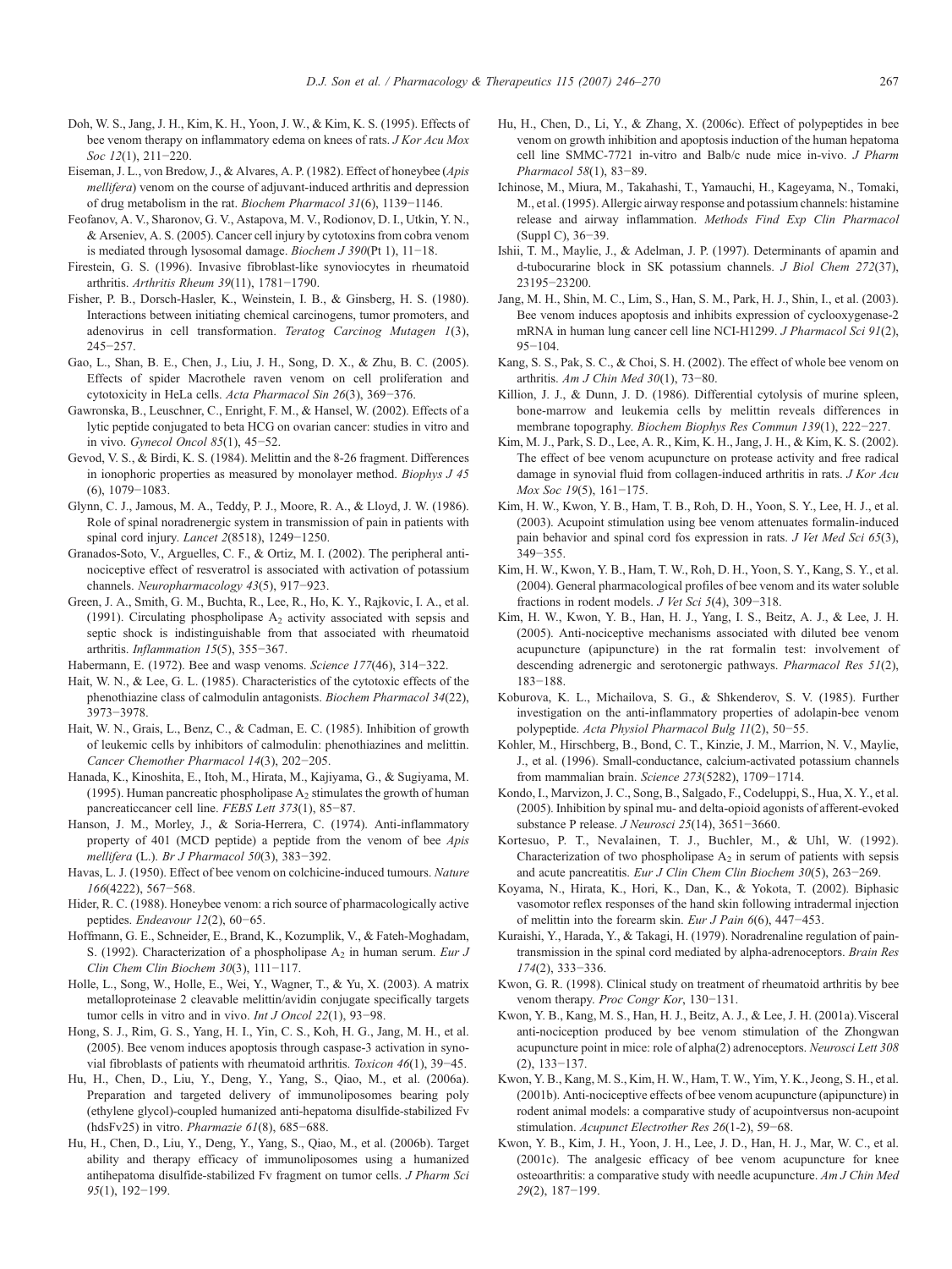Doh, W. S., Jang, J. H., Kim, K. H., Yoon, J. W., & Kim, K. S. (1995). Effects of bee venom therapy on inflammatory edema on knees of rats. *J Kor Acu Mox Soc 12*(1), 211−220.

Eiseman, J. L., von Bredow, J., & Alvares, A. P. (1982). Effect of honeybee (*Apis mellifera*) venom on the course of adjuvant-induced arthritis and depression of drug metabolism in the rat. *Biochem Pharmacol 31*(6), 1139−1146.

Feofanov, A. V., Sharonov, G. V., Astapova, M. V., Rodionov, D. I., Utkin, Y. N., & Arseniev, A. S. (2005). Cancer cell injury by cytotoxins from cobra venom is mediated through lysosomal damage. *Biochem J 390*(Pt 1), 11−18.

Firestein, G. S. (1996). Invasive fibroblast-like synoviocytes in rheumatoid arthritis. *Arthritis Rheum 39*(11), 1781−1790.

Fisher, P. B., Dorsch-Hasler, K., Weinstein, I. B., & Ginsberg, H. S. (1980). Interactions between initiating chemical carcinogens, tumor promoters, and adenovirus in cell transformation. *Teratog Carcinog Mutagen 1*(3), 245−257.

Gao, L., Shan, B. E., Chen, J., Liu, J. H., Song, D. X., & Zhu, B. C. (2005). Effects of spider Macrothele raven venom on cell proliferation and cytotoxicity in HeLa cells. *Acta Pharmacol Sin 26*(3), 369−376.

Gawronska, B., Leuschner, C., Enright, F. M., & Hansel, W. (2002). Effects of a lytic peptide conjugated to beta HCG on ovarian cancer: studies in vitro and in vivo. *Gynecol Oncol 85*(1), 45−52.

Gevod, V. S., & Birdi, K. S. (1984). Melittin and the 8-26 fragment. Differences in ionophoric properties as measured by monolayer method. *Biophys J 45* (6), 1079−1083.

Glynn, C. J., Jamous, M. A., Teddy, P. J., Moore, R. A., & Lloyd, J. W. (1986). Role of spinal noradrenergic system in transmission of pain in patients with spinal cord injury. *Lancet 2*(8518), 1249−1250.

Granados-Soto, V., Arguelles, C. F., & Ortiz, M. I. (2002). The peripheral antinociceptive effect of resveratrol is associated with activation of potassium channels. *Neuropharmacology 43*(5), 917−923.

Green, J. A., Smith, G. M., Buchta, R., Lee, R., Ho, K. Y., Rajkovic, I. A., et al. (1991). Circulating phospholipase $A_2$ activity associated with sepsis and septic shock is indistinguishable from that associated with rheumatoid arthritis. *Inflammation 15*(5), 355−367.

Habermann, E. (1972). Bee and wasp venoms. *Science 177*(46), 314−322.

Hait, W. N., & Lee, G. L. (1985). Characteristics of the cytotoxic effects of the phenothiazine class of calmodulin antagonists. *Biochem Pharmacol 34*(22), 3973−3978.

Hait, W. N., Grais, L., Benz, C., & Cadman, E. C. (1985). Inhibition of growth of leukemic cells by inhibitors of calmodulin: phenothiazines and melittin. *Cancer Chemother Pharmacol 14*(3), 202−205.

Hanada, K., Kinoshita, E., Itoh, M., Hirata, M., Kajiyama, G., & Sugiyama, M. (1995). Human pancreatic phospholipase $A_2$ stimulates the growth of human pancreaticcancer cell line. *FEBS Lett 373*(1), 85−87.

Hanson, J. M., Morley, J., & Soria-Herrera, C. (1974). Anti-inflammatory property of 401 (MCD peptide) a peptide from the venom of bee *Apis mellifera* (L.). *Br J Pharmacol 50*(3), 383−392.

Havas, L. J. (1950). Effect of bee venom on colchicine-induced tumours. *Nature 166*(4222), 567−568.

Hider, R. C. (1988). Honeybee venom: a rich source of pharmacologically active peptides. *Endeavour 12*(2), 60−65.

Hoffmann, G. E., Schneider, E., Brand, K., Kozumplik, V., & Fateh-Moghadam, S. (1992). Characterization of a phospholipase $A_2$ in human serum. *Eur J Clin Chem Clin Biochem 30*(3), 111−117.

Holle, L., Song, W., Holle, E., Wei, Y., Wagner, T., & Yu, X. (2003). A matrix metalloproteinase 2 cleavable melittin/avidin conjugate specifically targets tumor cells in vitro and in vivo. *Int J Oncol 22*(1), 93−98.

Hong, S. J., Rim, G. S., Yang, H. I., Yin, C. S., Koh, H. G., Jang, M. H., et al. (2005). Bee venom induces apoptosis through caspase-3 activation in synovial fibroblasts of patients with rheumatoid arthritis. *Toxicon 46*(1), 39−45.

Hu, H., Chen, D., Liu, Y., Deng, Y., Yang, S., Qiao, M., et al. (2006a). Preparation and targeted delivery of immunoliposomes bearing poly (ethylene glycol)-coupled humanized anti-hepatoma disulfide-stabilized Fv (hdsFv25) in vitro. *Pharmazie 61*(8), 685−688.

Hu, H., Chen, D., Liu, Y., Deng, Y., Yang, S., Qiao, M., et al. (2006b). Target ability and therapy efficacy of immunoliposomes using a humanized antihepatoma disulfide-stabilized Fv fragment on tumor cells. *J Pharm Sci 95*(1), 192−199.

Hu, H., Chen, D., Li, Y., & Zhang, X. (2006c). Effect of polypeptides in bee venom on growth inhibition and apoptosis induction of the human hepatoma cell line SMMC-7721 in-vitro and Balb/c nude mice in-vivo. *J Pharm Pharmacol 58*(1), 83−89.

Ichinose, M., Miura, M., Takahashi, T., Yamauchi, H., Kageyama, N., Tomaki, M., et al. (1995). Allergic airway response and potassium channels: histamine release and airway inflammation. *Methods Find Exp Clin Pharmacol* (Suppl C), 36−39.

Ishii, T. M., Maylie, J., & Adelman, J. P. (1997). Determinants of apamin and d-tubocurarine block in SK potassium channels. *J Biol Chem 272*(37), 23195−23200.

Jang, M. H., Shin, M. C., Lim, S., Han, S. M., Park, H. J., Shin, I., et al. (2003). Bee venom induces apoptosis and inhibits expression of cyclooxygenase-2 mRNA in human lung cancer cell line NCI-H1299. *J Pharmacol Sci 91*(2), 95−104.

Kang, S. S., Pak, S. C., & Choi, S. H. (2002). The effect of whole bee venom on arthritis. *Am J Chin Med 30*(1), 73−80.

Killion, J. J., & Dunn, J. D. (1986). Differential cytolysis of murine spleen, bone-marrow and leukemia cells by melittin reveals differences in membrane topography. *Biochem Biophys Res Commun 139*(1), 222−227.

Kim, M. J., Park, S. D., Lee, A. R., Kim, K. H., Jang, J. H., & Kim, K. S. (2002). The effect of bee venom acupuncture on protease activity and free radical damage in synovial fluid from collagen-induced arthritis in rats. *J Kor Acu Mox Soc 19*(5), 161−175.

Kim, H. W., Kwon, Y. B., Ham, T. B., Roh, D. H., Yoon, S. Y., Lee, H. J., et al. (2003). Acupoint stimulation using bee venom attenuates formalin-induced pain behavior and spinal cord fos expression in rats. *J Vet Med Sci 65*(3), 349−355.

Kim, H. W., Kwon, Y. B., Ham, T. W., Roh, D. H., Yoon, S. Y., Kang, S. Y., et al. (2004). General pharmacological profiles of bee venom and its water soluble fractions in rodent models. *J Vet Sci 5*(4), 309−318.

Kim, H. W., Kwon, Y. B., Han, H. J., Yang, I. S., Beitz, A. J., & Lee, J. H. (2005). Anti-nociceptive mechanisms associated with diluted bee venom acupuncture (apipuncture) in the rat formalin test: involvement of descending adrenergic and serotonergic pathways. *Pharmacol Res 51*(2), 183−188.

Koburova, K. L., Michailova, S. G., & Shkenderov, S. V. (1985). Further investigation on the anti-inflammatory properties of adolapin-bee venom polypeptide. *Acta Physiol Pharmacol Bulg 11*(2), 50−55.

Kohler, M., Hirschberg, B., Bond, C. T., Kinzie, J. M., Marrion, N. V., Maylie, J., et al. (1996). Small-conductance, calcium-activated potassium channels from mammalian brain. *Science 273*(5282), 1709−1714.

Kondo, I., Marvizon, J. C., Song, B., Salgado, F., Codeluppi, S., Hua, X. Y., et al. (2005). Inhibition by spinal mu- and delta-opioid agonists of afferent-evoked substance P release. *J Neurosci 25*(14), 3651−3660.

Kortesuo, P. T., Nevalainen, T. J., Buchler, M., & Uhl, W. (1992). Characterization of two phospholipase $A_2$ in serum of patients with sepsis and acute pancreatitis. *Eur J Clin Chem Clin Biochem 30*(5), 263−269.

Koyama, N., Hirata, K., Hori, K., Dan, K., & Yokota, T. (2002). Biphasic vasomotor reflex responses of the hand skin following intradermal injection of melittin into the forearm skin. *Eur J Pain 6*(6), 447−453.

Kuraishi, Y., Harada, Y., & Takagi, H. (1979). Noradrenaline regulation of pain-transmission in the spinal cord mediated by alpha-adrenoceptors. *Brain Res 174*(2), 333−336.

Kwon, G. R. (1998). Clinical study on treatment of rheumatoid arthritis by bee venom therapy. *Proc Congr Kor*, 130−131.

Kwon, Y. B., Kang, M. S., Han, H. J., Beitz, A. J., & Lee, J. H. (2001a). Visceral anti-nociception produced by bee venom stimulation of the Zhongwan acupuncture point in mice: role of alpha(2) adrenoceptors. *Neurosci Lett 308* (2), 133−137.

Kwon, Y. B., Kang, M. S., Kim, H. W., Ham, T. W., Yim, Y. K., Jeong, S. H., et al. (2001b). Anti-nociceptive effects of bee venom acupuncture (apipuncture) in rodent animal models: a comparative study of acupointversus non-acupoint stimulation. *Acupunct Electrother Res 26*(1-2), 59−68.

Kwon, Y. B., Kim, J. H., Yoon, J. H., Lee, J. D., Han, H. J., Mar, W. C., et al. (2001c). The analgesic efficacy of bee venom acupuncture for knee osteoarthritis: a comparative study with needle acupuncture. *Am J Chin Med 29*(2), 187−199.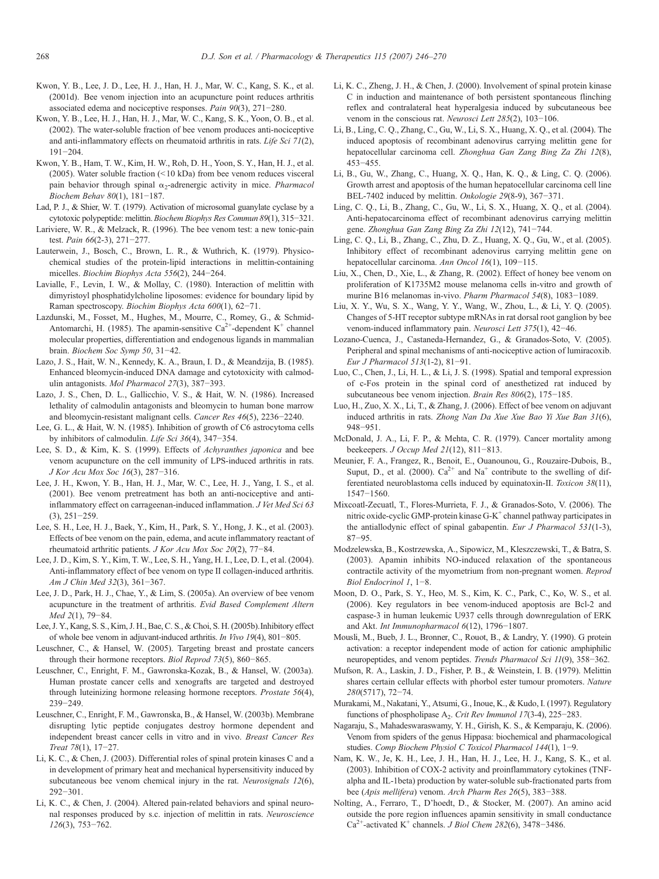Kwon, Y. B., Lee, J. D., Lee, H. J., Han, H. J., Mar, W. C., Kang, S. K., et al. (2001d). Bee venom injection into an acupuncture point reduces arthritis associated edema and nociceptive responses. *Pain 90*(3), 271−280.

Kwon, Y. B., Lee, H. J., Han, H. J., Mar, W. C., Kang, S. K., Yoon, O. B., et al. (2002). The water-soluble fraction of bee venom produces anti-nociceptive and anti-inflammatory effects on rheumatoid arthritis in rats. *Life Sci 71*(2), 191−204.

Kwon, Y. B., Ham, T. W., Kim, H. W., Roh, D. H., Yoon, S. Y., Han, H. J., et al. (2005). Water soluble fraction (<10 kDa) from bee venom reduces visceral pain behavior through spinal $\alpha_2$-adrenergic activity in mice. *Pharmacol Biochem Behav 80*(1), 181−187.

Lad, P. J., & Shier, W. T. (1979). Activation of microsomal guanylate cyclase by a cytotoxic polypeptide: melittin. *Biochem Biophys Res Commun 89*(1), 315−321.

Lariviere, W. R., & Melzack, R. (1996). The bee venom test: a new tonic-pain test. *Pain 66*(2-3), 271−277.

Lauterwein, J., Bosch, C., Brown, L. R., & Wuthrich, K. (1979). Physicochemical studies of the protein-lipid interactions in melittin-containing micelles. *Biochim Biophys Acta 556*(2), 244−264.

Lavialle, F., Levin, I. W., & Mollay, C. (1980). Interaction of melittin with dimyristoyl phosphatidylcholine liposomes: evidence for boundary lipid by Raman spectroscopy. *Biochim Biophys Acta 600*(1), 62−71.

Lazdunski, M., Fosset, M., Hughes, M., Mourre, C., Romey, G., & Schmid-Antomarchi, H. (1985). The apamin-sensitive $Ca^{2+}$-dependent $K^+$ channel molecular properties, differentiation and endogenous ligands in mammalian brain. *Biochem Soc Symp 50*, 31−42.

Lazo, J. S., Hait, W. N., Kennedy, K. A., Braun, I. D., & Meandzija, B. (1985). Enhanced bleomycin-induced DNA damage and cytotoxicity with calmodulin antagonists. *Mol Pharmacol 27*(3), 387−393.

Lazo, J. S., Chen, D. L., Gallicchio, V. S., & Hait, W. N. (1986). Increased lethality of calmodulin antagonists and bleomycin to human bone marrow and bleomycin-resistant malignant cells. *Cancer Res 46*(5), 2236−2240.

Lee, G. L., & Hait, W. N. (1985). Inhibition of growth of C6 astrocytoma cells by inhibitors of calmodulin. *Life Sci 36*(4), 347−354.

Lee, S. D., & Kim, K. S. (1999). Effects of *Achyranthes japonica* and bee venom acupuncture on the cell immunity of LPS-induced arthritis in rats. *J Kor Acu Mox Soc 16*(3), 287−316.

Lee, J. H., Kwon, Y. B., Han, H. J., Mar, W. C., Lee, H. J., Yang, I. S., et al. (2001). Bee venom pretreatment has both an anti-nociceptive and anti-inflammatory effect on carrageenan-induced inflammation. *J Vet Med Sci 63* (3), 251−259.

Lee, S. H., Lee, H. J., Baek, Y., Kim, H., Park, S. Y., Hong, J. K., et al. (2003). Effects of bee venom on the pain, edema, and acute inflammatory reactant of rheumatoid arthritic patients. *J Kor Acu Mox Soc 20*(2), 77−84.

Lee, J. D., Kim, S. Y., Kim, T. W., Lee, S. H., Yang, H. I., Lee, D. I., et al. (2004). Anti-inflammatory effect of bee venom on type II collagen-induced arthritis. *Am J Chin Med 32*(3), 361−367.

Lee, J. D., Park, H. J., Chae, Y., & Lim, S. (2005a). An overview of bee venom acupuncture in the treatment of arthritis. *Evid Based Complement Altern Med 2*(1), 79−84.

Lee, J. Y., Kang, S. S., Kim, J. H., Bae, C. S., & Choi, S. H. (2005b). Inhibitory effect of whole bee venom in adjuvant-induced arthritis. *In Vivo 19*(4), 801−805.

Leuschner, C., & Hansel, W. (2005). Targeting breast and prostate cancers through their hormone receptors. *Biol Reprod 73*(5), 860−865.

Leuschner, C., Enright, F. M., Gawronska-Kozak, B., & Hansel, W. (2003a). Human prostate cancer cells and xenografts are targeted and destroyed through luteinizing hormone releasing hormone receptors. *Prostate 56*(4), 239−249.

Leuschner, C., Enright, F. M., Gawronska, B., & Hansel, W. (2003b). Membrane disrupting lytic peptide conjugates destroy hormone dependent and independent breast cancer cells in vitro and in vivo. *Breast Cancer Res Treat 78*(1), 17−27.

Li, K. C., & Chen, J. (2003). Differential roles of spinal protein kinases C and a in development of primary heat and mechanical hypersensitivity induced by subcutaneous bee venom chemical injury in the rat. *Neurosignals 12*(6), 292−301.

Li, K. C., & Chen, J. (2004). Altered pain-related behaviors and spinal neuronal responses produced by s.c. injection of melittin in rats. *Neuroscience 126*(3), 753−762.

Li, K. C., Zheng, J. H., & Chen, J. (2000). Involvement of spinal protein kinase C in induction and maintenance of both persistent spontaneous flinching reflex and contralateral heat hyperalgesia induced by subcutaneous bee venom in the conscious rat. *Neurosci Lett 285*(2), 103−106.

Li, B., Ling, C. Q., Zhang, C., Gu, W., Li, S. X., Huang, X. Q., et al. (2004). The induced apoptosis of recombinant adenovirus carrying melittin gene for hepatocellular carcinoma cell. *Zhonghua Gan Zang Bing Za Zhi 12*(8), 453−455.

Li, B., Gu, W., Zhang, C., Huang, X. Q., Han, K. Q., & Ling, C. Q. (2006). Growth arrest and apoptosis of the human hepatocellular carcinoma cell line BEL-7402 induced by melittin. *Onkologie 29*(8-9), 367−371.

Ling, C. Q., Li, B., Zhang, C., Gu, W., Li, S. X., Huang, X. Q., et al. (2004). Anti-hepatocarcinoma effect of recombinant adenovirus carrying melittin gene. *Zhonghua Gan Zang Bing Za Zhi 12*(12), 741−744.

Ling, C. Q., Li, B., Zhang, C., Zhu, D. Z., Huang, X. Q., Gu, W., et al. (2005). Inhibitory effect of recombinant adenovirus carrying melittin gene on hepatocellular carcinoma. *Ann Oncol 16*(1), 109−115.

Liu, X., Chen, D., Xie, L., & Zhang, R. (2002). Effect of honey bee venom on proliferation of K1735M2 mouse melanoma cells in-vitro and growth of murine B16 melanomas in-vivo. *Pharm Pharmacol 54*(8), 1083−1089.

Liu, X. Y., Wu, S. X., Wang, Y. Y., Wang, W., Zhou, L., & Li, Y. Q. (2005). Changes of 5-HT receptor subtype mRNAs in rat dorsal root ganglion by bee venom-induced inflammatory pain. *Neurosci Lett 375*(1), 42−46.

Lozano-Cuenca, J., Castaneda-Hernandez, G., & Granados-Soto, V. (2005). Peripheral and spinal mechanisms of anti-nociceptive action of lumiracoxib. *Eur J Pharmacol 513*(1-2), 81−91.

Luo, C., Chen, J., Li, H. L., & Li, J. S. (1998). Spatial and temporal expression of c-Fos protein in the spinal cord of anesthetized rat induced by subcutaneous bee venom injection. *Brain Res 806*(2), 175−185.

Luo, H., Zuo, X. X., Li, T., & Zhang, J. (2006). Effect of bee venom on adjuvant induced arthritis in rats. *Zhong Nan Da Xue Xue Bao Yi Xue Ban 31*(6), 948−951.

McDonald, J. A., Li, F. P., & Mehta, C. R. (1979). Cancer mortality among beekeepers. *J Occup Med 21*(12), 811−813.

Meunier, F. A., Frangez, R., Benoit, E., Ouanounou, G., Rouzaire-Dubois, B., Suput, D., et al. (2000). $Ca^{2+}$ and $Na^+$ contribute to the swelling of differentiated neuroblastoma cells induced by equinatoxin-II. *Toxicon 38*(11), 1547−1560.

Mixcoatl-Zecuatl, T., Flores-Murrieta, F. J., & Granados-Soto, V. (2006). The nitric oxide-cyclic GMP-protein kinase G-$K^+$ channel pathway participates in the antiallodynic effect of spinal gabapentin. *Eur J Pharmacol 531*(1-3), 87−95.

Modzelewska, B., Kostrzewska, A., Sipowicz, M., Kleszczewski, T., & Batra, S. (2003). Apamin inhibits NO-induced relaxation of the spontaneous contractile activity of the myometrium from non-pregnant women. *Reprod Biol Endocrinol 1*, 1−8.

Moon, D. O., Park, S. Y., Heo, M. S., Kim, K. C., Park, C., Ko, W. S., et al. (2006). Key regulators in bee venom-induced apoptosis are Bcl-2 and caspase-3 in human leukemic U937 cells through downregulation of ERK and Akt. *Int Immunopharmacol 6*(12), 1796−1807.

Mousli, M., Bueb, J. L., Bronner, C., Rouot, B., & Landry, Y. (1990). G protein activation: a receptor independent mode of action for cationic amphiphilic neuropeptides, and venom peptides. *Trends Pharmacol Sci 11*(9), 358−362.

Mufson, R. A., Laskin, J. D., Fisher, P. B., & Weinstein, I. B. (1979). Melittin shares certain cellular effects with phorbol ester tumour promoters. *Nature 280*(5717), 72−74.

Murakami, M., Nakatani, Y., Atsumi, G., Inoue, K., & Kudo, I. (1997). Regulatory functions of phospholipase $A_2$. *Crit Rev Immunol 17*(3-4), 225−283.

Nagaraju, S., Mahadeswaraswamy, Y. H., Girish, K. S., & Kemparaju, K. (2006). Venom from spiders of the genus Hippasa: biochemical and pharmacological studies. *Comp Biochem Physiol C Toxicol Pharmacol 144*(1), 1−9.

Nam, K. W., Je, K. H., Lee, J. H., Han, H. J., Lee, H. J., Kang, S. K., et al. (2003). Inhibition of COX-2 activity and proinflammatory cytokines (TNF-alpha and IL-1beta) production by water-soluble sub-fractionated parts from bee (*Apis mellifera*) venom. *Arch Pharm Res 26*(5), 383−388.

Nolting, A., Ferraro, T., D'hoedt, D., & Stocker, M. (2007). An amino acid outside the pore region influences apamin sensitivity in small conductance $Ca^{2+}$-activated $K^+$ channels. *J Biol Chem 282*(6), 3478−3486.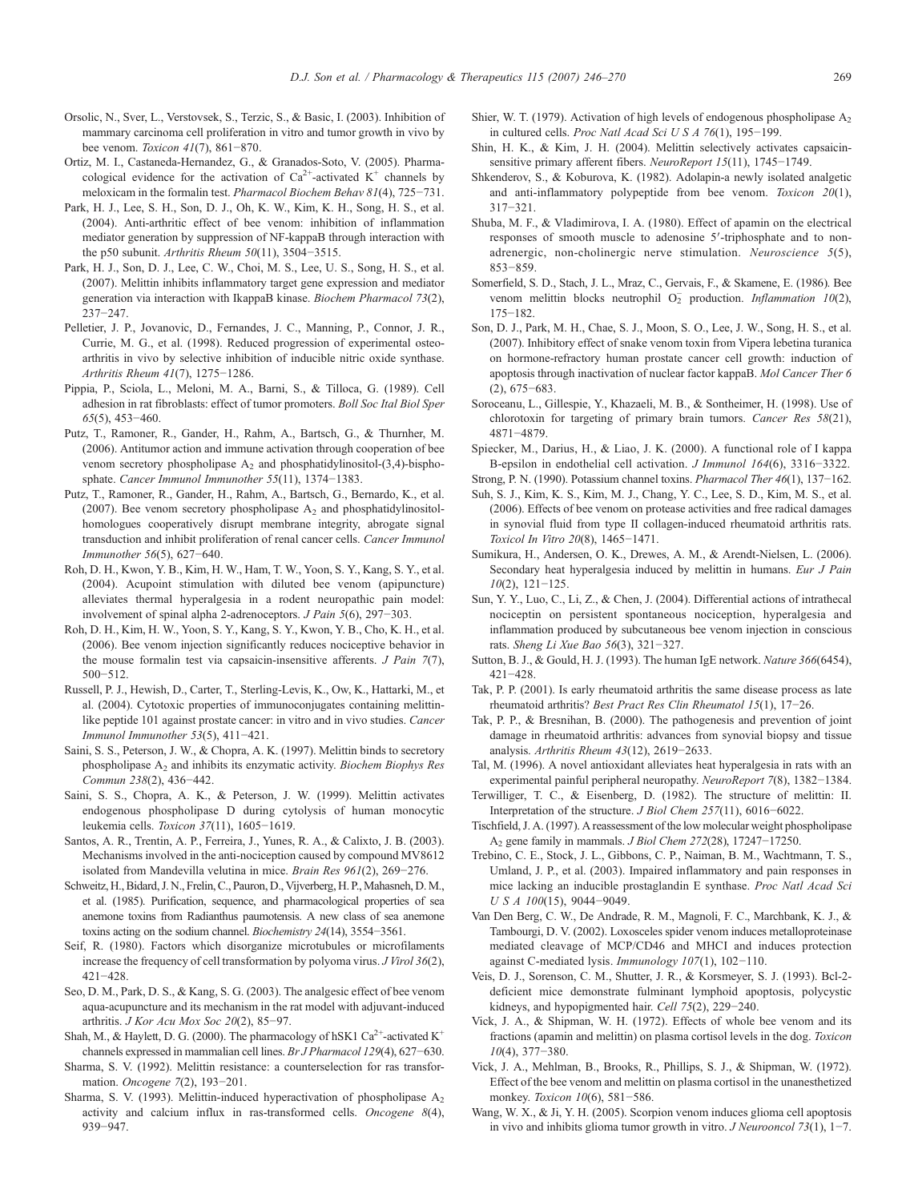Orsolic, N., Sver, L., Verstovsek, S., Terzic, S., & Basic, I. (2003). Inhibition of mammary carcinoma cell proliferation in vitro and tumor growth in vivo by bee venom. *Toxicon 41*(7), 861−870.

Ortiz, M. I., Castaneda-Hernandez, G., & Granados-Soto, V. (2005). Pharmacological evidence for the activation of $Ca^{2+}$-activated $K^+$ channels by meloxicam in the formalin test. *Pharmacol Biochem Behav 81*(4), 725−731.

Park, H. J., Lee, S. H., Son, D. J., Oh, K. W., Kim, K. H., Song, H. S., et al. (2004). Anti-arthritic effect of bee venom: inhibition of inflammation mediator generation by suppression of NF-kappaB through interaction with the p50 subunit. *Arthritis Rheum 50*(11), 3504−3515.

Park, H. J., Son, D. J., Lee, C. W., Choi, M. S., Lee, U. S., Song, H. S., et al. (2007). Melittin inhibits inflammatory target gene expression and mediator generation via interaction with IkappaB kinase. *Biochem Pharmacol 73*(2), 237−247.

Pelletier, J. P., Jovanovic, D., Fernandes, J. C., Manning, P., Connor, J. R., Currie, M. G., et al. (1998). Reduced progression of experimental osteoarthritis in vivo by selective inhibition of inducible nitric oxide synthase. *Arthritis Rheum 41*(7), 1275−1286.

Pippia, P., Sciola, L., Meloni, M. A., Barni, S., & Tilloca, G. (1989). Cell adhesion in rat fibroblasts: effect of tumor promoters. *Boll Soc Ital Biol Sper 65*(5), 453−460.

Putz, T., Ramoner, R., Gander, H., Rahm, A., Bartsch, G., & Thurnher, M. (2006). Antitumor action and immune activation through cooperation of bee venom secretory phospholipase $A_2$ and phosphatidylinositol-(3,4)-bisphosphate. *Cancer Immunol Immunother 55*(11), 1374−1383.

Putz, T., Ramoner, R., Gander, H., Rahm, A., Bartsch, G., Bernardo, K., et al. (2007). Bee venom secretory phospholipase $A_2$ and phosphatidylinositol-homologues cooperatively disrupt membrane integrity, abrogate signal transduction and inhibit proliferation of renal cancer cells. *Cancer Immunol Immunother 56*(5), 627−640.

Roh, D. H., Kwon, Y. B., Kim, H. W., Ham, T. W., Yoon, S. Y., Kang, S. Y., et al. (2004). Acupoint stimulation with diluted bee venom (apipuncture) alleviates thermal hyperalgesia in a rodent neuropathic pain model: involvement of spinal alpha 2-adrenoceptors. *J Pain 5*(6), 297−303.

Roh, D. H., Kim, H. W., Yoon, S. Y., Kang, S. Y., Kwon, Y. B., Cho, K. H., et al. (2006). Bee venom injection significantly reduces nociceptive behavior in the mouse formalin test via capsaicin-insensitive afferents. *J Pain 7*(7), 500−512.

Russell, P. J., Hewish, D., Carter, T., Sterling-Levis, K., Ow, K., Hattarki, M., et al. (2004). Cytotoxic properties of immunoconjugates containing melittin-like peptide 101 against prostate cancer: in vitro and in vivo studies. *Cancer Immunol Immunother 53*(5), 411−421.

Saini, S. S., Peterson, J. W., & Chopra, A. K. (1997). Melittin binds to secretory phospholipase $A_2$ and inhibits its enzymatic activity. *Biochem Biophys Res Commun 238*(2), 436−442.

Saini, S. S., Chopra, A. K., & Peterson, J. W. (1999). Melittin activates endogenous phospholipase D during cytolysis of human monocytic leukemia cells. *Toxicon 37*(11), 1605−1619.

Santos, A. R., Trentin, A. P., Ferreira, J., Yunes, R. A., & Calixto, J. B. (2003). Mechanisms involved in the anti-nociception caused by compound MV8612 isolated from Mandevilla velutina in mice. *Brain Res 961*(2), 269−276.

Schweitz, H., Bidard, J. N., Frelin, C., Pauron, D., Vijverberg, H. P., Mahasneh, D. M., et al. (1985). Purification, sequence, and pharmacological properties of sea anemone toxins from Radianthus paumotensis. A new class of sea anemone toxins acting on the sodium channel. *Biochemistry 24*(14), 3554−3561.

Seif, R. (1980). Factors which disorganize microtubules or microfilaments increase the frequency of cell transformation by polyoma virus. *J Virol 36*(2), 421−428.

Seo, D. M., Park, D. S., & Kang, S. G. (2003). The analgesic effect of bee venom aqua-acupuncture and its mechanism in the rat model with adjuvant-induced arthritis. *J Kor Acu Mox Soc 20*(2), 85−97.

Shah, M., & Haylett, D. G. (2000). The pharmacology of hSK1 $Ca^{2+}$-activated $K^+$ channels expressed in mammalian cell lines. *Br J Pharmacol 129*(4), 627−630.

Sharma, S. V. (1992). Melittin resistance: a counterselection for ras transformation. *Oncogene 7*(2), 193−201.

Sharma, S. V. (1993). Melittin-induced hyperactivation of phospholipase $A_2$ activity and calcium influx in ras-transformed cells. *Oncogene 8*(4), 939−947.

Shier, W. T. (1979). Activation of high levels of endogenous phospholipase $A_2$ in cultured cells. *Proc Natl Acad Sci U S A 76*(1), 195−199.

Shin, H. K., & Kim, J. H. (2004). Melittin selectively activates capsaicin-sensitive primary afferent fibers. *NeuroReport 15*(11), 1745−1749.

Shkenderov, S., & Koburova, K. (1982). Adolapin-a newly isolated analgetic and anti-inflammatory polypeptide from bee venom. *Toxicon 20*(1), 317−321.

Shuba, M. F., & Vladimirova, I. A. (1980). Effect of apamin on the electrical responses of smooth muscle to adenosine 5′-triphosphate and to non-adrenergic, non-cholinergic nerve stimulation. *Neuroscience 5*(5), 853−859.

Somerfield, S. D., Stach, J. L., Mraz, C., Gervais, F., & Skamene, E. (1986). Bee venom melittin blocks neutrophil $O_2^-$ production. *Inflammation 10*(2), 175−182.

Son, D. J., Park, M. H., Chae, S. J., Moon, S. O., Lee, J. W., Song, H. S., et al. (2007). Inhibitory effect of snake venom toxin from Vipera lebetina turanica on hormone-refractory human prostate cancer cell growth: induction of apoptosis through inactivation of nuclear factor kappaB. *Mol Cancer Ther 6*(2), 675−683.

Soroceanu, L., Gillespie, Y., Khazaeli, M. B., & Sontheimer, H. (1998). Use of chlorotoxin for targeting of primary brain tumors. *Cancer Res 58*(21), 4871−4879.

Spiecker, M., Darius, H., & Liao, J. K. (2000). A functional role of I kappa B-epsilon in endothelial cell activation. *J Immunol 164*(6), 3316−3322.

Strong, P. N. (1990). Potassium channel toxins. *Pharmacol Ther 46*(1), 137−162.

Suh, S. J., Kim, K. S., Kim, M. J., Chang, Y. C., Lee, S. D., Kim, M. S., et al. (2006). Effects of bee venom on protease activities and free radical damages in synovial fluid from type II collagen-induced rheumatoid arthritis rats. *Toxicol In Vitro 20*(8), 1465−1471.

Sumikura, H., Andersen, O. K., Drewes, A. M., & Arendt-Nielsen, L. (2006). Secondary heat hyperalgesia induced by melittin in humans. *Eur J Pain 10*(2), 121−125.

Sun, Y. Y., Luo, C., Li, Z., & Chen, J. (2004). Differential actions of intrathecal nociceptin on persistent spontaneous nociception, hyperalgesia and inflammation produced by subcutaneous bee venom injection in conscious rats. *Sheng Li Xue Bao 56*(3), 321−327.

Sutton, B. J., & Gould, H. J. (1993). The human IgE network. *Nature 366*(6454), 421−428.

Tak, P. P. (2001). Is early rheumatoid arthritis the same disease process as late rheumatoid arthritis? *Best Pract Res Clin Rheumatol 15*(1), 17−26.

Tak, P. P., & Bresnihan, B. (2000). The pathogenesis and prevention of joint damage in rheumatoid arthritis: advances from synovial biopsy and tissue analysis. *Arthritis Rheum 43*(12), 2619−2633.

Tal, M. (1996). A novel antioxidant alleviates heat hyperalgesia in rats with an experimental painful peripheral neuropathy. *NeuroReport 7*(8), 1382−1384.

Terwilliger, T. C., & Eisenberg, D. (1982). The structure of melittin: II. Interpretation of the structure. *J Biol Chem 257*(11), 6016−6022.

Tischfield, J. A. (1997). A reassessment of the low molecular weight phospholipase $A_2$ gene family in mammals. *J Biol Chem 272*(28), 17247−17250.

Trebino, C. E., Stock, J. L., Gibbons, C. P., Naiman, B. M., Wachtmann, T. S., Umland, J. P., et al. (2003). Impaired inflammatory and pain responses in mice lacking an inducible prostaglandin E synthase. *Proc Natl Acad Sci U S A 100*(15), 9044−9049.

Van Den Berg, C. W., De Andrade, R. M., Magnoli, F. C., Marchbank, K. J., & Tambourgi, D. V. (2002). Loxosceles spider venom induces metalloproteinase mediated cleavage of MCP/CD46 and MHCI and induces protection against C-mediated lysis. *Immunology 107*(1), 102−110.

Veis, D. J., Sorenson, C. M., Shutter, J. R., & Korsmeyer, S. J. (1993). Bcl-2-deficient mice demonstrate fulminant lymphoid apoptosis, polycystic kidneys, and hypopigmented hair. *Cell 75*(2), 229−240.

Vick, J. A., & Shipman, W. H. (1972). Effects of whole bee venom and its fractions (apamin and melittin) on plasma cortisol levels in the dog. *Toxicon 10*(4), 377−380.

Vick, J. A., Mehlman, B., Brooks, R., Phillips, S. J., & Shipman, W. (1972). Effect of the bee venom and melittin on plasma cortisol in the unanesthetized monkey. *Toxicon 10*(6), 581−586.

Wang, W. X., & Ji, Y. H. (2005). Scorpion venom induces glioma cell apoptosis in vivo and inhibits glioma tumor growth in vitro. *J Neurooncol 73*(1), 1−7.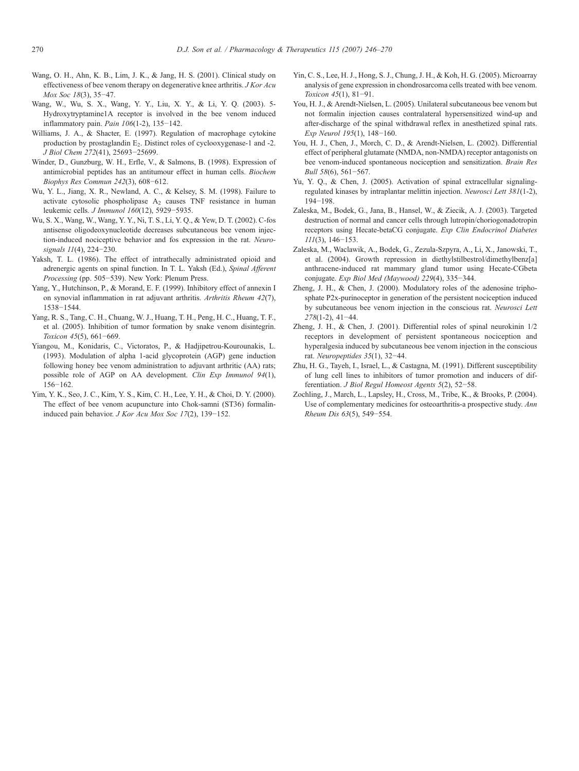Wang, O. H., Ahn, K. B., Lim, J. K., & Jang, H. S. (2001). Clinical study on effectiveness of bee venom therapy on degenerative knee arthritis. *J Kor Acu Mox Soc 18*(3), 35−47.

Wang, W., Wu, S. X., Wang, Y. Y., Liu, X. Y., & Li, Y. Q. (2003). 5-Hydroxytryptamine1A receptor is involved in the bee venom induced inflammatory pain. *Pain 106*(1-2), 135−142.

Williams, J. A., & Shacter, E. (1997). Regulation of macrophage cytokine production by prostaglandin $E_2$. Distinct roles of cyclooxygenase-1 and -2. *J Biol Chem 272*(41), 25693−25699.

Winder, D., Gunzburg, W. H., Erfle, V., & Salmons, B. (1998). Expression of antimicrobial peptides has an antitumour effect in human cells. *Biochem Biophys Res Commun 242*(3), 608−612.

Wu, Y. L., Jiang, X. R., Newland, A. C., & Kelsey, S. M. (1998). Failure to activate cytosolic phospholipase $A_2$ causes TNF resistance in human leukemic cells. *J Immunol 160*(12), 5929−5935.

Wu, S. X., Wang, W., Wang, Y. Y., Ni, T. S., Li, Y. Q., & Yew, D. T. (2002). C-fos antisense oligodeoxynucleotide decreases subcutaneous bee venom injection-induced nociceptive behavior and fos expression in the rat. *Neurosignals 11*(4), 224−230.

Yaksh, T. L. (1986). The effect of intrathecally administrated opioid and adrenergic agents on spinal function. In T. L. Yaksh (Ed.), *Spinal Afferent Processing* (pp. 505−539). New York: Plenum Press.

Yang, Y., Hutchinson, P., & Morand, E. F. (1999). Inhibitory effect of annexin I on synovial inflammation in rat adjuvant arthritis. *Arthritis Rheum 42*(7), 1538−1544.

Yang, R. S., Tang, C. H., Chuang, W. J., Huang, T. H., Peng, H. C., Huang, T. F., et al. (2005). Inhibition of tumor formation by snake venom disintegrin. *Toxicon 45*(5), 661−669.

Yiangou, M., Konidaris, C., Victoratos, P., & Hadjipetrou-Kourounakis, L. (1993). Modulation of alpha 1-acid glycoprotein (AGP) gene induction following honey bee venom administration to adjuvant arthritic (AA) rats; possible role of AGP on AA development. *Clin Exp Immunol 94*(1), 156−162.

Yim, Y. K., Seo, J. C., Kim, Y. S., Kim, C. H., Lee, Y. H., & Choi, D. Y. (2000). The effect of bee venom acupuncture into Chok-samni (ST36) formalin-induced pain behavior. *J Kor Acu Mox Soc 17*(2), 139−152.

Yin, C. S., Lee, H. J., Hong, S. J., Chung, J. H., & Koh, H. G. (2005). Microarray analysis of gene expression in chondrosarcoma cells treated with bee venom. *Toxicon 45*(1), 81−91.

You, H. J., & Arendt-Nielsen, L. (2005). Unilateral subcutaneous bee venom but not formalin injection causes contralateral hypersensitized wind-up and after-discharge of the spinal withdrawal reflex in anesthetized spinal rats. *Exp Neurol 195*(1), 148−160.

You, H. J., Chen, J., Morch, C. D., & Arendt-Nielsen, L. (2002). Differential effect of peripheral glutamate (NMDA, non-NMDA) receptor antagonists on bee venom-induced spontaneous nociception and sensitization. *Brain Res Bull 58*(6), 561−567.

Yu, Y. Q., & Chen, J. (2005). Activation of spinal extracellular signaling-regulated kinases by intraplantar melittin injection. *Neurosci Lett 381*(1-2), 194−198.

Zaleska, M., Bodek, G., Jana, B., Hansel, W., & Ziecik, A. J. (2003). Targeted destruction of normal and cancer cells through lutropin/choriogonadotropin receptors using Hecate-betaCG conjugate. *Exp Clin Endocrinol Diabetes 111*(3), 146−153.

Zaleska, M., Waclawik, A., Bodek, G., Zezula-Szpyra, A., Li, X., Janowski, T., et al. (2004). Growth repression in diethylstilbestrol/dimethylbenz[a]anthracene-induced rat mammary gland tumor using Hecate-CGbeta conjugate. *Exp Biol Med (Maywood) 229*(4), 335−344.

Zheng, J. H., & Chen, J. (2000). Modulatory roles of the adenosine triphosphate P2x-purinoceptor in generation of the persistent nociception induced by subcutaneous bee venom injection in the conscious rat. *Neurosci Lett 278*(1-2), 41−44.

Zheng, J. H., & Chen, J. (2001). Differential roles of spinal neurokinin 1/2 receptors in development of persistent spontaneous nociception and hyperalgesia induced by subcutaneous bee venom injection in the conscious rat. *Neuropeptides 35*(1), 32−44.

Zhu, H. G., Tayeh, I., Israel, L., & Castagna, M. (1991). Different susceptibility of lung cell lines to inhibitors of tumor promotion and inducers of differentiation. *J Biol Regul Homeost Agents 5*(2), 52−58.

Zochling, J., March, L., Lapsley, H., Cross, M., Tribe, K., & Brooks, P. (2004). Use of complementary medicines for osteoarthritis-a prospective study. *Ann Rheum Dis 63*(5), 549−554.